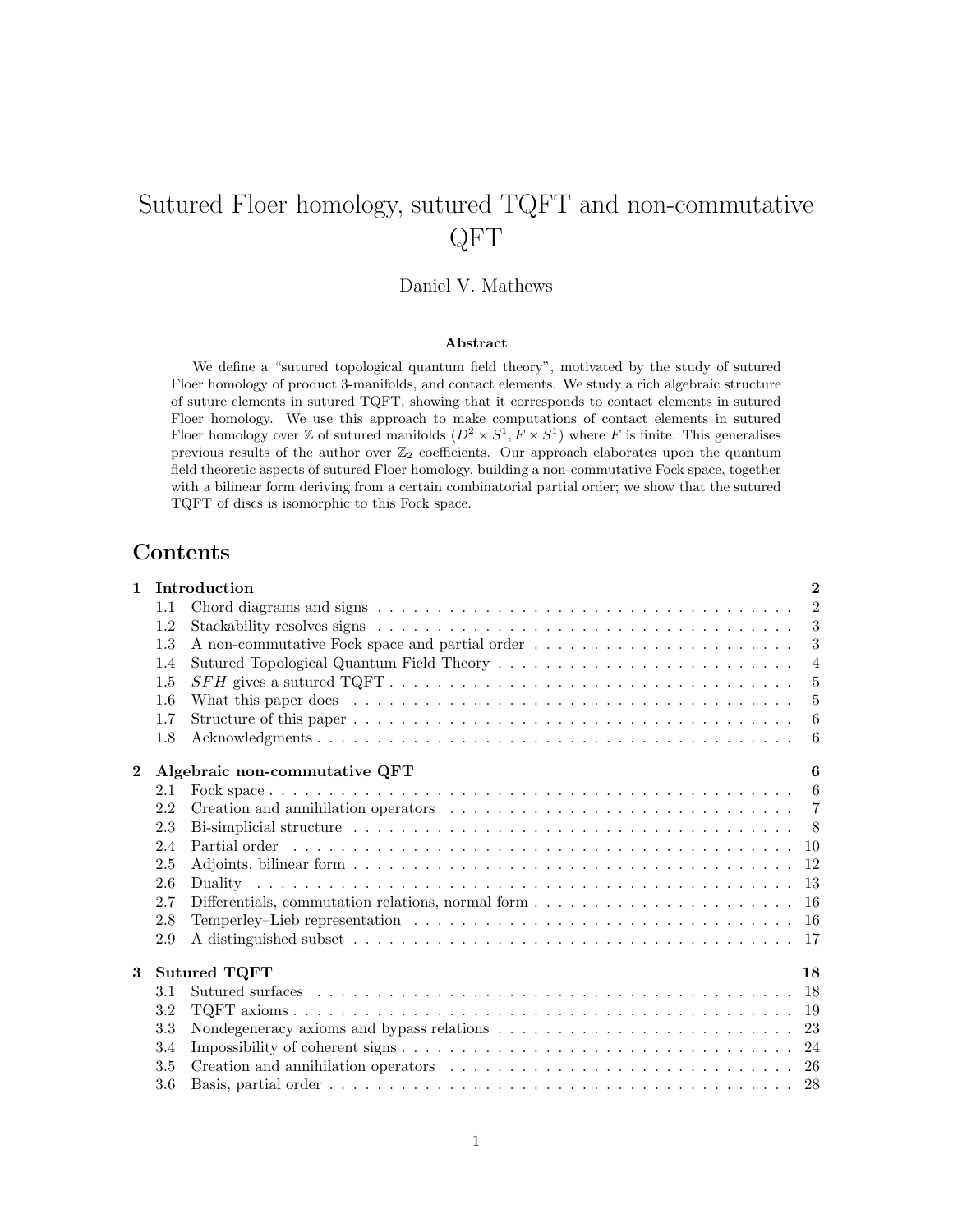# Sutured Floer homology, sutured TQFT and non-commutative QFT

Daniel V. Mathews

### Abstract

We define a "sutured topological quantum field theory", motivated by the study of sutured Floer homology of product 3-manifolds, and contact elements. We study a rich algebraic structure of suture elements in sutured TQFT, showing that it corresponds to contact elements in sutured Floer homology. We use this approach to make computations of contact elements in sutured Floer homology over $\mathbb{Z}$ of sutured manifolds $(D^2 \times S^1, F \times S^1)$ where $F$ is finite. This generalises previous results of the author over $\mathbb{Z}_2$ coefficients. Our approach elaborates upon the quantum field theoretic aspects of sutured Floer homology, building a non-commutative Fock space, together with a bilinear form deriving from a certain combinatorial partial order; we show that the sutured TQFT of discs is isomorphic to this Fock space.

## Contents

- **1 Introduction** — 2
  - 1.1 Chord diagrams and signs — 2
  - 1.2 Stackability resolves signs — 3
  - 1.3 A non-commutative Fock space and partial order — 3
  - 1.4 Sutured Topological Quantum Field Theory — 4
  - 1.5 $SFH$ gives a sutured TQFT — 5
  - 1.6 What this paper does — 5
  - 1.7 Structure of this paper — 6
  - 1.8 Acknowledgments — 6
- **2 Algebraic non-commutative QFT** — 6
  - 2.1 Fock space — 6
  - 2.2 Creation and annihilation operators — 7
  - 2.3 Bi-simplicial structure — 8
  - 2.4 Partial order — 10
  - 2.5 Adjoints, bilinear form — 12
  - 2.6 Duality — 13
  - 2.7 Differentials, commutation relations, normal form — 16
  - 2.8 Temperley–Lieb representation — 16
  - 2.9 A distinguished subset — 17
- **3 Sutured TQFT** — 18
  - 3.1 Sutured surfaces — 18
  - 3.2 TQFT axioms — 19
  - 3.3 Nondegeneracy axioms and bypass relations — 23
  - 3.4 Impossibility of coherent signs — 24
  - 3.5 Creation and annihilation operators — 26
  - 3.6 Basis, partial order — 28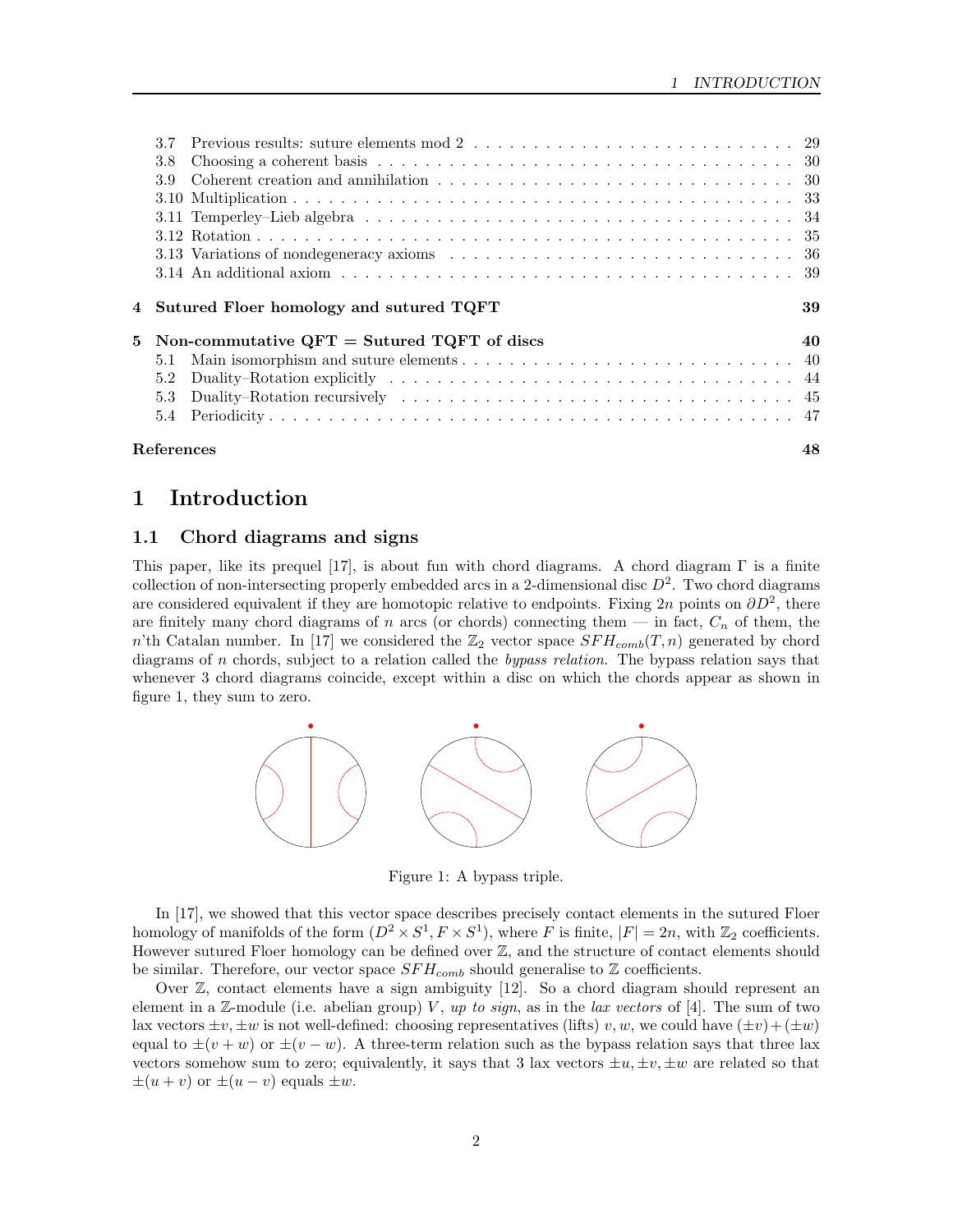3.7 Previous results: suture elements mod 2 . . . 29
3.8 Choosing a coherent basis . . . 30
3.9 Coherent creation and annihilation . . . 30
3.10 Multiplication . . . 33
3.11 Temperley–Lieb algebra . . . 34
3.12 Rotation . . . 35
3.13 Variations of nondegeneracy axioms . . . 36
3.14 An additional axiom . . . 39

**4 Sutured Floer homology and sutured TQFT** **39**

**5 Non-commutative QFT = Sutured TQFT of discs** **40**
5.1 Main isomorphism and suture elements . . . 40
5.2 Duality–Rotation explicitly . . . 44
5.3 Duality–Rotation recursively . . . 45
5.4 Periodicity . . . 47

**References** **48**

# 1 Introduction

## 1.1 Chord diagrams and signs

This paper, like its prequel [17], is about fun with chord diagrams. A chord diagram $\Gamma$ is a finite collection of non-intersecting properly embedded arcs in a 2-dimensional disc $D^2$. Two chord diagrams are considered equivalent if they are homotopic relative to endpoints. Fixing $2n$ points on $\partial D^2$, there are finitely many chord diagrams of $n$ arcs (or chords) connecting them — in fact, $C_n$ of them, the $n$'th Catalan number. In [17] we considered the $\mathbb{Z}_2$ vector space $SFH_{comb}(T, n)$ generated by chord diagrams of $n$ chords, subject to a relation called the *bypass relation.* The bypass relation says that whenever 3 chord diagrams coincide, except within a disc on which the chords appear as shown in figure 1, they sum to zero.

Figure 1: A bypass triple.

In [17], we showed that this vector space describes precisely contact elements in the sutured Floer homology of manifolds of the form $(D^2 \times S^1, F \times S^1)$, where $F$ is finite, $|F| = 2n$, with $\mathbb{Z}_2$ coefficients. However sutured Floer homology can be defined over $\mathbb{Z}$, and the structure of contact elements should be similar. Therefore, our vector space $SFH_{comb}$ should generalise to $\mathbb{Z}$ coefficients.

Over $\mathbb{Z}$, contact elements have a sign ambiguity [12]. So a chord diagram should represent an element in a $\mathbb{Z}$-module (i.e. abelian group) $V$, *up to sign*, as in the *lax vectors* of [4]. The sum of two lax vectors $\pm v, \pm w$ is not well-defined: choosing representatives (lifts) $v, w$, we could have $(\pm v) + (\pm w)$ equal to $\pm(v + w)$ or $\pm(v - w)$. A three-term relation such as the bypass relation says that three lax vectors somehow sum to zero; equivalently, it says that 3 lax vectors $\pm u, \pm v, \pm w$ are related so that $\pm(u + v)$ or $\pm(u - v)$ equals $\pm w$.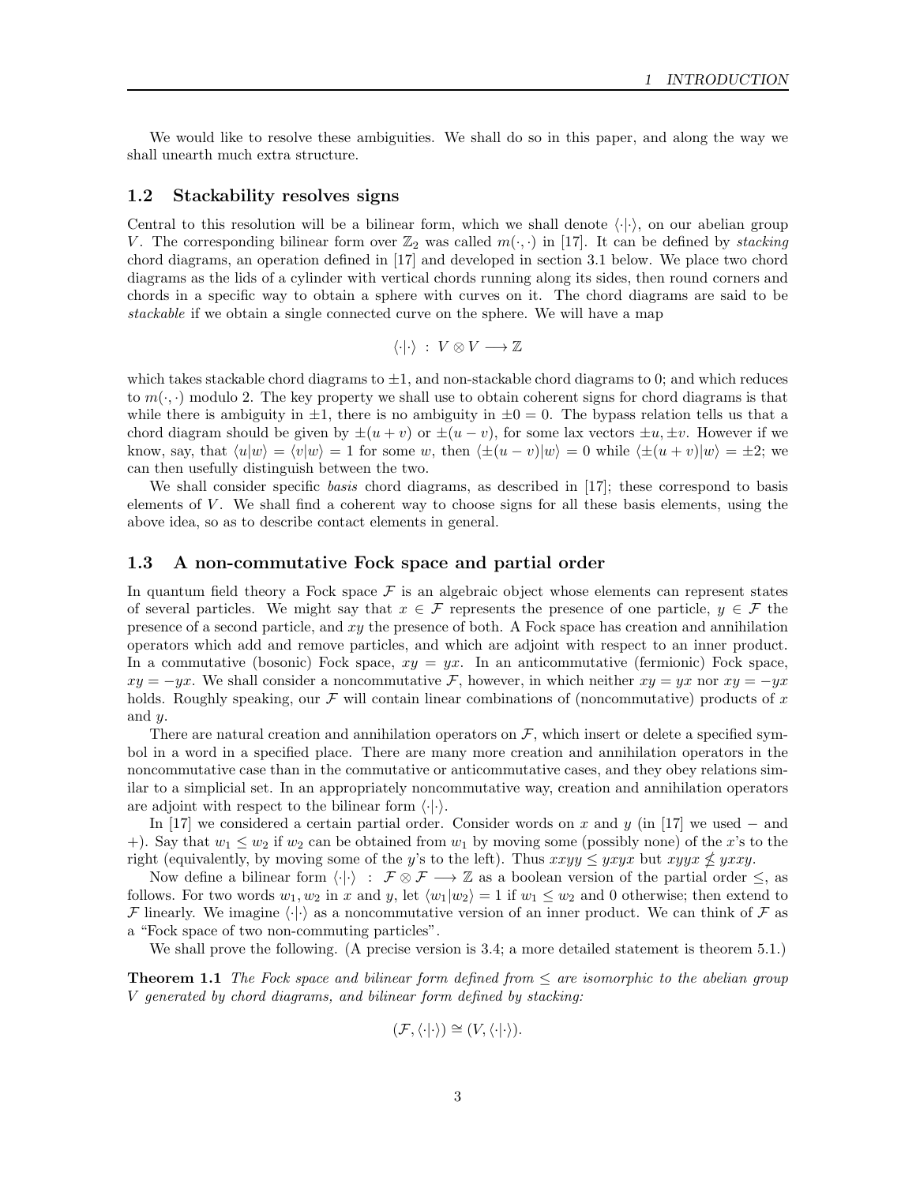We would like to resolve these ambiguities. We shall do so in this paper, and along the way we shall unearth much extra structure.

### 1.2 Stackability resolves signs

Central to this resolution will be a bilinear form, which we shall denote $\langle \cdot | \cdot \rangle$, on our abelian group $V$. The corresponding bilinear form over $\mathbb{Z}_2$ was called $m(\cdot, \cdot)$ in [17]. It can be defined by *stacking* chord diagrams, an operation defined in [17] and developed in section 3.1 below. We place two chord diagrams as the lids of a cylinder with vertical chords running along its sides, then round corners and chords in a specific way to obtain a sphere with curves on it. The chord diagrams are said to be *stackable* if we obtain a single connected curve on the sphere. We will have a map

$$\langle \cdot | \cdot \rangle \ : \ V \otimes V \longrightarrow \mathbb{Z}$$

which takes stackable chord diagrams to $\pm 1$, and non-stackable chord diagrams to 0; and which reduces to $m(\cdot, \cdot)$ modulo 2. The key property we shall use to obtain coherent signs for chord diagrams is that while there is ambiguity in $\pm 1$, there is no ambiguity in $\pm 0 = 0$. The bypass relation tells us that a chord diagram should be given by $\pm(u+v)$ or $\pm(u-v)$, for some lax vectors $\pm u, \pm v$. However if we know, say, that $\langle u|w \rangle = \langle v|w \rangle = 1$ for some $w$, then $\langle \pm(u-v)|w \rangle = 0$ while $\langle \pm(u+v)|w \rangle = \pm 2$; we can then usefully distinguish between the two.

We shall consider specific *basis* chord diagrams, as described in [17]; these correspond to basis elements of $V$. We shall find a coherent way to choose signs for all these basis elements, using the above idea, so as to describe contact elements in general.

### 1.3 A non-commutative Fock space and partial order

In quantum field theory a Fock space $\mathcal{F}$ is an algebraic object whose elements can represent states of several particles. We might say that $x \in \mathcal{F}$ represents the presence of one particle, $y \in \mathcal{F}$ the presence of a second particle, and $xy$ the presence of both. A Fock space has creation and annihilation operators which add and remove particles, and which are adjoint with respect to an inner product. In a commutative (bosonic) Fock space, $xy = yx$. In an anticommutative (fermionic) Fock space, $xy = -yx$. We shall consider a noncommutative $\mathcal{F}$, however, in which neither $xy = yx$ nor $xy = -yx$ holds. Roughly speaking, our $\mathcal{F}$ will contain linear combinations of (noncommutative) products of $x$ and $y$.

There are natural creation and annihilation operators on $\mathcal{F}$, which insert or delete a specified symbol in a word in a specified place. There are many more creation and annihilation operators in the noncommutative case than in the commutative or anticommutative cases, and they obey relations similar to a simplicial set. In an appropriately noncommutative way, creation and annihilation operators are adjoint with respect to the bilinear form $\langle \cdot | \cdot \rangle$.

In [17] we considered a certain partial order. Consider words on $x$ and $y$ (in [17] we used $-$ and $+$). Say that $w_1 \leq w_2$ if $w_2$ can be obtained from $w_1$ by moving some (possibly none) of the $x$'s to the right (equivalently, by moving some of the $y$'s to the left). Thus $xxyy \leq yxyx$ but $xyyx \not\leq yxxy$.

Now define a bilinear form $\langle \cdot | \cdot \rangle \ : \ \mathcal{F} \otimes \mathcal{F} \longrightarrow \mathbb{Z}$ as a boolean version of the partial order $\leq$, as follows. For two words $w_1, w_2$ in $x$ and $y$, let $\langle w_1 | w_2 \rangle = 1$ if $w_1 \leq w_2$ and 0 otherwise; then extend to $\mathcal{F}$ linearly. We imagine $\langle \cdot | \cdot \rangle$ as a noncommutative version of an inner product. We can think of $\mathcal{F}$ as a "Fock space of two non-commuting particles".

We shall prove the following. (A precise version is 3.4; a more detailed statement is theorem 5.1.)

**Theorem 1.1** *The Fock space and bilinear form defined from $\leq$ are isomorphic to the abelian group $V$ generated by chord diagrams, and bilinear form defined by stacking:*

$$(\mathcal{F}, \langle \cdot | \cdot \rangle) \cong (V, \langle \cdot | \cdot \rangle).$$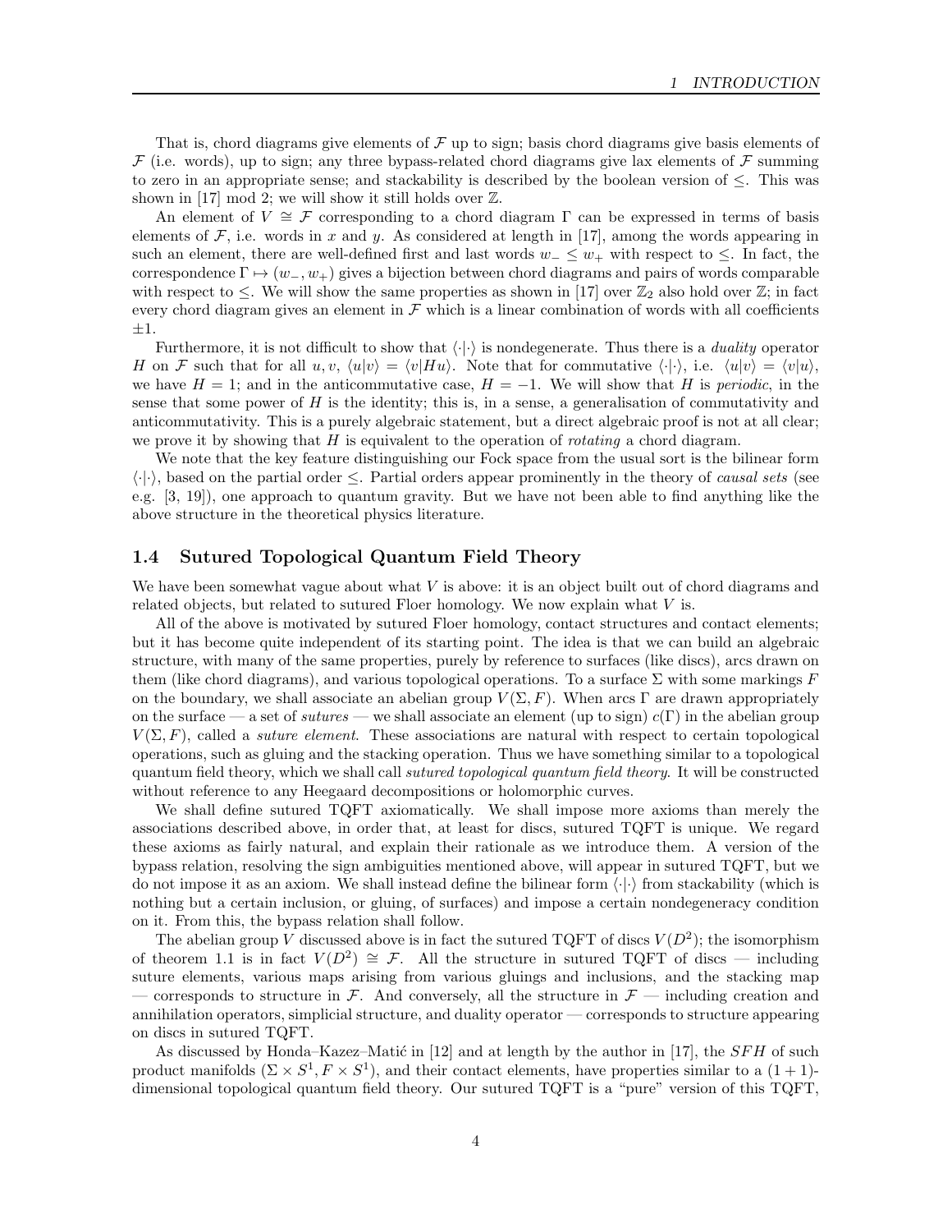That is, chord diagrams give elements of $\mathcal{F}$ up to sign; basis chord diagrams give basis elements of $\mathcal{F}$ (i.e. words), up to sign; any three bypass-related chord diagrams give lax elements of $\mathcal{F}$ summing to zero in an appropriate sense; and stackability is described by the boolean version of $\leq$. This was shown in [17] mod 2; we will show it still holds over $\mathbb{Z}$.

An element of $V \cong \mathcal{F}$ corresponding to a chord diagram $\Gamma$ can be expressed in terms of basis elements of $\mathcal{F}$, i.e. words in $x$ and $y$. As considered at length in [17], among the words appearing in such an element, there are well-defined first and last words $w_- \leq w_+$ with respect to $\leq$. In fact, the correspondence $\Gamma \mapsto (w_-, w_+)$ gives a bijection between chord diagrams and pairs of words comparable with respect to $\leq$. We will show the same properties as shown in [17] over $\mathbb{Z}_2$ also hold over $\mathbb{Z}$; in fact every chord diagram gives an element in $\mathcal{F}$ which is a linear combination of words with all coefficients $\pm 1$.

Furthermore, it is not difficult to show that $\langle \cdot | \cdot \rangle$ is nondegenerate. Thus there is a *duality* operator $H$ on $\mathcal{F}$ such that for all $u, v$, $\langle u | v \rangle = \langle v | Hu \rangle$. Note that for commutative $\langle \cdot | \cdot \rangle$, i.e. $\langle u | v \rangle = \langle v | u \rangle$, we have $H = 1$; and in the anticommutative case, $H = -1$. We will show that $H$ is *periodic*, in the sense that some power of $H$ is the identity; this is, in a sense, a generalisation of commutativity and anticommutativity. This is a purely algebraic statement, but a direct algebraic proof is not at all clear; we prove it by showing that $H$ is equivalent to the operation of *rotating* a chord diagram.

We note that the key feature distinguishing our Fock space from the usual sort is the bilinear form $\langle \cdot | \cdot \rangle$, based on the partial order $\leq$. Partial orders appear prominently in the theory of *causal sets* (see e.g. [3, 19]), one approach to quantum gravity. But we have not been able to find anything like the above structure in the theoretical physics literature.

### 1.4 Sutured Topological Quantum Field Theory

We have been somewhat vague about what $V$ is above: it is an object built out of chord diagrams and related objects, but related to sutured Floer homology. We now explain what $V$ is.

All of the above is motivated by sutured Floer homology, contact structures and contact elements; but it has become quite independent of its starting point. The idea is that we can build an algebraic structure, with many of the same properties, purely by reference to surfaces (like discs), arcs drawn on them (like chord diagrams), and various topological operations. To a surface $\Sigma$ with some markings $F$ on the boundary, we shall associate an abelian group $V(\Sigma, F)$. When arcs $\Gamma$ are drawn appropriately on the surface — a set of *sutures* — we shall associate an element (up to sign) $c(\Gamma)$ in the abelian group $V(\Sigma, F)$, called a *suture element*. These associations are natural with respect to certain topological operations, such as gluing and the stacking operation. Thus we have something similar to a topological quantum field theory, which we shall call *sutured topological quantum field theory*. It will be constructed without reference to any Heegaard decompositions or holomorphic curves.

We shall define sutured TQFT axiomatically. We shall impose more axioms than merely the associations described above, in order that, at least for discs, sutured TQFT is unique. We regard these axioms as fairly natural, and explain their rationale as we introduce them. A version of the bypass relation, resolving the sign ambiguities mentioned above, will appear in sutured TQFT, but we do not impose it as an axiom. We shall instead define the bilinear form $\langle \cdot | \cdot \rangle$ from stackability (which is nothing but a certain inclusion, or gluing, of surfaces) and impose a certain nondegeneracy condition on it. From this, the bypass relation shall follow.

The abelian group $V$ discussed above is in fact the sutured TQFT of discs $V(D^2)$; the isomorphism of theorem 1.1 is in fact $V(D^2) \cong \mathcal{F}$. All the structure in sutured TQFT of discs — including suture elements, various maps arising from various gluings and inclusions, and the stacking map — corresponds to structure in $\mathcal{F}$. And conversely, all the structure in $\mathcal{F}$ — including creation and annihilation operators, simplicial structure, and duality operator — corresponds to structure appearing on discs in sutured TQFT.

As discussed by Honda–Kazez–Matić in [12] and at length by the author in [17], the $SFH$ of such product manifolds $(\Sigma \times S^1, F \times S^1)$, and their contact elements, have properties similar to a $(1+1)$-dimensional topological quantum field theory. Our sutured TQFT is a "pure" version of this TQFT,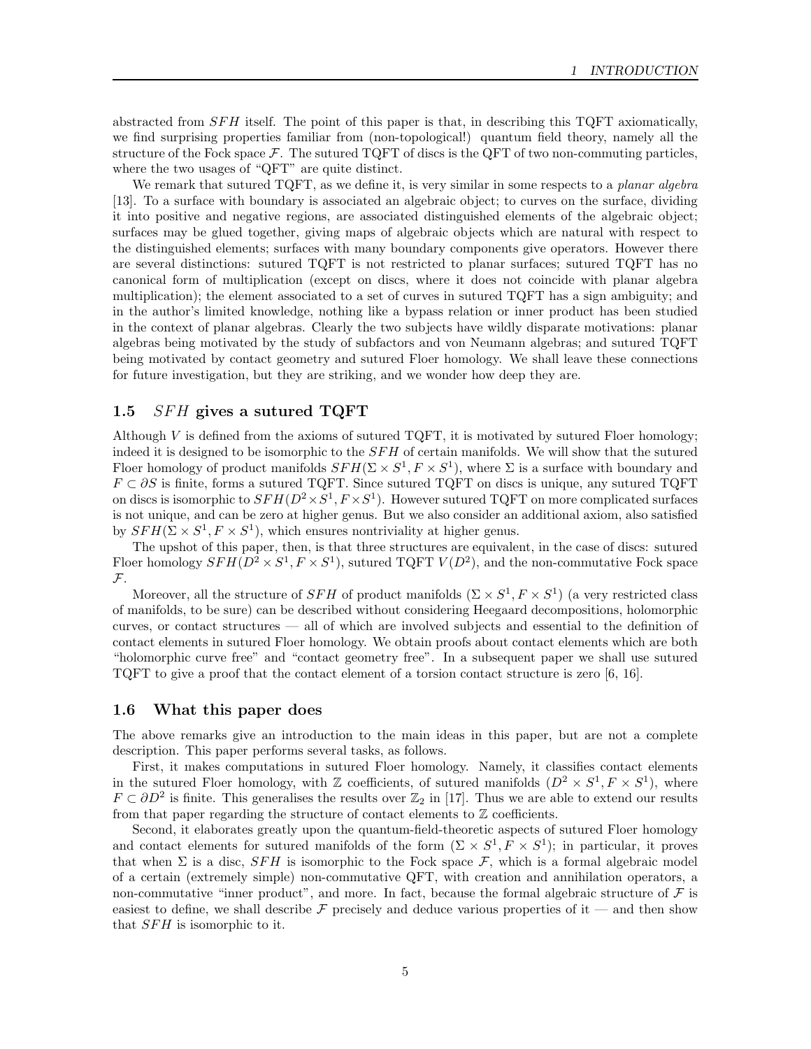abstracted from $SFH$ itself. The point of this paper is that, in describing this TQFT axiomatically, we find surprising properties familiar from (non-topological!) quantum field theory, namely all the structure of the Fock space $\mathcal{F}$. The sutured TQFT of discs is the QFT of two non-commuting particles, where the two usages of "QFT" are quite distinct.

We remark that sutured TQFT, as we define it, is very similar in some respects to a *planar algebra* [13]. To a surface with boundary is associated an algebraic object; to curves on the surface, dividing it into positive and negative regions, are associated distinguished elements of the algebraic object; surfaces may be glued together, giving maps of algebraic objects which are natural with respect to the distinguished elements; surfaces with many boundary components give operators. However there are several distinctions: sutured TQFT is not restricted to planar surfaces; sutured TQFT has no canonical form of multiplication (except on discs, where it does not coincide with planar algebra multiplication); the element associated to a set of curves in sutured TQFT has a sign ambiguity; and in the author's limited knowledge, nothing like a bypass relation or inner product has been studied in the context of planar algebras. Clearly the two subjects have wildly disparate motivations: planar algebras being motivated by the study of subfactors and von Neumann algebras; and sutured TQFT being motivated by contact geometry and sutured Floer homology. We shall leave these connections for future investigation, but they are striking, and we wonder how deep they are.

## 1.5 $SFH$ gives a sutured TQFT

Although $V$ is defined from the axioms of sutured TQFT, it is motivated by sutured Floer homology; indeed it is designed to be isomorphic to the $SFH$ of certain manifolds. We will show that the sutured Floer homology of product manifolds $SFH(\Sigma \times S^1, F \times S^1)$, where $\Sigma$ is a surface with boundary and $F \subset \partial S$ is finite, forms a sutured TQFT. Since sutured TQFT on discs is unique, any sutured TQFT on discs is isomorphic to $SFH(D^2 \times S^1, F \times S^1)$. However sutured TQFT on more complicated surfaces is not unique, and can be zero at higher genus. But we also consider an additional axiom, also satisfied by $SFH(\Sigma \times S^1, F \times S^1)$, which ensures nontriviality at higher genus.

The upshot of this paper, then, is that three structures are equivalent, in the case of discs: sutured Floer homology $SFH(D^2 \times S^1, F \times S^1)$, sutured TQFT $V(D^2)$, and the non-commutative Fock space $\mathcal{F}$.

Moreover, all the structure of $SFH$ of product manifolds $(\Sigma \times S^1, F \times S^1)$ (a very restricted class of manifolds, to be sure) can be described without considering Heegaard decompositions, holomorphic curves, or contact structures — all of which are involved subjects and essential to the definition of contact elements in sutured Floer homology. We obtain proofs about contact elements which are both "holomorphic curve free" and "contact geometry free". In a subsequent paper we shall use sutured TQFT to give a proof that the contact element of a torsion contact structure is zero [6, 16].

## 1.6 What this paper does

The above remarks give an introduction to the main ideas in this paper, but are not a complete description. This paper performs several tasks, as follows.

First, it makes computations in sutured Floer homology. Namely, it classifies contact elements in the sutured Floer homology, with $\mathbb{Z}$ coefficients, of sutured manifolds $(D^2 \times S^1, F \times S^1)$, where $F \subset \partial D^2$ is finite. This generalises the results over $\mathbb{Z}_2$ in [17]. Thus we are able to extend our results from that paper regarding the structure of contact elements to $\mathbb{Z}$ coefficients.

Second, it elaborates greatly upon the quantum-field-theoretic aspects of sutured Floer homology and contact elements for sutured manifolds of the form $(\Sigma \times S^1, F \times S^1)$; in particular, it proves that when $\Sigma$ is a disc, $SFH$ is isomorphic to the Fock space $\mathcal{F}$, which is a formal algebraic model of a certain (extremely simple) non-commutative QFT, with creation and annihilation operators, a non-commutative "inner product", and more. In fact, because the formal algebraic structure of $\mathcal{F}$ is easiest to define, we shall describe $\mathcal{F}$ precisely and deduce various properties of it — and then show that $SFH$ is isomorphic to it.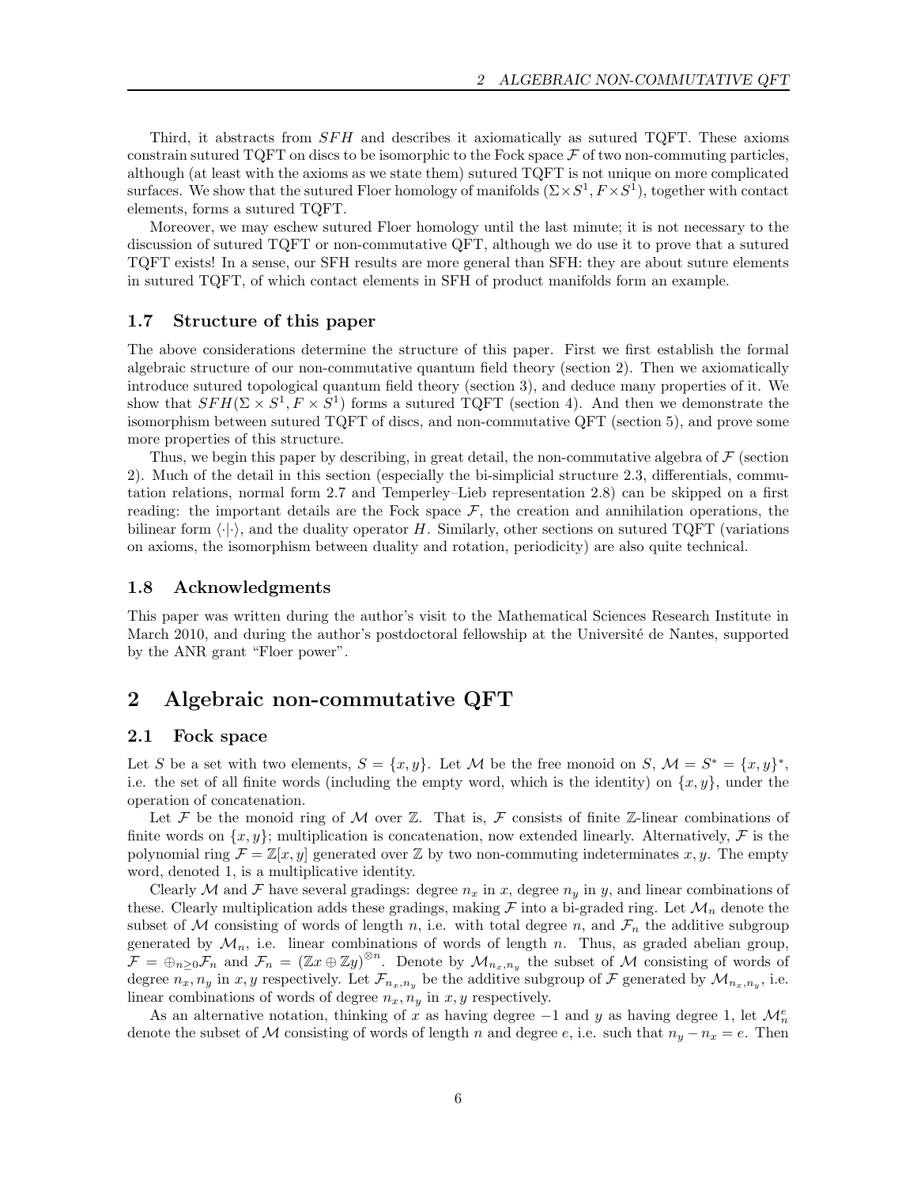Third, it abstracts from $SFH$ and describes it axiomatically as sutured TQFT. These axioms constrain sutured TQFT on discs to be isomorphic to the Fock space $\mathcal{F}$ of two non-commuting particles, although (at least with the axioms as we state them) sutured TQFT is not unique on more complicated surfaces. We show that the sutured Floer homology of manifolds $(\Sigma \times S^1, F \times S^1)$, together with contact elements, forms a sutured TQFT.

Moreover, we may eschew sutured Floer homology until the last minute; it is not necessary to the discussion of sutured TQFT or non-commutative QFT, although we do use it to prove that a sutured TQFT exists! In a sense, our SFH results are more general than SFH: they are about suture elements in sutured TQFT, of which contact elements in SFH of product manifolds form an example.

### 1.7 Structure of this paper

The above considerations determine the structure of this paper. First we first establish the formal algebraic structure of our non-commutative quantum field theory (section 2). Then we axiomatically introduce sutured topological quantum field theory (section 3), and deduce many properties of it. We show that $SFH(\Sigma \times S^1, F \times S^1)$ forms a sutured TQFT (section 4). And then we demonstrate the isomorphism between sutured TQFT of discs, and non-commutative QFT (section 5), and prove some more properties of this structure.

Thus, we begin this paper by describing, in great detail, the non-commutative algebra of $\mathcal{F}$ (section 2). Much of the detail in this section (especially the bi-simplicial structure 2.3, differentials, commutation relations, normal form 2.7 and Temperley–Lieb representation 2.8) can be skipped on a first reading: the important details are the Fock space $\mathcal{F}$, the creation and annihilation operations, the bilinear form $\langle \cdot | \cdot \rangle$, and the duality operator $H$. Similarly, other sections on sutured TQFT (variations on axioms, the isomorphism between duality and rotation, periodicity) are also quite technical.

### 1.8 Acknowledgments

This paper was written during the author's visit to the Mathematical Sciences Research Institute in March 2010, and during the author's postdoctoral fellowship at the Université de Nantes, supported by the ANR grant "Floer power".

## 2 Algebraic non-commutative QFT

### 2.1 Fock space

Let $S$ be a set with two elements, $S = \{x, y\}$. Let $\mathcal{M}$ be the free monoid on $S$, $\mathcal{M} = S^* = \{x, y\}^*$, i.e. the set of all finite words (including the empty word, which is the identity) on $\{x, y\}$, under the operation of concatenation.

Let $\mathcal{F}$ be the monoid ring of $\mathcal{M}$ over $\mathbb{Z}$. That is, $\mathcal{F}$ consists of finite $\mathbb{Z}$-linear combinations of finite words on $\{x, y\}$; multiplication is concatenation, now extended linearly. Alternatively, $\mathcal{F}$ is the polynomial ring $\mathcal{F} = \mathbb{Z}[x, y]$ generated over $\mathbb{Z}$ by two non-commuting indeterminates $x, y$. The empty word, denoted 1, is a multiplicative identity.

Clearly $\mathcal{M}$ and $\mathcal{F}$ have several gradings: degree $n_x$ in $x$, degree $n_y$ in $y$, and linear combinations of these. Clearly multiplication adds these gradings, making $\mathcal{F}$ into a bi-graded ring. Let $\mathcal{M}_n$ denote the subset of $\mathcal{M}$ consisting of words of length $n$, i.e. with total degree $n$, and $\mathcal{F}_n$ the additive subgroup generated by $\mathcal{M}_n$, i.e. linear combinations of words of length $n$. Thus, as graded abelian group, $\mathcal{F} = \oplus_{n \geq 0} \mathcal{F}_n$ and $\mathcal{F}_n = (\mathbb{Z}x \oplus \mathbb{Z}y)^{\otimes n}$. Denote by $\mathcal{M}_{n_x, n_y}$ the subset of $\mathcal{M}$ consisting of words of degree $n_x, n_y$ in $x, y$ respectively. Let $\mathcal{F}_{n_x, n_y}$ be the additive subgroup of $\mathcal{F}$ generated by $\mathcal{M}_{n_x, n_y}$, i.e. linear combinations of words of degree $n_x, n_y$ in $x, y$ respectively.

As an alternative notation, thinking of $x$ as having degree $-1$ and $y$ as having degree 1, let $\mathcal{M}_n^e$ denote the subset of $\mathcal{M}$ consisting of words of length $n$ and degree $e$, i.e. such that $n_y - n_x = e$. Then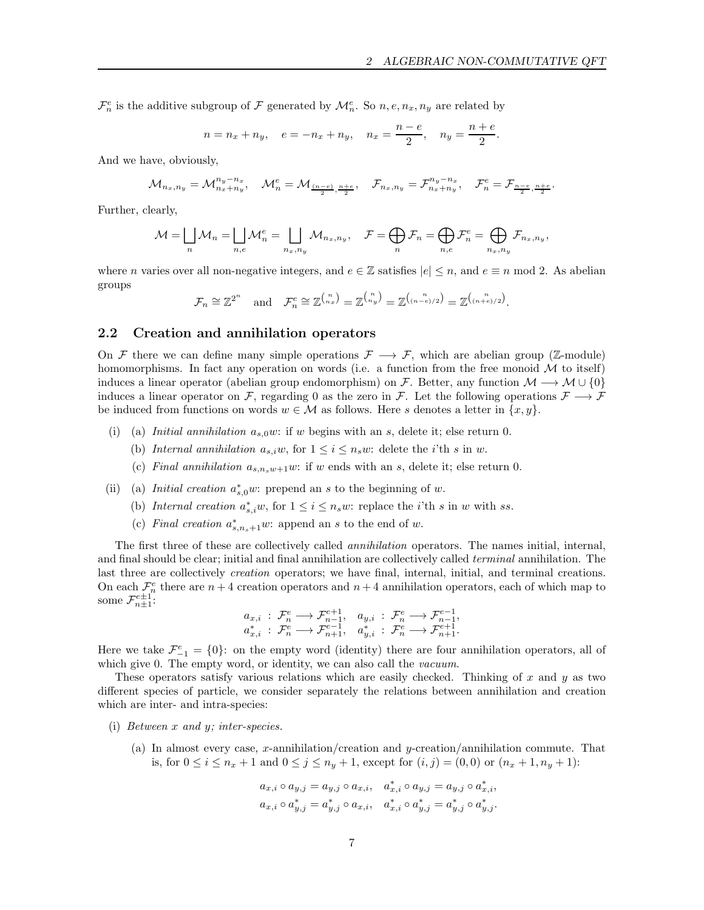$\mathcal{F}_n^e$ is the additive subgroup of $\mathcal{F}$ generated by $\mathcal{M}_n^e$. So $n, e, n_x, n_y$ are related by

$$n = n_x + n_y, \quad e = -n_x + n_y, \quad n_x = \frac{n-e}{2}, \quad n_y = \frac{n+e}{2}.$$

And we have, obviously,

$$\mathcal{M}_{n_x,n_y} = \mathcal{M}_{n_x+n_y}^{n_y-n_x}, \quad \mathcal{M}_n^e = \mathcal{M}_{\frac{(n-e)}{2},\frac{n+e}{2}}, \quad \mathcal{F}_{n_x,n_y} = \mathcal{F}_{n_x+n_y}^{n_y-n_x}, \quad \mathcal{F}_n^e = \mathcal{F}_{\frac{n-e}{2},\frac{n+e}{2}}.$$

Further, clearly,

$$\mathcal{M} = \bigsqcup_n \mathcal{M}_n = \bigsqcup_{n,e} \mathcal{M}_n^e = \bigsqcup_{n_x,n_y} \mathcal{M}_{n_x,n_y}, \quad \mathcal{F} = \bigoplus_n \mathcal{F}_n = \bigoplus_{n,e} \mathcal{F}_n^e = \bigoplus_{n_x,n_y} \mathcal{F}_{n_x,n_y},$$

where $n$ varies over all non-negative integers, and $e \in \mathbb{Z}$ satisfies $|e| \leq n$, and $e \equiv n \mod 2$. As abelian groups

$$\mathcal{F}_n \cong \mathbb{Z}^{2^n} \quad \text{and} \quad \mathcal{F}_n^e \cong \mathbb{Z}^{\binom{n}{n_x}} = \mathbb{Z}^{\binom{n}{n_y}} = \mathbb{Z}^{\binom{n}{(n-e)/2}} = \mathbb{Z}^{\binom{n}{(n+e)/2}}.$$

## 2.2 Creation and annihilation operators

On $\mathcal{F}$ there we can define many simple operations $\mathcal{F} \longrightarrow \mathcal{F}$, which are abelian group ($\mathbb{Z}$-module) homomorphisms. In fact any operation on words (i.e. a function from the free monoid $\mathcal{M}$ to itself) induces a linear operator (abelian group endomorphism) on $\mathcal{F}$. Better, any function $\mathcal{M} \longrightarrow \mathcal{M} \cup \{0\}$ induces a linear operator on $\mathcal{F}$, regarding 0 as the zero in $\mathcal{F}$. Let the following operations $\mathcal{F} \longrightarrow \mathcal{F}$ be induced from functions on words $w \in \mathcal{M}$ as follows. Here $s$ denotes a letter in $\{x, y\}$.

- (i)
  - (a) *Initial annihilation* $a_{s,0}w$: if $w$ begins with an $s$, delete it; else return 0.
  - (b) *Internal annihilation* $a_{s,i}w$, for $1 \leq i \leq n_s w$: delete the $i$'th $s$ in $w$.
  - (c) *Final annihilation* $a_{s,n_s w+1}w$: if $w$ ends with an $s$, delete it; else return 0.
- (ii)
  - (a) *Initial creation* $a^*_{s,0}w$: prepend an $s$ to the beginning of $w$.
  - (b) *Internal creation* $a^*_{s,i}w$, for $1 \leq i \leq n_s w$: replace the $i$'th $s$ in $w$ with $ss$.
  - (c) *Final creation* $a^*_{s,n_s+1}w$: append an $s$ to the end of $w$.

The first three of these are collectively called *annihilation* operators. The names initial, internal, and final should be clear; initial and final annihilation are collectively called *terminal* annihilation. The last three are collectively *creation* operators; we have final, internal, initial, and terminal creations. On each $\mathcal{F}_n^e$ there are $n+4$ creation operators and $n+4$ annihilation operators, each of which map to some $\mathcal{F}_{n\pm 1}^{e\pm 1}$:

$$\begin{array}{ll} a_{x,i} : \mathcal{F}_n^e \longrightarrow \mathcal{F}_{n-1}^{e+1}, & a_{y,i} : \mathcal{F}_n^e \longrightarrow \mathcal{F}_{n-1}^{e-1}, \\ a^*_{x,i} : \mathcal{F}_n^e \longrightarrow \mathcal{F}_{n+1}^{e-1}, & a^*_{y,i} : \mathcal{F}_n^e \longrightarrow \mathcal{F}_{n+1}^{e+1}. \end{array}$$

Here we take $\mathcal{F}_{-1}^e = \{0\}$: on the empty word (identity) there are four annihilation operators, all of which give 0. The empty word, or identity, we can also call the *vacuum*.

These operators satisfy various relations which are easily checked. Thinking of $x$ and $y$ as two different species of particle, we consider separately the relations between annihilation and creation which are inter- and intra-species:

- (i) *Between $x$ and $y$; inter-species.*
  - (a) In almost every case, $x$-annihilation/creation and $y$-creation/annihilation commute. That is, for $0 \leq i \leq n_x + 1$ and $0 \leq j \leq n_y + 1$, except for $(i, j) = (0, 0)$ or $(n_x + 1, n_y + 1)$:

$$\begin{array}{ll} a_{x,i} \circ a_{y,j} = a_{y,j} \circ a_{x,i}, & a^*_{x,i} \circ a_{y,j} = a_{y,j} \circ a^*_{x,i}, \\ a_{x,i} \circ a^*_{y,j} = a^*_{y,j} \circ a_{x,i}, & a^*_{x,i} \circ a^*_{y,j} = a^*_{y,j} \circ a^*_{y,j}. \end{array}$$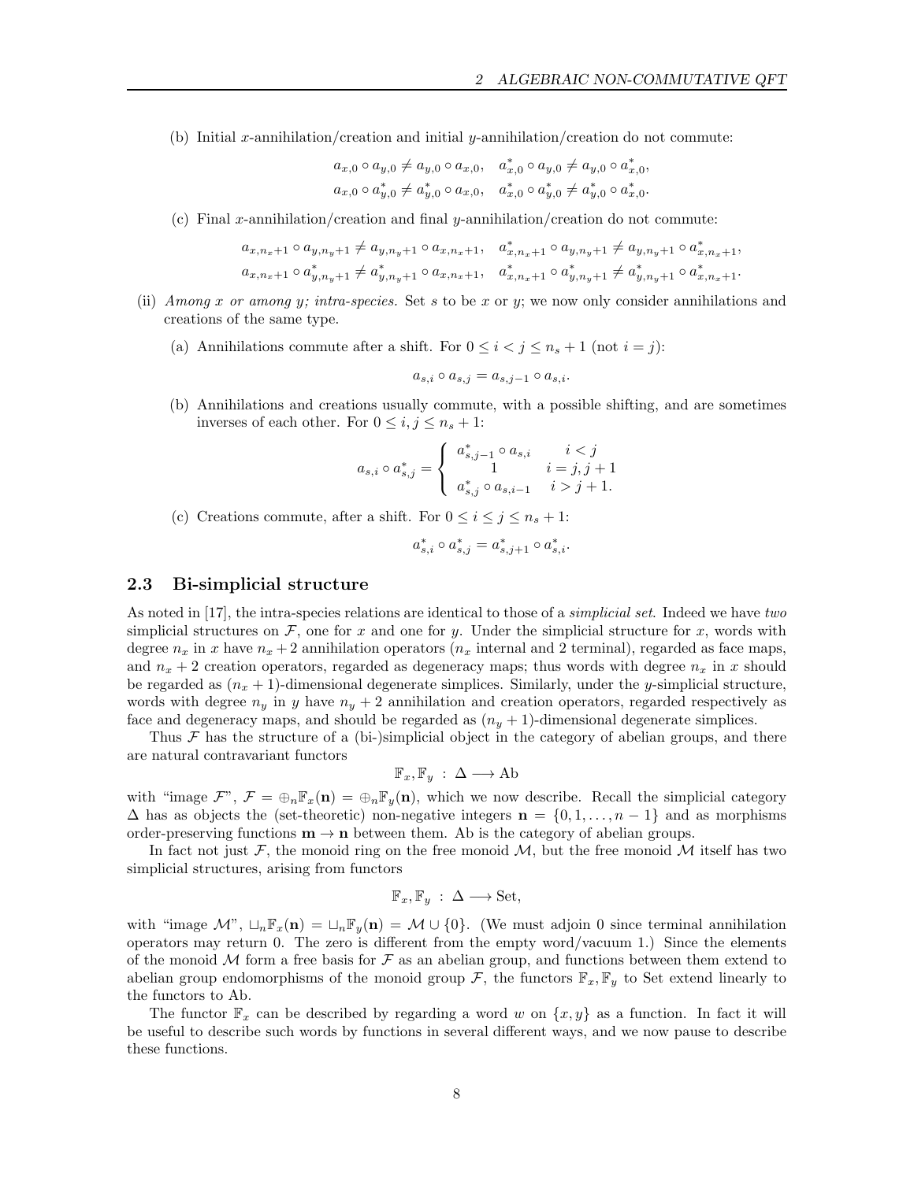(b) Initial $x$-annihilation/creation and initial $y$-annihilation/creation do not commute:

$$a_{x,0} \circ a_{y,0} \neq a_{y,0} \circ a_{x,0}, \quad a^*_{x,0} \circ a_{y,0} \neq a_{y,0} \circ a^*_{x,0},$$
$$a_{x,0} \circ a^*_{y,0} \neq a^*_{y,0} \circ a_{x,0}, \quad a^*_{x,0} \circ a^*_{y,0} \neq a^*_{y,0} \circ a^*_{x,0}.$$

(c) Final $x$-annihilation/creation and final $y$-annihilation/creation do not commute:

$$a_{x,n_x+1} \circ a_{y,n_y+1} \neq a_{y,n_y+1} \circ a_{x,n_x+1}, \quad a^*_{x,n_x+1} \circ a_{y,n_y+1} \neq a_{y,n_y+1} \circ a^*_{x,n_x+1},$$
$$a_{x,n_x+1} \circ a^*_{y,n_y+1} \neq a^*_{y,n_y+1} \circ a_{x,n_x+1}, \quad a^*_{x,n_x+1} \circ a^*_{y,n_y+1} \neq a^*_{y,n_y+1} \circ a^*_{x,n_x+1}.$$

(ii) *Among $x$ or among $y$; intra-species.* Set $s$ to be $x$ or $y$; we now only consider annihilations and creations of the same type.

(a) Annihilations commute after a shift. For $0 \leq i < j \leq n_s + 1$ (not $i = j$):

$$a_{s,i} \circ a_{s,j} = a_{s,j-1} \circ a_{s,i}.$$

(b) Annihilations and creations usually commute, with a possible shifting, and are sometimes inverses of each other. For $0 \leq i, j \leq n_s + 1$:

$$a_{s,i} \circ a^*_{s,j} = \begin{cases} a^*_{s,j-1} \circ a_{s,i} & i < j \\ 1 & i = j, j+1 \\ a^*_{s,j} \circ a_{s,i-1} & i > j+1. \end{cases}$$

(c) Creations commute, after a shift. For $0 \leq i \leq j \leq n_s + 1$:

$$a^*_{s,i} \circ a^*_{s,j} = a^*_{s,j+1} \circ a^*_{s,i}.$$

### 2.3 Bi-simplicial structure

As noted in [17], the intra-species relations are identical to those of a *simplicial set*. Indeed we have *two* simplicial structures on $\mathcal{F}$, one for $x$ and one for $y$. Under the simplicial structure for $x$, words with degree $n_x$ in $x$ have $n_x + 2$ annihilation operators ($n_x$ internal and 2 terminal), regarded as face maps, and $n_x + 2$ creation operators, regarded as degeneracy maps; thus words with degree $n_x$ in $x$ should be regarded as $(n_x + 1)$-dimensional degenerate simplices. Similarly, under the $y$-simplicial structure, words with degree $n_y$ in $y$ have $n_y + 2$ annihilation and creation operators, regarded respectively as face and degeneracy maps, and should be regarded as $(n_y + 1)$-dimensional degenerate simplices.

Thus $\mathcal{F}$ has the structure of a (bi-)simplicial object in the category of abelian groups, and there are natural contravariant functors

$$\mathbb{F}_x, \mathbb{F}_y \ : \ \Delta \longrightarrow \text{Ab}$$

with "image $\mathcal{F}$", $\mathcal{F} = \oplus_n \mathbb{F}_x(\mathbf{n}) = \oplus_n \mathbb{F}_y(\mathbf{n})$, which we now describe. Recall the simplicial category $\Delta$ has as objects the (set-theoretic) non-negative integers $\mathbf{n} = \{0, 1, \ldots, n-1\}$ and as morphisms order-preserving functions $\mathbf{m} \to \mathbf{n}$ between them. Ab is the category of abelian groups.

In fact not just $\mathcal{F}$, the monoid ring on the free monoid $\mathcal{M}$, but the free monoid $\mathcal{M}$ itself has two simplicial structures, arising from functors

$$\mathbb{F}_x, \mathbb{F}_y \ : \ \Delta \longrightarrow \text{Set},$$

with "image $\mathcal{M}$", $\sqcup_n \mathbb{F}_x(\mathbf{n}) = \sqcup_n \mathbb{F}_y(\mathbf{n}) = \mathcal{M} \cup \{0\}$. (We must adjoin 0 since terminal annihilation operators may return 0. The zero is different from the empty word/vacuum 1.) Since the elements of the monoid $\mathcal{M}$ form a free basis for $\mathcal{F}$ as an abelian group, and functions between them extend to abelian group endomorphisms of the monoid group $\mathcal{F}$, the functors $\mathbb{F}_x, \mathbb{F}_y$ to Set extend linearly to the functors to Ab.

The functor $\mathbb{F}_x$ can be described by regarding a word $w$ on $\{x, y\}$ as a function. In fact it will be useful to describe such words by functions in several different ways, and we now pause to describe these functions.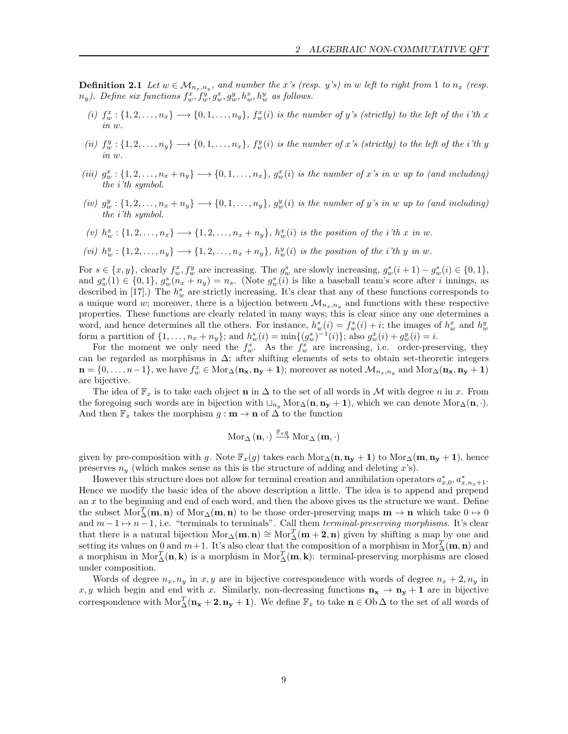**Definition 2.1** *Let $w \in \mathcal{M}_{n_x,n_y}$, and number the x's (resp. y's) in w left to right from 1 to $n_x$ (resp. $n_y$). Define six functions $f^x_w, f^y_w, g^x_w, g^y_w, h^x_w, h^y_w$ as follows.*

*(i) $f^x_w : \{1, 2, \ldots, n_x\} \longrightarrow \{0, 1, \ldots, n_y\}$, $f^x_w(i)$ is the number of y's (strictly) to the left of the i'th x in w.*

*(ii) $f^y_w : \{1, 2, \ldots, n_y\} \longrightarrow \{0, 1, \ldots, n_x\}$, $f^y_w(i)$ is the number of x's (strictly) to the left of the i'th y in w.*

*(iii) $g^x_w : \{1, 2, \ldots, n_x + n_y\} \longrightarrow \{0, 1, \ldots, n_x\}$, $g^x_w(i)$ is the number of x's in w up to (and including) the i'th symbol.*

*(iv) $g^y_w : \{1, 2, \ldots, n_x + n_y\} \longrightarrow \{0, 1, \ldots, n_y\}$, $g^y_w(i)$ is the number of y's in w up to (and including) the i'th symbol.*

*(v) $h^x_w : \{1, 2, \ldots, n_x\} \longrightarrow \{1, 2, \ldots, n_x + n_y\}$, $h^x_w(i)$ is the position of the i'th x in w.*

*(vi) $h^y_w : \{1, 2, \ldots, n_y\} \longrightarrow \{1, 2, \ldots, n_x + n_y\}$, $h^y_w(i)$ is the position of the i'th y in w.*

For $s \in \{x, y\}$, clearly $f^x_w, f^y_w$ are increasing. The $g^s_w$ are slowly increasing, $g^s_w(i+1) - g^s_w(i) \in \{0, 1\}$, and $g^s_w(1) \in \{0, 1\}$, $g^s_w(n_x + n_y) = n_s$. (Note $g^s_w(i)$ is like a baseball team's score after $i$ innings, as described in [17].) The $h^s_w$ are strictly increasing. It's clear that any of these functions corresponds to a unique word $w$; moreover, there is a bijection between $\mathcal{M}_{n_x,n_y}$ and functions with these respective properties. These functions are clearly related in many ways; this is clear since any one determines a word, and hence determines all the others. For instance, $h^s_w(i) = f^s_w(i) + i$; the images of $h^x_w$ and $h^y_w$ form a partition of $\{1, \ldots, n_x + n_y\}$; and $h^s_w(i) = \min\{(g^s_w)^{-1}(i)\}$; also $g^x_w(i) + g^y_w(i) = i$.

For the moment we only need the $f^s_w$. As the $f^s_w$ are increasing, i.e. order-preserving, they can be regarded as morphisms in $\Delta$; after shifting elements of sets to obtain set-theoretic integers $\mathbf{n} = \{0, \ldots, n-1\}$, we have $f^x_w \in \mathrm{Mor}_\Delta(\mathbf{n_x}, \mathbf{n_y} + \mathbf{1})$; moreover as noted $\mathcal{M}_{n_x,n_y}$ and $\mathrm{Mor}_\Delta(\mathbf{n_x}, \mathbf{n_y} + \mathbf{1})$ are bijective.

The idea of $\mathbb{F}_x$ is to take each object $\mathbf{n}$ in $\Delta$ to the set of all words in $\mathcal{M}$ with degree $n$ in $x$. From the foregoing such words are in bijection with $\sqcup_{n_y} \mathrm{Mor}_\Delta(\mathbf{n}, \mathbf{n_y} + \mathbf{1})$, which we can denote $\mathrm{Mor}_\Delta(\mathbf{n}, \cdot)$. And then $\mathbb{F}_x$ takes the morphism $g : \mathbf{m} \to \mathbf{n}$ of $\Delta$ to the function

$$\mathrm{Mor}_\Delta(\mathbf{n}, \cdot) \xrightarrow{\mathbb{F}_x g} \mathrm{Mor}_\Delta(\mathbf{m}, \cdot)$$

given by pre-composition with $g$. Note $\mathbb{F}_x(g)$ takes each $\mathrm{Mor}_\Delta(\mathbf{n}, \mathbf{n_y} + \mathbf{1})$ to $\mathrm{Mor}_\Delta(\mathbf{m}, \mathbf{n_y} + \mathbf{1})$, hence preserves $n_y$ (which makes sense as this is the structure of adding and deleting $x$'s).

However this structure does not allow for terminal creation and annihilation operators $a^*_{x,0}, a^*_{x,n_x+1}$. Hence we modify the basic idea of the above description a little. The idea is to append and prepend an $x$ to the beginning and end of each word, and then the above gives us the structure we want. Define the subset $\mathrm{Mor}^T_\Delta(\mathbf{m}, \mathbf{n})$ of $\mathrm{Mor}_\Delta(\mathbf{m}, \mathbf{n})$ to be those order-preserving maps $\mathbf{m} \to \mathbf{n}$ which take $0 \mapsto 0$ and $m - 1 \mapsto n - 1$, i.e. "terminals to terminals". Call them *terminal-preserving morphisms*. It's clear that there is a natural bijection $\mathrm{Mor}_\Delta(\mathbf{m}, \mathbf{n}) \cong \mathrm{Mor}^T_\Delta(\mathbf{m} + \mathbf{2}, \mathbf{n})$ given by shifting a map by one and setting its values on 0 and $m+1$. It's also clear that the composition of a morphism in $\mathrm{Mor}^T_\Delta(\mathbf{m}, \mathbf{n})$ and a morphism in $\mathrm{Mor}^T_\Delta(\mathbf{n}, \mathbf{k})$ is a morphism in $\mathrm{Mor}^T_\Delta(\mathbf{m}, \mathbf{k})$: terminal-preserving morphisms are closed under composition.

Words of degree $n_x, n_y$ in $x, y$ are in bijective correspondence with words of degree $n_x + 2, n_y$ in $x, y$ which begin and end with $x$. Similarly, non-decreasing functions $\mathbf{n_x} \to \mathbf{n_y} + \mathbf{1}$ are in bijective correspondence with $\mathrm{Mor}^T_\Delta(\mathbf{n_x} + \mathbf{2}, \mathbf{n_y} + \mathbf{1})$. We define $\mathbb{F}_x$ to take $\mathbf{n} \in \mathrm{Ob}\,\Delta$ to the set of all words of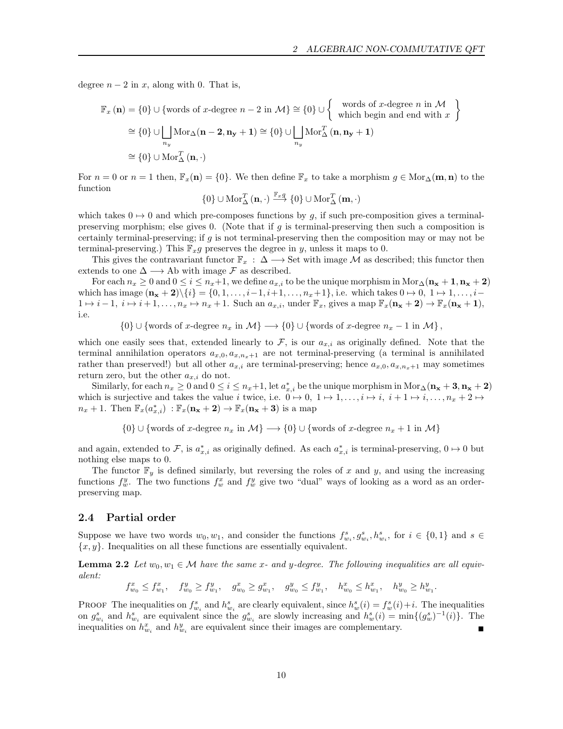degree $n-2$ in $x$, along with 0. That is,

$$\begin{aligned}\mathbb{F}_x(\mathbf{n}) &= \{0\} \cup \{\text{words of } x\text{-degree } n-2 \text{ in } \mathcal{M}\} \cong \{0\} \cup \left\{ \begin{array}{c} \text{words of } x\text{-degree } n \text{ in } \mathcal{M} \\ \text{which begin and end with } x \end{array} \right\} \\ &\cong \{0\} \cup \bigsqcup_{n_y} \mathrm{Mor}_\Delta(\mathbf{n-2}, \mathbf{n_y+1}) \cong \{0\} \cup \bigsqcup_{n_y} \mathrm{Mor}_\Delta^T(\mathbf{n}, \mathbf{n_y+1}) \\ &\cong \{0\} \cup \mathrm{Mor}_\Delta^T(\mathbf{n}, \cdot)\end{aligned}$$

For $n = 0$ or $n = 1$ then, $\mathbb{F}_x(\mathbf{n}) = \{0\}$. We then define $\mathbb{F}_x$ to take a morphism $g \in \mathrm{Mor}_\Delta(\mathbf{m}, \mathbf{n})$ to the function

$$\{0\} \cup \mathrm{Mor}_\Delta^T(\mathbf{n}, \cdot) \stackrel{\mathbb{F}_x g}{\longrightarrow} \{0\} \cup \mathrm{Mor}_\Delta^T(\mathbf{m}, \cdot)$$

which takes $0 \mapsto 0$ and which pre-composes functions by $g$, if such pre-composition gives a terminal-preserving morphism; else gives 0. (Note that if $g$ is terminal-preserving then such a composition is certainly terminal-preserving; if $g$ is not terminal-preserving then the composition may or may not be terminal-preserving.) This $\mathbb{F}_x g$ preserves the degree in $y$, unless it maps to 0.

This gives the contravariant functor $\mathbb{F}_x : \Delta \longrightarrow \mathrm{Set}$ with image $\mathcal{M}$ as described; this functor then extends to one $\Delta \longrightarrow \mathrm{Ab}$ with image $\mathcal{F}$ as described.

For each $n_x \geq 0$ and $0 \leq i \leq n_x+1$, we define $a_{x,i}$ to be the unique morphism in $\mathrm{Mor}_\Delta(\mathbf{n_x+1}, \mathbf{n_x+2})$ which has image $(\mathbf{n_x+2})\backslash\{i\} = \{0, 1, \ldots, i-1, i+1, \ldots, n_x+1\}$, i.e. which takes $0 \mapsto 0,\ 1 \mapsto 1, \ldots, i-1 \mapsto i-1,\ i \mapsto i+1, \ldots, n_x \mapsto n_x+1$. Such an $a_{x,i}$, under $\mathbb{F}_x$, gives a map $\mathbb{F}_x(\mathbf{n_x+2}) \to \mathbb{F}_x(\mathbf{n_x+1})$, i.e.

$$\{0\} \cup \{\text{words of } x\text{-degree } n_x \text{ in } \mathcal{M}\} \longrightarrow \{0\} \cup \{\text{words of } x\text{-degree } n_x - 1 \text{ in } \mathcal{M}\},$$

which one easily sees that, extended linearly to $\mathcal{F}$, is our $a_{x,i}$ as originally defined. Note that the terminal annihilation operators $a_{x,0}, a_{x,n_x+1}$ are not terminal-preserving (a terminal is annihilated rather than preserved!) but all other $a_{x,i}$ are terminal-preserving; hence $a_{x,0}, a_{x,n_x+1}$ may sometimes return zero, but the other $a_{x,i}$ do not.

Similarly, for each $n_x \geq 0$ and $0 \leq i \leq n_x+1$, let $a_{x,i}^*$ be the unique morphism in $\mathrm{Mor}_\Delta(\mathbf{n_x+3}, \mathbf{n_x+2})$ which is surjective and takes the value $i$ twice, i.e. $0 \mapsto 0,\ 1 \mapsto 1, \ldots, i \mapsto i,\ i+1 \mapsto i, \ldots, n_x+2 \mapsto n_x+1$. Then $\mathbb{F}_x(a_{x,i}^*) : \mathbb{F}_x(\mathbf{n_x+2}) \to \mathbb{F}_x(\mathbf{n_x+3})$ is a map

$$\{0\} \cup \{\text{words of } x\text{-degree } n_x \text{ in } \mathcal{M}\} \longrightarrow \{0\} \cup \{\text{words of } x\text{-degree } n_x + 1 \text{ in } \mathcal{M}\}$$

and again, extended to $\mathcal{F}$, is $a_{x,i}^*$ as originally defined. As each $a_{x,i}^*$ is terminal-preserving, $0 \mapsto 0$ but nothing else maps to 0.

The functor $\mathbb{F}_y$ is defined similarly, but reversing the roles of $x$ and $y$, and using the increasing functions $f_w^y$. The two functions $f_w^x$ and $f_w^y$ give two "dual" ways of looking as a word as an order-preserving map.

## 2.4 Partial order

Suppose we have two words $w_0, w_1$, and consider the functions $f_{w_i}^s, g_{w_i}^s, h_{w_i}^s$, for $i \in \{0, 1\}$ and $s \in \{x, y\}$. Inequalities on all these functions are essentially equivalent.

**Lemma 2.2** *Let $w_0, w_1 \in \mathcal{M}$ have the same $x$- and $y$-degree. The following inequalities are all equivalent:*

$$f_{w_0}^x \leq f_{w_1}^x, \quad f_{w_0}^y \geq f_{w_1}^y, \quad g_{w_0}^x \geq g_{w_1}^x, \quad g_{w_0}^y \leq f_{w_1}^y, \quad h_{w_0}^x \leq h_{w_1}^x, \quad h_{w_0}^y \geq h_{w_1}^y.$$

Proof The inequalities on $f_{w_i}^s$ and $h_{w_i}^s$ are clearly equivalent, since $h_w^s(i) = f_w^s(i) + i$. The inequalities on $g_{w_i}^s$ and $h_{w_i}^s$ are equivalent since the $g_{w_i}^s$ are slowly increasing and $h_w^s(i) = \min\{(g_w^s)^{-1}(i)\}$. The inequalities on $h_{w_i}^x$ and $h_{w_i}^y$ are equivalent since their images are complementary. ∎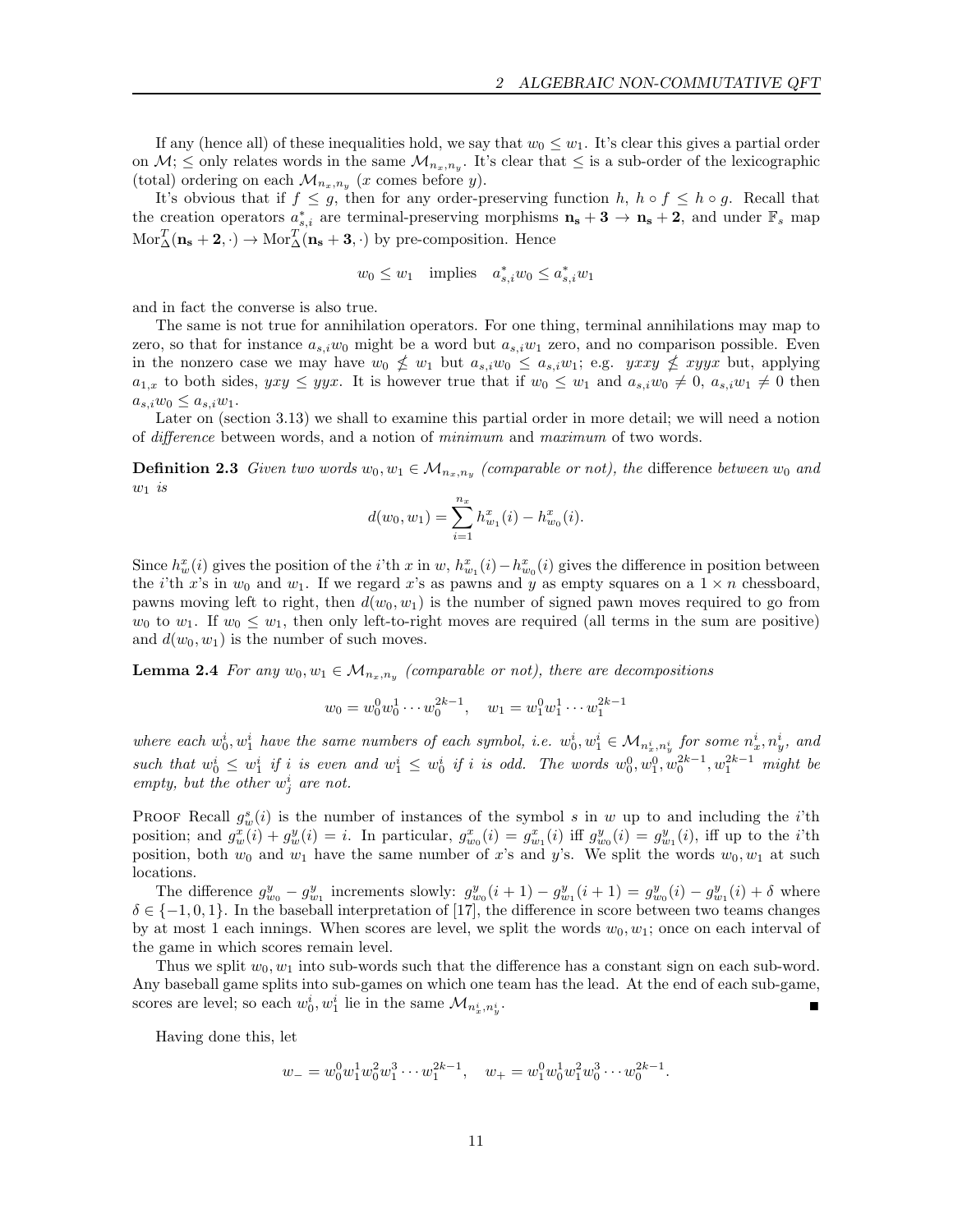If any (hence all) of these inequalities hold, we say that $w_0 \leq w_1$. It's clear this gives a partial order on $\mathcal{M}$; $\leq$ only relates words in the same $\mathcal{M}_{n_x,n_y}$. It's clear that $\leq$ is a sub-order of the lexicographic (total) ordering on each $\mathcal{M}_{n_x,n_y}$ ($x$ comes before $y$).

It's obvious that if $f \leq g$, then for any order-preserving function $h$, $h \circ f \leq h \circ g$. Recall that the creation operators $a^*_{s,i}$ are terminal-preserving morphisms $\mathbf{n_s+3} \to \mathbf{n_s+2}$, and under $\mathbb{F}_s$ map $\text{Mor}^T_\Delta(\mathbf{n_s+2}, \cdot) \to \text{Mor}^T_\Delta(\mathbf{n_s+3}, \cdot)$ by pre-composition. Hence

$$w_0 \leq w_1 \quad \text{implies} \quad a^*_{s,i} w_0 \leq a^*_{s,i} w_1$$

and in fact the converse is also true.

The same is not true for annihilation operators. For one thing, terminal annihilations may map to zero, so that for instance $a_{s,i} w_0$ might be a word but $a_{s,i} w_1$ zero, and no comparison possible. Even in the nonzero case we may have $w_0 \not\leq w_1$ but $a_{s,i} w_0 \leq a_{s,i} w_1$; e.g. $yxxy \not\leq xyyx$ but, applying $a_{1,x}$ to both sides, $yxy \leq yyx$. It is however true that if $w_0 \leq w_1$ and $a_{s,i} w_0 \neq 0$, $a_{s,i} w_1 \neq 0$ then $a_{s,i} w_0 \leq a_{s,i} w_1$.

Later on (section 3.13) we shall to examine this partial order in more detail; we will need a notion of *difference* between words, and a notion of *minimum* and *maximum* of two words.

**Definition 2.3** *Given two words $w_0, w_1 \in \mathcal{M}_{n_x,n_y}$ (comparable or not), the* difference *between $w_0$ and $w_1$ is*

$$d(w_0, w_1) = \sum_{i=1}^{n_x} h^x_{w_1}(i) - h^x_{w_0}(i).$$

Since $h^x_w(i)$ gives the position of the $i$'th $x$ in $w$, $h^x_{w_1}(i) - h^x_{w_0}(i)$ gives the difference in position between the $i$'th $x$'s in $w_0$ and $w_1$. If we regard $x$'s as pawns and $y$ as empty squares on a $1 \times n$ chessboard, pawns moving left to right, then $d(w_0, w_1)$ is the number of signed pawn moves required to go from $w_0$ to $w_1$. If $w_0 \leq w_1$, then only left-to-right moves are required (all terms in the sum are positive) and $d(w_0, w_1)$ is the number of such moves.

**Lemma 2.4** *For any $w_0, w_1 \in \mathcal{M}_{n_x,n_y}$ (comparable or not), there are decompositions*

$$w_0 = w_0^0 w_0^1 \cdots w_0^{2k-1}, \quad w_1 = w_1^0 w_1^1 \cdots w_1^{2k-1}$$

*where each $w_0^i, w_1^i$ have the same numbers of each symbol, i.e. $w_0^i, w_1^i \in \mathcal{M}_{n_x^i, n_y^i}$ for some $n_x^i, n_y^i$, and such that $w_0^i \leq w_1^i$ if $i$ is even and $w_1^i \leq w_0^i$ if $i$ is odd. The words $w_0^0, w_1^0, w_0^{2k-1}, w_1^{2k-1}$ might be empty, but the other $w_j^i$ are not.*

Proof Recall $g^s_w(i)$ is the number of instances of the symbol $s$ in $w$ up to and including the $i$'th position; and $g^x_w(i) + g^y_w(i) = i$. In particular, $g^x_{w_0}(i) = g^x_{w_1}(i)$ iff $g^y_{w_0}(i) = g^y_{w_1}(i)$, iff up to the $i$'th position, both $w_0$ and $w_1$ have the same number of $x$'s and $y$'s. We split the words $w_0, w_1$ at such locations.

The difference $g^y_{w_0} - g^y_{w_1}$ increments slowly: $g^y_{w_0}(i+1) - g^y_{w_1}(i+1) = g^y_{w_0}(i) - g^y_{w_1}(i) + \delta$ where $\delta \in \{-1, 0, 1\}$. In the baseball interpretation of [17], the difference in score between two teams changes by at most 1 each innings. When scores are level, we split the words $w_0, w_1$; once on each interval of the game in which scores remain level.

Thus we split $w_0, w_1$ into sub-words such that the difference has a constant sign on each sub-word. Any baseball game splits into sub-games on which one team has the lead. At the end of each sub-game, scores are level; so each $w_0^i, w_1^i$ lie in the same $\mathcal{M}_{n_x^i, n_y^i}$. ∎

Having done this, let

$$w_- = w_0^0 w_1^1 w_0^2 w_1^3 \cdots w_1^{2k-1}, \quad w_+ = w_1^0 w_0^1 w_1^2 w_0^3 \cdots w_0^{2k-1}.$$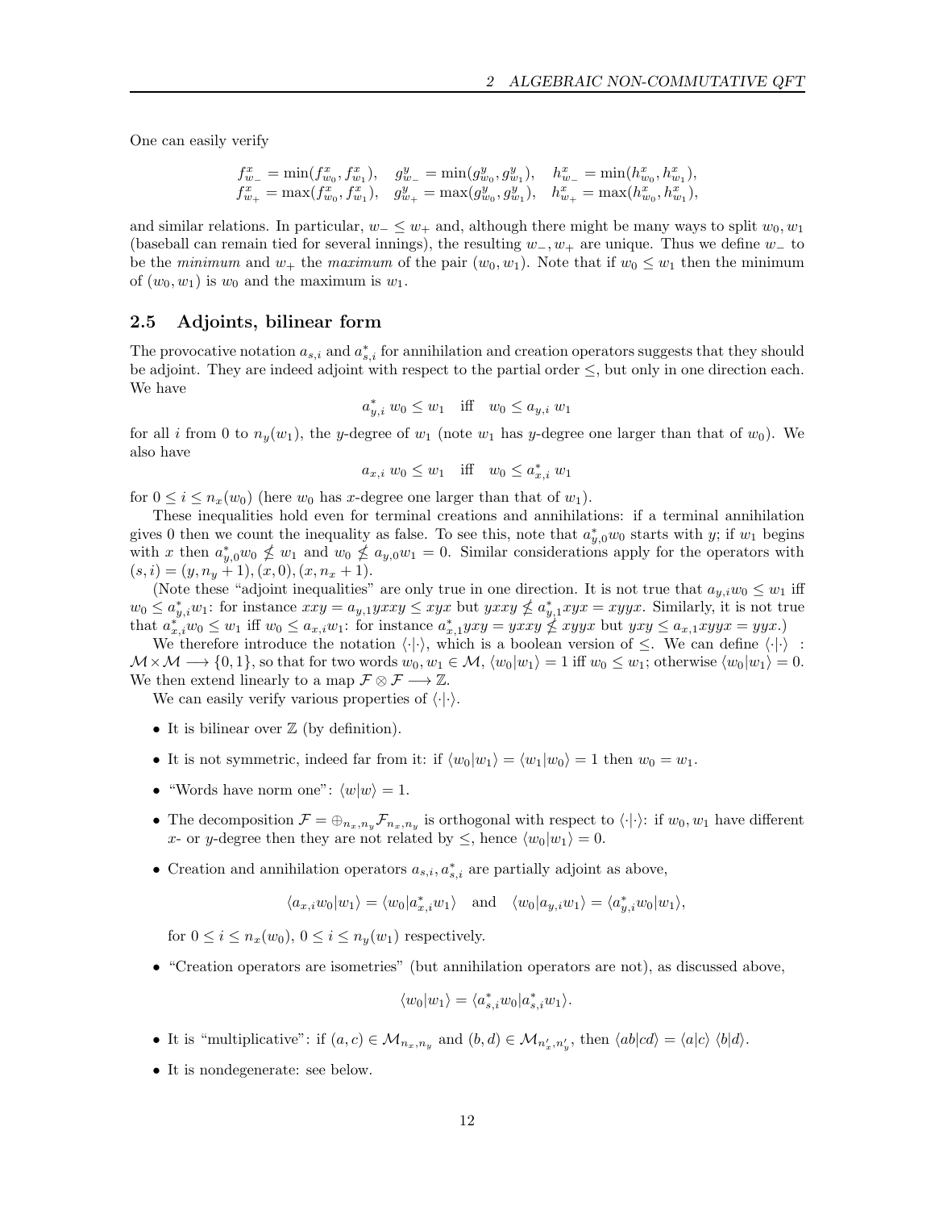One can easily verify

$$\begin{array}{lll} f^x_{w_-} = \min(f^x_{w_0}, f^x_{w_1}), & g^y_{w_-} = \min(g^y_{w_0}, g^y_{w_1}), & h^x_{w_-} = \min(h^x_{w_0}, h^x_{w_1}), \\ f^x_{w_+} = \max(f^x_{w_0}, f^x_{w_1}), & g^y_{w_+} = \max(g^y_{w_0}, g^y_{w_1}), & h^x_{w_+} = \max(h^x_{w_0}, h^x_{w_1}), \end{array}$$

and similar relations. In particular, $w_- \leq w_+$ and, although there might be many ways to split $w_0, w_1$ (baseball can remain tied for several innings), the resulting $w_-, w_+$ are unique. Thus we define $w_-$ to be the *minimum* and $w_+$ the *maximum* of the pair $(w_0, w_1)$. Note that if $w_0 \leq w_1$ then the minimum of $(w_0, w_1)$ is $w_0$ and the maximum is $w_1$.

### 2.5 Adjoints, bilinear form

The provocative notation $a_{s,i}$ and $a^*_{s,i}$ for annihilation and creation operators suggests that they should be adjoint. They are indeed adjoint with respect to the partial order $\leq$, but only in one direction each. We have

$$a^*_{y,i}\, w_0 \leq w_1 \quad \text{iff} \quad w_0 \leq a_{y,i}\, w_1$$

for all $i$ from 0 to $n_y(w_1)$, the $y$-degree of $w_1$ (note $w_1$ has $y$-degree one larger than that of $w_0$). We also have

$$a_{x,i}\, w_0 \leq w_1 \quad \text{iff} \quad w_0 \leq a^*_{x,i}\, w_1$$

for $0 \leq i \leq n_x(w_0)$ (here $w_0$ has $x$-degree one larger than that of $w_1$).

These inequalities hold even for terminal creations and annihilations: if a terminal annihilation gives 0 then we count the inequality as false. To see this, note that $a^*_{y,0}w_0$ starts with $y$; if $w_1$ begins with $x$ then $a^*_{y,0}w_0 \not\leq w_1$ and $w_0 \not\leq a_{y,0}w_1 = 0$. Similar considerations apply for the operators with $(s,i) = (y, n_y + 1), (x, 0), (x, n_x + 1)$.

(Note these "adjoint inequalities" are only true in one direction. It is not true that $a_{y,i}w_0 \leq w_1$ iff $w_0 \leq a^*_{y,i}w_1$: for instance $xxy = a_{y,1}yxxy \leq xyx$ but $yxxy \not\leq a^*_{y,1}xyx = xyyx$. Similarly, it is not true that $a^*_{x,i}w_0 \leq w_1$ iff $w_0 \leq a_{x,i}w_1$: for instance $a^*_{x,1}yxy = yxxy \not\leq xyyx$ but $yxy \leq a_{x,1}xyyx = yyx$.)

We therefore introduce the notation $\langle\cdot|\cdot\rangle$, which is a boolean version of $\leq$. We can define $\langle\cdot|\cdot\rangle$ : $\mathcal{M}\times\mathcal{M} \longrightarrow \{0,1\}$, so that for two words $w_0, w_1 \in \mathcal{M}$, $\langle w_0|w_1\rangle = 1$ iff $w_0 \leq w_1$; otherwise $\langle w_0|w_1\rangle = 0$. We then extend linearly to a map $\mathcal{F}\otimes\mathcal{F} \longrightarrow \mathbb{Z}$.

We can easily verify various properties of $\langle\cdot|\cdot\rangle$.

- It is bilinear over $\mathbb{Z}$ (by definition).
- It is not symmetric, indeed far from it: if $\langle w_0|w_1\rangle = \langle w_1|w_0\rangle = 1$ then $w_0 = w_1$.
- "Words have norm one": $\langle w|w\rangle = 1$.
- The decomposition $\mathcal{F} = \oplus_{n_x,n_y}\mathcal{F}_{n_x,n_y}$ is orthogonal with respect to $\langle\cdot|\cdot\rangle$: if $w_0, w_1$ have different $x$- or $y$-degree then they are not related by $\leq$, hence $\langle w_0|w_1\rangle = 0$.
- Creation and annihilation operators $a_{s,i}, a^*_{s,i}$ are partially adjoint as above,

$$\langle a_{x,i}w_0|w_1\rangle = \langle w_0|a^*_{x,i}w_1\rangle \quad \text{and} \quad \langle w_0|a_{y,i}w_1\rangle = \langle a^*_{y,i}w_0|w_1\rangle,$$

  for $0 \leq i \leq n_x(w_0)$, $0 \leq i \leq n_y(w_1)$ respectively.
- "Creation operators are isometries" (but annihilation operators are not), as discussed above,

$$\langle w_0|w_1\rangle = \langle a^*_{s,i}w_0|a^*_{s,i}w_1\rangle.$$

- It is "multiplicative": if $(a,c) \in \mathcal{M}_{n_x,n_y}$ and $(b,d) \in \mathcal{M}_{n'_x,n'_y}$, then $\langle ab|cd\rangle = \langle a|c\rangle\ \langle b|d\rangle$.
- It is nondegenerate: see below.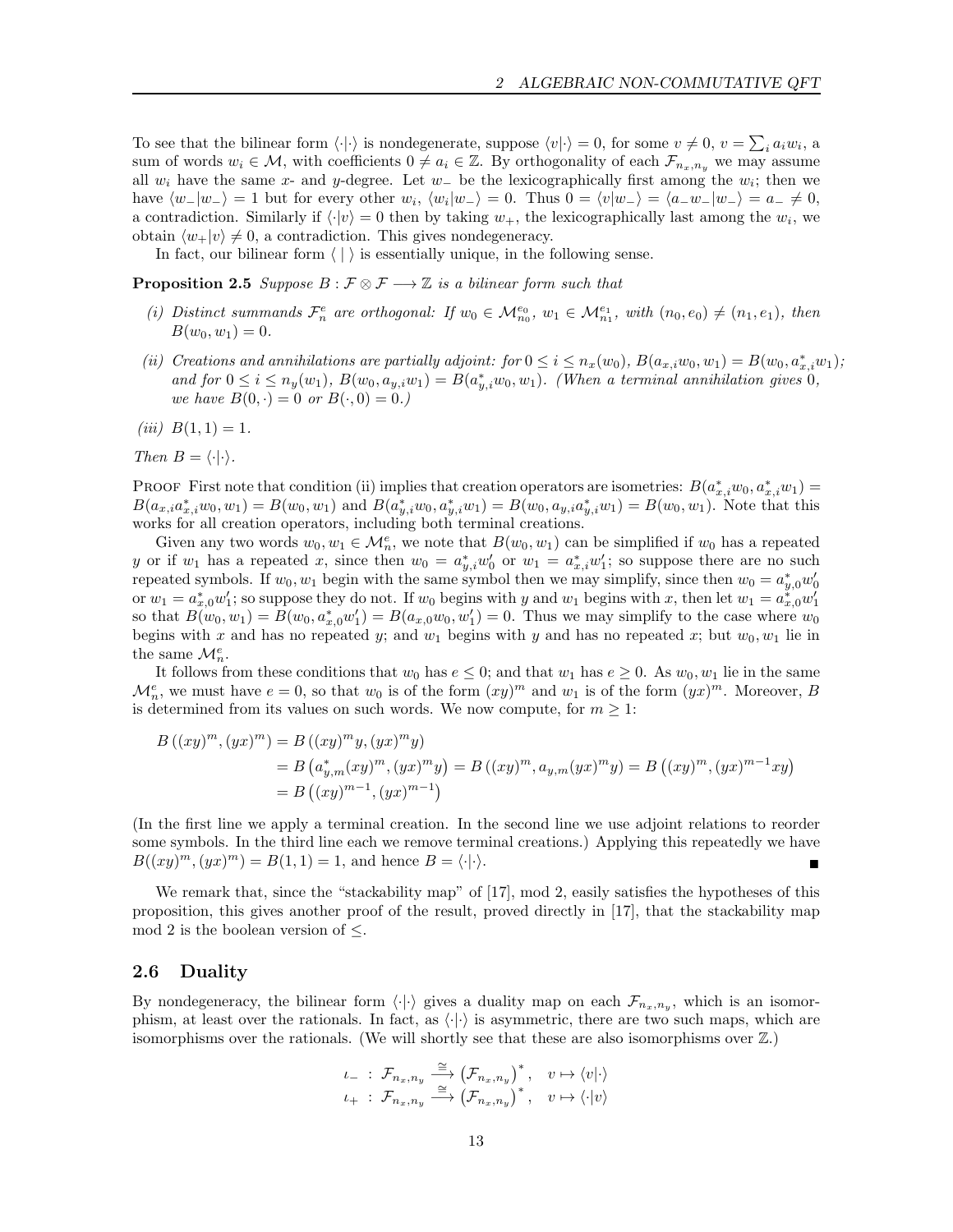To see that the bilinear form $\langle \cdot | \cdot \rangle$ is nondegenerate, suppose $\langle v | \cdot \rangle = 0$, for some $v \neq 0$, $v = \sum_i a_i w_i$, a sum of words $w_i \in \mathcal{M}$, with coefficients $0 \neq a_i \in \mathbb{Z}$. By orthogonality of each $\mathcal{F}_{n_x,n_y}$ we may assume all $w_i$ have the same $x$- and $y$-degree. Let $w_-$ be the lexicographically first among the $w_i$; then we have $\langle w_- | w_- \rangle = 1$ but for every other $w_i$, $\langle w_i | w_- \rangle = 0$. Thus $0 = \langle v | w_- \rangle = \langle a_- w_- | w_- \rangle = a_- \neq 0$, a contradiction. Similarly if $\langle \cdot | v \rangle = 0$ then by taking $w_+$, the lexicographically last among the $w_i$, we obtain $\langle w_+ | v \rangle \neq 0$, a contradiction. This gives nondegeneracy.

In fact, our bilinear form $\langle \ | \ \rangle$ is essentially unique, in the following sense.

**Proposition 2.5** *Suppose $B : \mathcal{F} \otimes \mathcal{F} \longrightarrow \mathbb{Z}$ is a bilinear form such that*

*(i) Distinct summands $\mathcal{F}_n^e$ are orthogonal: If $w_0 \in \mathcal{M}_{n_0}^{e_0}$, $w_1 \in \mathcal{M}_{n_1}^{e_1}$, with $(n_0, e_0) \neq (n_1, e_1)$, then $B(w_0, w_1) = 0$.*

*(ii) Creations and annihilations are partially adjoint: for $0 \leq i \leq n_x(w_0)$, $B(a_{x,i} w_0, w_1) = B(w_0, a_{x,i}^* w_1)$; and for $0 \leq i \leq n_y(w_1)$, $B(w_0, a_{y,i} w_1) = B(a_{y,i}^* w_0, w_1)$. (When a terminal annihilation gives $0$, we have $B(0, \cdot) = 0$ or $B(\cdot, 0) = 0$.)*

*(iii) $B(1,1) = 1$.*

*Then $B = \langle \cdot | \cdot \rangle$.*

Proof First note that condition (ii) implies that creation operators are isometries: $B(a_{x,i}^* w_0, a_{x,i}^* w_1) = B(a_{x,i} a_{x,i}^* w_0, w_1) = B(w_0, w_1)$ and $B(a_{y,i}^* w_0, a_{y,i}^* w_1) = B(w_0, a_{y,i} a_{y,i}^* w_1) = B(w_0, w_1)$. Note that this works for all creation operators, including both terminal creations.

Given any two words $w_0, w_1 \in \mathcal{M}_n^e$, we note that $B(w_0, w_1)$ can be simplified if $w_0$ has a repeated $y$ or if $w_1$ has a repeated $x$, since then $w_0 = a_{y,i}^* w_0'$ or $w_1 = a_{x,i}^* w_1'$; so suppose there are no such repeated symbols. If $w_0, w_1$ begin with the same symbol then we may simplify, since then $w_0 = a_{y,0}^* w_0'$ or $w_1 = a_{x,0}^* w_1'$; so suppose they do not. If $w_0$ begins with $y$ and $w_1$ begins with $x$, then let $w_1 = a_{x,0}^* w_1'$ so that $B(w_0, w_1) = B(w_0, a_{x,0}^* w_1') = B(a_{x,0} w_0, w_1') = 0$. Thus we may simplify to the case where $w_0$ begins with $x$ and has no repeated $y$; and $w_1$ begins with $y$ and has no repeated $x$; but $w_0, w_1$ lie in the same $\mathcal{M}_n^e$.

It follows from these conditions that $w_0$ has $e \leq 0$; and that $w_1$ has $e \geq 0$. As $w_0, w_1$ lie in the same $\mathcal{M}_n^e$, we must have $e = 0$, so that $w_0$ is of the form $(xy)^m$ and $w_1$ is of the form $(yx)^m$. Moreover, $B$ is determined from its values on such words. We now compute, for $m \geq 1$:

$$
\begin{aligned}
B\left((xy)^m, (yx)^m\right) &= B\left((xy)^m y, (yx)^m y\right) \\
&= B\left(a_{y,m}^* (xy)^m, (yx)^m y\right) = B\left((xy)^m, a_{y,m} (yx)^m y\right) = B\left((xy)^m, (yx)^{m-1} xy\right) \\
&= B\left((xy)^{m-1}, (yx)^{m-1}\right)
\end{aligned}
$$

(In the first line we apply a terminal creation. In the second line we use adjoint relations to reorder some symbols. In the third line each we remove terminal creations.) Applying this repeatedly we have $B((xy)^m, (yx)^m) = B(1,1) = 1$, and hence $B = \langle \cdot | \cdot \rangle$. ∎

We remark that, since the "stackability map" of [17], mod 2, easily satisfies the hypotheses of this proposition, this gives another proof of the result, proved directly in [17], that the stackability map mod 2 is the boolean version of $\leq$.

### 2.6 Duality

By nondegeneracy, the bilinear form $\langle \cdot | \cdot \rangle$ gives a duality map on each $\mathcal{F}_{n_x,n_y}$, which is an isomorphism, at least over the rationals. In fact, as $\langle \cdot | \cdot \rangle$ is asymmetric, there are two such maps, which are isomorphisms over the rationals. (We will shortly see that these are also isomorphisms over $\mathbb{Z}$.)

$$
\begin{aligned}
\iota_- &: \mathcal{F}_{n_x,n_y} \xrightarrow{\cong} \left(\mathcal{F}_{n_x,n_y}\right)^*, \quad v \mapsto \langle v | \cdot \rangle \\
\iota_+ &: \mathcal{F}_{n_x,n_y} \xrightarrow{\cong} \left(\mathcal{F}_{n_x,n_y}\right)^*, \quad v \mapsto \langle \cdot | v \rangle
\end{aligned}
$$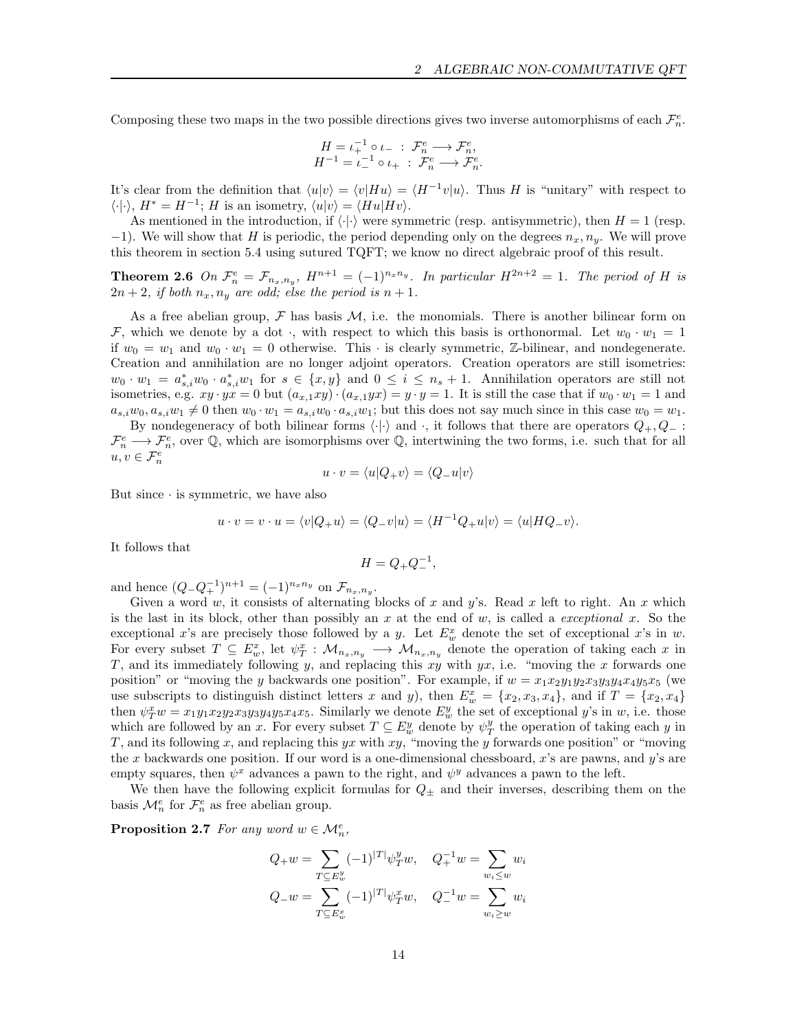Composing these two maps in the two possible directions gives two inverse automorphisms of each $\mathcal{F}_n^e$.

$$H = \iota_+^{-1} \circ \iota_- \; : \; \mathcal{F}_n^e \longrightarrow \mathcal{F}_n^e,$$
$$H^{-1} = \iota_-^{-1} \circ \iota_+ \; : \; \mathcal{F}_n^e \longrightarrow \mathcal{F}_n^e.$$

It's clear from the definition that $\langle u|v\rangle = \langle v|Hu\rangle = \langle H^{-1}v|u\rangle$. Thus $H$ is "unitary" with respect to $\langle \cdot|\cdot \rangle$, $H^* = H^{-1}$; $H$ is an isometry, $\langle u|v\rangle = \langle Hu|Hv\rangle$.

As mentioned in the introduction, if $\langle\cdot|\cdot\rangle$ were symmetric (resp. antisymmetric), then $H = 1$ (resp. $-1$). We will show that $H$ is periodic, the period depending only on the degrees $n_x, n_y$. We will prove this theorem in section 5.4 using sutured TQFT; we know no direct algebraic proof of this result.

**Theorem 2.6** *On $\mathcal{F}_n^e = \mathcal{F}_{n_x,n_y}$, $H^{n+1} = (-1)^{n_x n_y}$. In particular $H^{2n+2} = 1$. The period of $H$ is $2n+2$, if both $n_x, n_y$ are odd; else the period is $n+1$.*

As a free abelian group, $\mathcal{F}$ has basis $\mathcal{M}$, i.e. the monomials. There is another bilinear form on $\mathcal{F}$, which we denote by a dot $\cdot$, with respect to which this basis is orthonormal. Let $w_0 \cdot w_1 = 1$ if $w_0 = w_1$ and $w_0 \cdot w_1 = 0$ otherwise. This $\cdot$ is clearly symmetric, $\mathbb{Z}$-bilinear, and nondegenerate. Creation and annihilation are no longer adjoint operators. Creation operators are still isometries: $w_0 \cdot w_1 = a_{s,i}^* w_0 \cdot a_{s,i}^* w_1$ for $s \in \{x, y\}$ and $0 \leq i \leq n_s + 1$. Annihilation operators are still not isometries, e.g. $xy \cdot yx = 0$ but $(a_{x,1} xy) \cdot (a_{x,1} yx) = y \cdot y = 1$. It is still the case that if $w_0 \cdot w_1 = 1$ and $a_{s,i} w_0, a_{s,i} w_1 \neq 0$ then $w_0 \cdot w_1 = a_{s,i} w_0 \cdot a_{s,i} w_1$; but this does not say much since in this case $w_0 = w_1$.

By nondegeneracy of both bilinear forms $\langle\cdot|\cdot\rangle$ and $\cdot$, it follows that there are operators $Q_+, Q_- : \mathcal{F}_n^e \longrightarrow \mathcal{F}_n^e$, over $\mathbb{Q}$, which are isomorphisms over $\mathbb{Q}$, intertwining the two forms, i.e. such that for all $u, v \in \mathcal{F}_n^e$

$$u \cdot v = \langle u|Q_+ v\rangle = \langle Q_- u|v\rangle$$

But since $\cdot$ is symmetric, we have also

$$u \cdot v = v \cdot u = \langle v|Q_+ u\rangle = \langle Q_- v|u\rangle = \langle H^{-1} Q_+ u|v\rangle = \langle u|H Q_- v\rangle.$$

It follows that

$$H = Q_+ Q_-^{-1},$$

and hence $(Q_- Q_+^{-1})^{n+1} = (-1)^{n_x n_y}$ on $\mathcal{F}_{n_x,n_y}$.

Given a word $w$, it consists of alternating blocks of $x$ and $y$'s. Read $x$ left to right. An $x$ which is the last in its block, other than possibly an $x$ at the end of $w$, is called a *exceptional $x$*. So the exceptional $x$'s are precisely those followed by a $y$. Let $E_w^x$ denote the set of exceptional $x$'s in $w$. For every subset $T \subseteq E_w^x$, let $\psi_T^x : \mathcal{M}_{n_x,n_y} \longrightarrow \mathcal{M}_{n_x,n_y}$ denote the operation of taking each $x$ in $T$, and its immediately following $y$, and replacing this $xy$ with $yx$, i.e. "moving the $x$ forwards one position" or "moving the $y$ backwards one position". For example, if $w = x_1 x_2 y_1 y_2 x_3 y_3 y_4 x_4 y_5 x_5$ (we use subscripts to distinguish distinct letters $x$ and $y$), then $E_w^x = \{x_2, x_3, x_4\}$, and if $T = \{x_2, x_4\}$ then $\psi_T^x w = x_1 y_1 x_2 y_2 x_3 y_3 y_4 y_5 x_4 x_5$. Similarly we denote $E_w^y$ the set of exceptional $y$'s in $w$, i.e. those which are followed by an $x$. For every subset $T \subseteq E_w^y$ denote by $\psi_T^y$ the operation of taking each $y$ in $T$, and its following $x$, and replacing this $yx$ with $xy$, "moving the $y$ forwards one position" or "moving the $x$ backwards one position. If our word is a one-dimensional chessboard, $x$'s are pawns, and $y$'s are empty squares, then $\psi^x$ advances a pawn to the right, and $\psi^y$ advances a pawn to the left.

We then have the following explicit formulas for $Q_\pm$ and their inverses, describing them on the basis $\mathcal{M}_n^e$ for $\mathcal{F}_n^e$ as free abelian group.

**Proposition 2.7** *For any word $w \in \mathcal{M}_n^e$,*

$$Q_+ w = \sum_{T \subseteq E_w^y} (-1)^{|T|} \psi_T^y w, \quad Q_+^{-1} w = \sum_{w_i \leq w} w_i$$
$$Q_- w = \sum_{T \subseteq E_w^x} (-1)^{|T|} \psi_T^x w, \quad Q_-^{-1} w = \sum_{w_i \geq w} w_i$$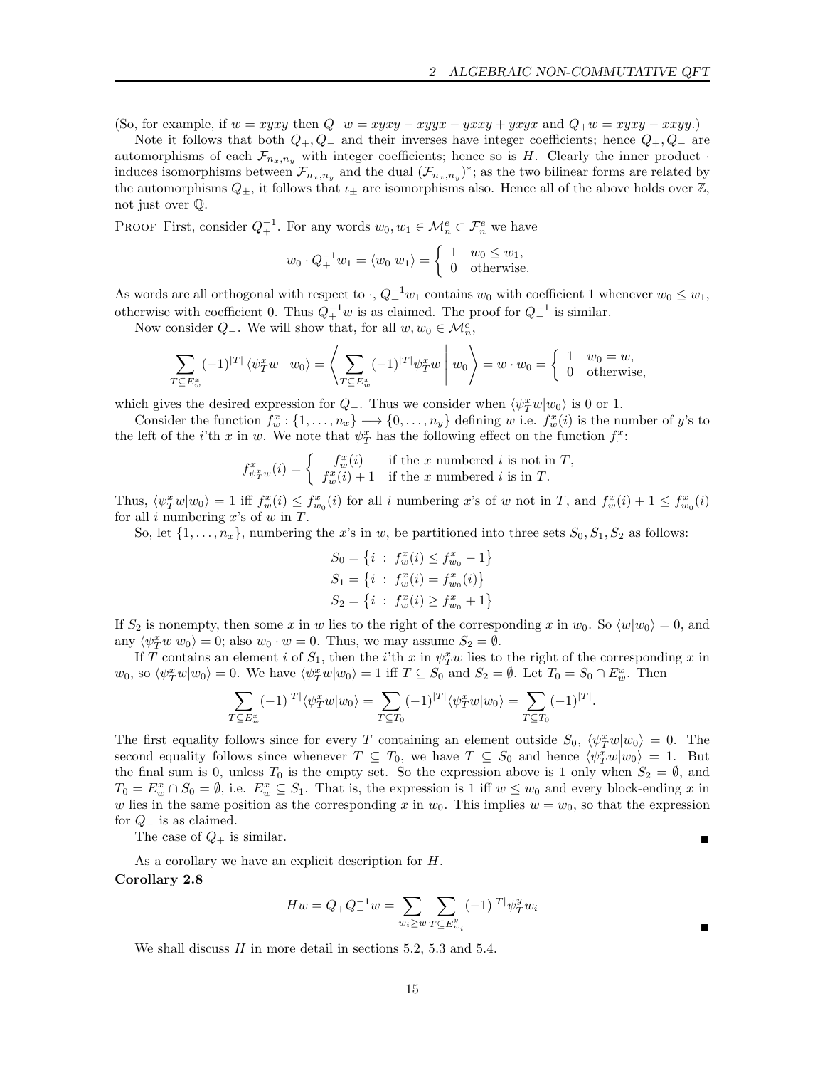(So, for example, if $w = xyxy$ then $Q_- w = xyxy - xyyx - yxxy + yxyx$ and $Q_+ w = xyxy - xxyy$.)

Note it follows that both $Q_+, Q_-$ and their inverses have integer coefficients; hence $Q_+, Q_-$ are automorphisms of each $\mathcal{F}_{n_x,n_y}$ with integer coefficients; hence so is $H$. Clearly the inner product $\cdot$ induces isomorphisms between $\mathcal{F}_{n_x,n_y}$ and the dual $(\mathcal{F}_{n_x,n_y})^*$; as the two bilinear forms are related by the automorphisms $Q_\pm$, it follows that $\iota_\pm$ are isomorphisms also. Hence all of the above holds over $\mathbb{Z}$, not just over $\mathbb{Q}$.

PROOF First, consider $Q_+^{-1}$. For any words $w_0, w_1 \in \mathcal{M}_n^e \subset \mathcal{F}_n^e$ we have

$$w_0 \cdot Q_+^{-1} w_1 = \langle w_0 | w_1 \rangle = \begin{cases} 1 & w_0 \leq w_1, \\ 0 & \text{otherwise.} \end{cases}$$

As words are all orthogonal with respect to $\cdot$, $Q_+^{-1} w_1$ contains $w_0$ with coefficient 1 whenever $w_0 \leq w_1$, otherwise with coefficient 0. Thus $Q_+^{-1} w$ is as claimed. The proof for $Q_-^{-1}$ is similar.

Now consider $Q_-$. We will show that, for all $w, w_0 \in \mathcal{M}_n^e$,

$$\sum_{T \subseteq E_w^x} (-1)^{|T|} \langle \psi_T^x w \mid w_0 \rangle = \left\langle \sum_{T \subseteq E_w^x} (-1)^{|T|} \psi_T^x w \;\middle|\; w_0 \right\rangle = w \cdot w_0 = \begin{cases} 1 & w_0 = w, \\ 0 & \text{otherwise,} \end{cases}$$

which gives the desired expression for $Q_-$. Thus we consider when $\langle \psi_T^x w | w_0 \rangle$ is 0 or 1.

Consider the function $f_w^x : \{1, \ldots, n_x\} \longrightarrow \{0, \ldots, n_y\}$ defining $w$ i.e. $f_w^x(i)$ is the number of $y$'s to the left of the $i$'th $x$ in $w$. We note that $\psi_T^x$ has the following effect on the function $f_\cdot^x$:

$$f_{\psi_T^x w}^x(i) = \begin{cases} f_w^x(i) & \text{if the } x \text{ numbered } i \text{ is not in } T, \\ f_w^x(i) + 1 & \text{if the } x \text{ numbered } i \text{ is in } T. \end{cases}$$

Thus, $\langle \psi_T^x w | w_0 \rangle = 1$ iff $f_w^x(i) \leq f_{w_0}^x(i)$ for all $i$ numbering $x$'s of $w$ not in $T$, and $f_w^x(i) + 1 \leq f_{w_0}^x(i)$ for all $i$ numbering $x$'s of $w$ in $T$.

So, let $\{1, \ldots, n_x\}$, numbering the $x$'s in $w$, be partitioned into three sets $S_0, S_1, S_2$ as follows:

$$\begin{aligned} S_0 &= \left\{ i \ : \ f_w^x(i) \leq f_{w_0}^x - 1 \right\} \\ S_1 &= \left\{ i \ : \ f_w^x(i) = f_{w_0}^x(i) \right\} \\ S_2 &= \left\{ i \ : \ f_w^x(i) \geq f_{w_0}^x + 1 \right\} \end{aligned}$$

If $S_2$ is nonempty, then some $x$ in $w$ lies to the right of the corresponding $x$ in $w_0$. So $\langle w | w_0 \rangle = 0$, and any $\langle \psi_T^x w | w_0 \rangle = 0$; also $w_0 \cdot w = 0$. Thus, we may assume $S_2 = \emptyset$.

If $T$ contains an element $i$ of $S_1$, then the $i$'th $x$ in $\psi_T^x w$ lies to the right of the corresponding $x$ in $w_0$, so $\langle \psi_T^x w | w_0 \rangle = 0$. We have $\langle \psi_T^x w | w_0 \rangle = 1$ iff $T \subseteq S_0$ and $S_2 = \emptyset$. Let $T_0 = S_0 \cap E_w^x$. Then

$$\sum_{T \subseteq E_w^x} (-1)^{|T|} \langle \psi_T^x w | w_0 \rangle = \sum_{T \subseteq T_0} (-1)^{|T|} \langle \psi_T^x w | w_0 \rangle = \sum_{T \subseteq T_0} (-1)^{|T|}.$$

The first equality follows since for every $T$ containing an element outside $S_0$, $\langle \psi_T^x w | w_0 \rangle = 0$. The second equality follows since whenever $T \subseteq T_0$, we have $T \subseteq S_0$ and hence $\langle \psi_T^x w | w_0 \rangle = 1$. But the final sum is 0, unless $T_0$ is the empty set. So the expression above is 1 only when $S_2 = \emptyset$, and $T_0 = E_w^x \cap S_0 = \emptyset$, i.e. $E_w^x \subseteq S_1$. That is, the expression is 1 iff $w \leq w_0$ and every block-ending $x$ in $w$ lies in the same position as the corresponding $x$ in $w_0$. This implies $w = w_0$, so that the expression for $Q_-$ is as claimed.

The case of $Q_+$ is similar. ∎

As a corollary we have an explicit description for $H$.

**Corollary 2.8**

$$Hw = Q_+ Q_-^{-1} w = \sum_{w_i \geq w} \sum_{T \subseteq E_{w_i}^y} (-1)^{|T|} \psi_T^y w_i$$

∎

We shall discuss $H$ in more detail in sections 5.2, 5.3 and 5.4.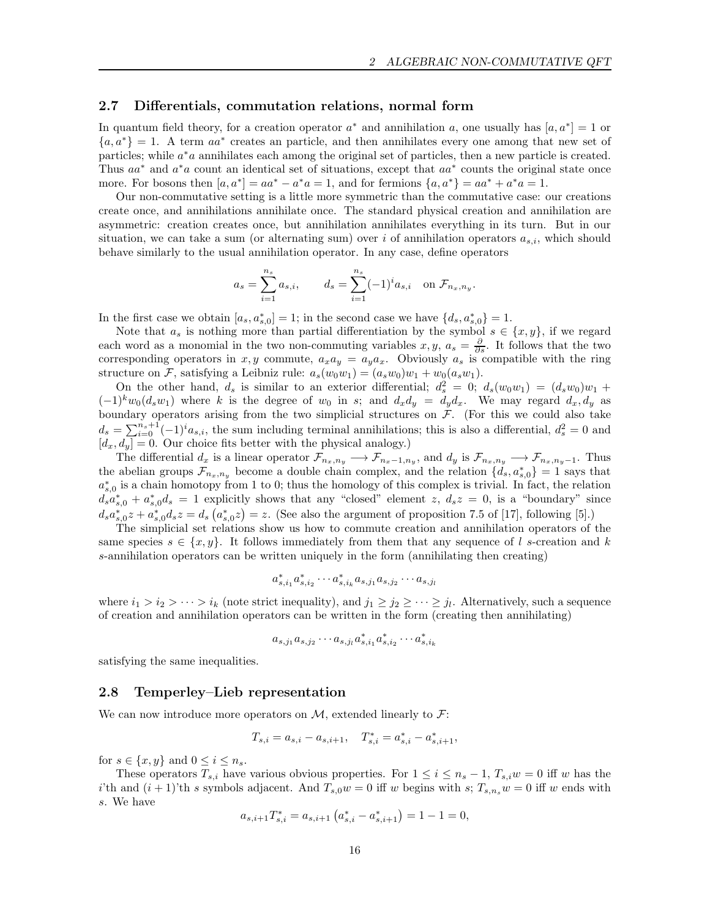## 2.7 Differentials, commutation relations, normal form

In quantum field theory, for a creation operator $a^*$ and annihilation $a$, one usually has $[a, a^*] = 1$ or $\{a, a^*\} = 1$. A term $aa^*$ creates an particle, and then annihilates every one among that new set of particles; while $a^*a$ annihilates each among the original set of particles, then a new particle is created. Thus $aa^*$ and $a^*a$ count an identical set of situations, except that $aa^*$ counts the original state once more. For bosons then $[a, a^*] = aa^* - a^*a = 1$, and for fermions $\{a, a^*\} = aa^* + a^*a = 1$.

Our non-commutative setting is a little more symmetric than the commutative case: our creations create once, and annihilations annihilate once. The standard physical creation and annihilation are asymmetric: creation creates once, but annihilation annihilates everything in its turn. But in our situation, we can take a sum (or alternating sum) over $i$ of annihilation operators $a_{s,i}$, which should behave similarly to the usual annihilation operator. In any case, define operators

$$a_s = \sum_{i=1}^{n_s} a_{s,i}, \qquad d_s = \sum_{i=1}^{n_s} (-1)^i a_{s,i} \quad \text{on } \mathcal{F}_{n_x,n_y}.$$

In the first case we obtain $[a_s, a^*_{s,0}] = 1$; in the second case we have $\{d_s, a^*_{s,0}\} = 1$.

Note that $a_s$ is nothing more than partial differentiation by the symbol $s \in \{x, y\}$, if we regard each word as a monomial in the two non-commuting variables $x, y$, $a_s = \frac{\partial}{\partial s}$. It follows that the two corresponding operators in $x, y$ commute, $a_x a_y = a_y a_x$. Obviously $a_s$ is compatible with the ring structure on $\mathcal{F}$, satisfying a Leibniz rule: $a_s(w_0 w_1) = (a_s w_0) w_1 + w_0 (a_s w_1)$.

On the other hand, $d_s$ is similar to an exterior differential; $d_s^2 = 0$; $d_s(w_0 w_1) = (d_s w_0) w_1 + (-1)^k w_0 (d_s w_1)$ where $k$ is the degree of $w_0$ in $s$; and $d_x d_y = d_y d_x$. We may regard $d_x, d_y$ as boundary operators arising from the two simplicial structures on $\mathcal{F}$. (For this we could also take $d_s = \sum_{i=0}^{n_s+1} (-1)^i a_{s,i}$, the sum including terminal annihilations; this is also a differential, $d_s^2 = 0$ and $[d_x, d_y] = 0$. Our choice fits better with the physical analogy.)

The differential $d_x$ is a linear operator $\mathcal{F}_{n_x,n_y} \longrightarrow \mathcal{F}_{n_x-1,n_y}$, and $d_y$ is $\mathcal{F}_{n_x,n_y} \longrightarrow \mathcal{F}_{n_x,n_y-1}$. Thus the abelian groups $\mathcal{F}_{n_x,n_y}$ become a double chain complex, and the relation $\{d_s, a^*_{s,0}\} = 1$ says that $a^*_{s,0}$ is a chain homotopy from 1 to 0; thus the homology of this complex is trivial. In fact, the relation $d_s a^*_{s,0} + a^*_{s,0} d_s = 1$ explicitly shows that any "closed" element $z$, $d_s z = 0$, is a "boundary" since $d_s a^*_{s,0} z + a^*_{s,0} d_s z = d_s \left(a^*_{s,0} z\right) = z$. (See also the argument of proposition 7.5 of [17], following [5].)

The simplicial set relations show us how to commute creation and annihilation operators of the same species $s \in \{x, y\}$. It follows immediately from them that any sequence of $l$ $s$-creation and $k$ $s$-annihilation operators can be written uniquely in the form (annihilating then creating)

$$a^*_{s,i_1} a^*_{s,i_2} \cdots a^*_{s,i_k} a_{s,j_1} a_{s,j_2} \cdots a_{s,j_l}$$

where $i_1 > i_2 > \cdots > i_k$ (note strict inequality), and $j_1 \geq j_2 \geq \cdots \geq j_l$. Alternatively, such a sequence of creation and annihilation operators can be written in the form (creating then annihilating)

$$a_{s,j_1} a_{s,j_2} \cdots a_{s,j_l} a^*_{s,i_1} a^*_{s,i_2} \cdots a^*_{s,i_k}$$

satisfying the same inequalities.

## 2.8 Temperley–Lieb representation

We can now introduce more operators on $\mathcal{M}$, extended linearly to $\mathcal{F}$:

$$T_{s,i} = a_{s,i} - a_{s,i+1}, \quad T^*_{s,i} = a^*_{s,i} - a^*_{s,i+1},$$

for $s \in \{x, y\}$ and $0 \leq i \leq n_s$.

These operators $T_{s,i}$ have various obvious properties. For $1 \leq i \leq n_s - 1$, $T_{s,i} w = 0$ iff $w$ has the $i$'th and $(i+1)$'th $s$ symbols adjacent. And $T_{s,0} w = 0$ iff $w$ begins with $s$; $T_{s,n_s} w = 0$ iff $w$ ends with $s$. We have

$$a_{s,i+1} T^*_{s,i} = a_{s,i+1} \left(a^*_{s,i} - a^*_{s,i+1}\right) = 1 - 1 = 0,$$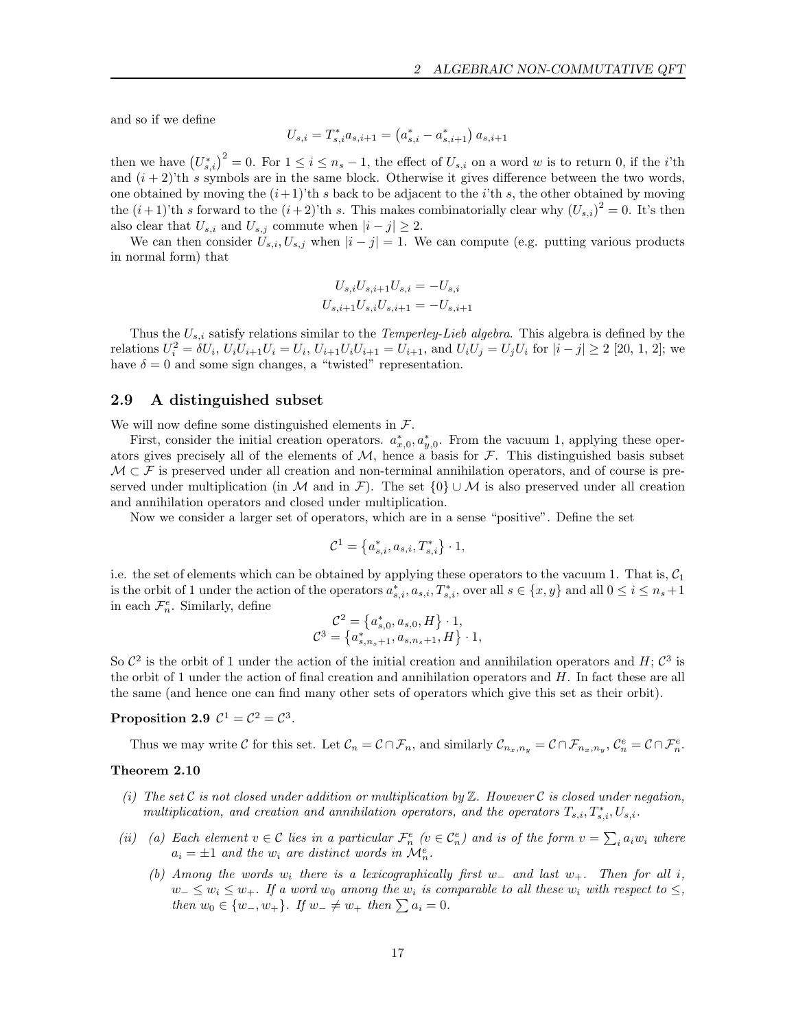and so if we define

$$U_{s,i} = T^*_{s,i} a_{s,i+1} = \left(a^*_{s,i} - a^*_{s,i+1}\right) a_{s,i+1}$$

then we have $\left(U^*_{s,i}\right)^2 = 0$. For $1 \leq i \leq n_s - 1$, the effect of $U_{s,i}$ on a word $w$ is to return 0, if the $i$'th and $(i+2)$'th $s$ symbols are in the same block. Otherwise it gives difference between the two words, one obtained by moving the $(i+1)$'th $s$ back to be adjacent to the $i$'th $s$, the other obtained by moving the $(i+1)$'th $s$ forward to the $(i+2)$'th $s$. This makes combinatorially clear why $\left(U_{s,i}\right)^2 = 0$. It's then also clear that $U_{s,i}$ and $U_{s,j}$ commute when $|i-j| \geq 2$.

We can then consider $U_{s,i}, U_{s,j}$ when $|i-j| = 1$. We can compute (e.g. putting various products in normal form) that

$$U_{s,i} U_{s,i+1} U_{s,i} = -U_{s,i}$$
$$U_{s,i+1} U_{s,i} U_{s,i+1} = -U_{s,i+1}$$

Thus the $U_{s,i}$ satisfy relations similar to the *Temperley-Lieb algebra*. This algebra is defined by the relations $U_i^2 = \delta U_i$, $U_i U_{i+1} U_i = U_i$, $U_{i+1} U_i U_{i+1} = U_{i+1}$, and $U_i U_j = U_j U_i$ for $|i-j| \geq 2$ [20, 1, 2]; we have $\delta = 0$ and some sign changes, a "twisted" representation.

## 2.9 A distinguished subset

We will now define some distinguished elements in $\mathcal{F}$.

First, consider the initial creation operators. $a^*_{x,0}, a^*_{y,0}$. From the vacuum 1, applying these operators gives precisely all of the elements of $\mathcal{M}$, hence a basis for $\mathcal{F}$. This distinguished basis subset $\mathcal{M} \subset \mathcal{F}$ is preserved under all creation and non-terminal annihilation operators, and of course is preserved under multiplication (in $\mathcal{M}$ and in $\mathcal{F}$). The set $\{0\} \cup \mathcal{M}$ is also preserved under all creation and annihilation operators and closed under multiplication.

Now we consider a larger set of operators, which are in a sense "positive". Define the set

$$\mathcal{C}^1 = \left\{a^*_{s,i}, a_{s,i}, T^*_{s,i}\right\} \cdot 1,$$

i.e. the set of elements which can be obtained by applying these operators to the vacuum 1. That is, $\mathcal{C}_1$ is the orbit of 1 under the action of the operators $a^*_{s,i}, a_{s,i}, T^*_{s,i}$, over all $s \in \{x, y\}$ and all $0 \leq i \leq n_s + 1$ in each $\mathcal{F}^e_n$. Similarly, define

$$\mathcal{C}^2 = \left\{a^*_{s,0}, a_{s,0}, H\right\} \cdot 1,$$
$$\mathcal{C}^3 = \left\{a^*_{s,n_s+1}, a_{s,n_s+1}, H\right\} \cdot 1,$$

So $\mathcal{C}^2$ is the orbit of 1 under the action of the initial creation and annihilation operators and $H$; $\mathcal{C}^3$ is the orbit of 1 under the action of final creation and annihilation operators and $H$. In fact these are all the same (and hence one can find many other sets of operators which give this set as their orbit).

**Proposition 2.9** $\mathcal{C}^1 = \mathcal{C}^2 = \mathcal{C}^3$.

Thus we may write $\mathcal{C}$ for this set. Let $\mathcal{C}_n = \mathcal{C} \cap \mathcal{F}_n$, and similarly $\mathcal{C}_{n_x,n_y} = \mathcal{C} \cap \mathcal{F}_{n_x,n_y}$, $\mathcal{C}^e_n = \mathcal{C} \cap \mathcal{F}^e_n$.

**Theorem 2.10**

*(i) The set $\mathcal{C}$ is not closed under addition or multiplication by $\mathbb{Z}$. However $\mathcal{C}$ is closed under negation, multiplication, and creation and annihilation operators, and the operators $T_{s,i}, T^*_{s,i}, U_{s,i}$.*

*(ii) (a) Each element $v \in \mathcal{C}$ lies in a particular $\mathcal{F}^e_n$ ($v \in \mathcal{C}^e_n$) and is of the form $v = \sum_i a_i w_i$ where $a_i = \pm 1$ and the $w_i$ are distinct words in $\mathcal{M}^e_n$.*

*(b) Among the words $w_i$ there is a lexicographically first $w_-$ and last $w_+$. Then for all $i$, $w_- \leq w_i \leq w_+$. If a word $w_0$ among the $w_i$ is comparable to all these $w_i$ with respect to $\leq$, then $w_0 \in \{w_-, w_+\}$. If $w_- \neq w_+$ then $\sum a_i = 0$.*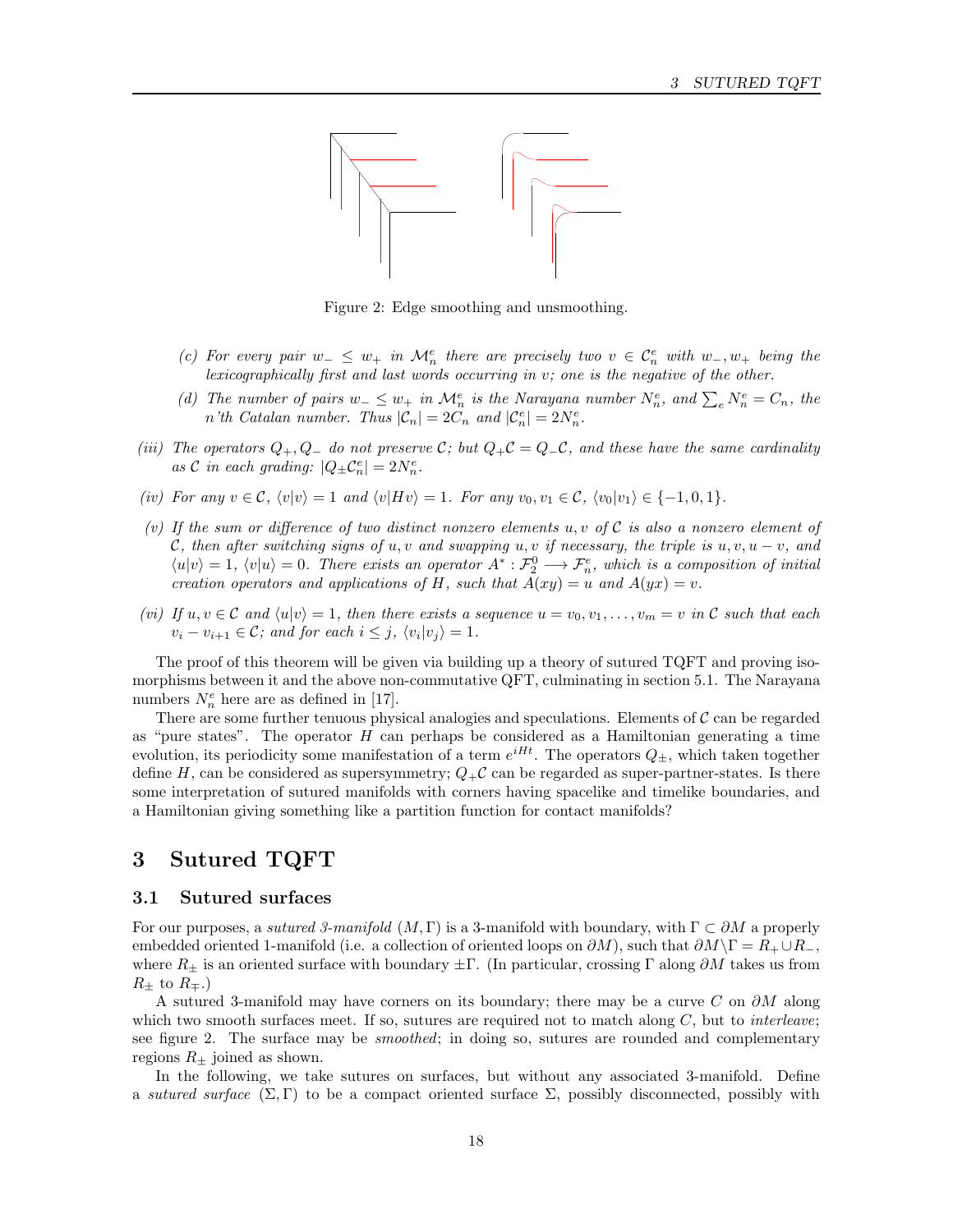Figure 2: Edge smoothing and unsmoothing.

(c) *For every pair $w_- \leq w_+$ in $\mathcal{M}_n^e$ there are precisely two $v \in \mathcal{C}_n^e$ with $w_-, w_+$ being the lexicographically first and last words occurring in $v$; one is the negative of the other.*

(d) *The number of pairs $w_- \leq w_+$ in $\mathcal{M}_n^e$ is the Narayana number $N_n^e$, and $\sum_e N_n^e = C_n$, the $n$'th Catalan number. Thus $|\mathcal{C}_n| = 2C_n$ and $|\mathcal{C}_n^e| = 2N_n^e$.*

(iii) *The operators $Q_+, Q_-$ do not preserve $\mathcal{C}$; but $Q_+\mathcal{C} = Q_-\mathcal{C}$, and these have the same cardinality as $\mathcal{C}$ in each grading: $|Q_\pm \mathcal{C}_n^e| = 2N_n^e$.*

(iv) *For any $v \in \mathcal{C}$, $\langle v|v\rangle = 1$ and $\langle v|Hv\rangle = 1$. For any $v_0, v_1 \in \mathcal{C}$, $\langle v_0|v_1\rangle \in \{-1, 0, 1\}$.*

(v) *If the sum or difference of two distinct nonzero elements $u, v$ of $\mathcal{C}$ is also a nonzero element of $\mathcal{C}$, then after switching signs of $u, v$ and swapping $u, v$ if necessary, the triple is $u, v, u-v$, and $\langle u|v\rangle = 1$, $\langle v|u\rangle = 0$. There exists an operator $A^* : \mathcal{F}_2^0 \longrightarrow \mathcal{F}_n^e$, which is a composition of initial creation operators and applications of $H$, such that $A(xy) = u$ and $A(yx) = v$.*

(vi) *If $u, v \in \mathcal{C}$ and $\langle u|v\rangle = 1$, then there exists a sequence $u = v_0, v_1, \ldots, v_m = v$ in $\mathcal{C}$ such that each $v_i - v_{i+1} \in \mathcal{C}$; and for each $i \leq j$, $\langle v_i|v_j\rangle = 1$.*

The proof of this theorem will be given via building up a theory of sutured TQFT and proving isomorphisms between it and the above non-commutative QFT, culminating in section 5.1. The Narayana numbers $N_n^e$ here are as defined in [17].

There are some further tenuous physical analogies and speculations. Elements of $\mathcal{C}$ can be regarded as "pure states". The operator $H$ can perhaps be considered as a Hamiltonian generating a time evolution, its periodicity some manifestation of a term $e^{iHt}$. The operators $Q_\pm$, which taken together define $H$, can be considered as supersymmetry; $Q_+\mathcal{C}$ can be regarded as super-partner-states. Is there some interpretation of sutured manifolds with corners having spacelike and timelike boundaries, and a Hamiltonian giving something like a partition function for contact manifolds?

# 3 Sutured TQFT

## 3.1 Sutured surfaces

For our purposes, a *sutured 3-manifold* $(M, \Gamma)$ is a 3-manifold with boundary, with $\Gamma \subset \partial M$ a properly embedded oriented 1-manifold (i.e. a collection of oriented loops on $\partial M$), such that $\partial M \backslash \Gamma = R_+ \cup R_-$, where $R_\pm$ is an oriented surface with boundary $\pm\Gamma$. (In particular, crossing $\Gamma$ along $\partial M$ takes us from $R_\pm$ to $R_\mp$.)

A sutured 3-manifold may have corners on its boundary; there may be a curve $C$ on $\partial M$ along which two smooth surfaces meet. If so, sutures are required not to match along $C$, but to *interleave*; see figure 2. The surface may be *smoothed*; in doing so, sutures are rounded and complementary regions $R_\pm$ joined as shown.

In the following, we take sutures on surfaces, but without any associated 3-manifold. Define a *sutured surface* $(\Sigma, \Gamma)$ to be a compact oriented surface $\Sigma$, possibly disconnected, possibly with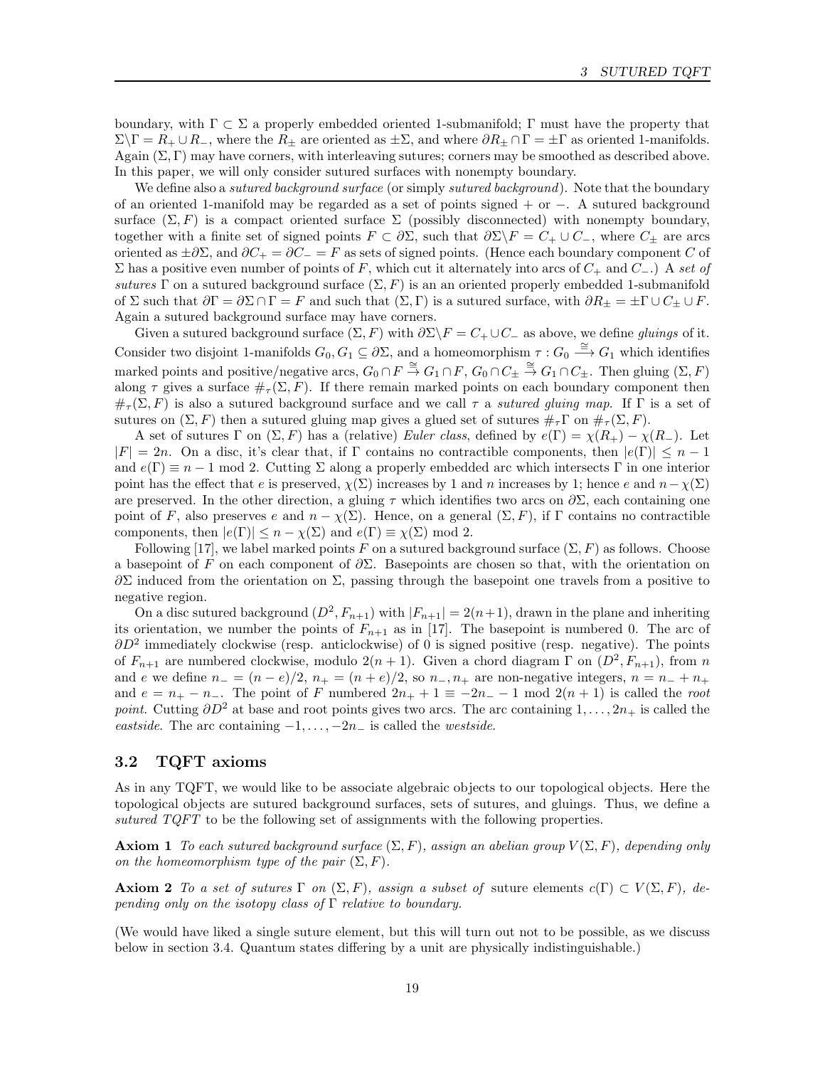boundary, with $\Gamma \subset \Sigma$ a properly embedded oriented 1-submanifold; $\Gamma$ must have the property that $\Sigma \backslash \Gamma = R_+ \cup R_-$, where the $R_\pm$ are oriented as $\pm\Sigma$, and where $\partial R_\pm \cap \Gamma = \pm\Gamma$ as oriented 1-manifolds. Again $(\Sigma, \Gamma)$ may have corners, with interleaving sutures; corners may be smoothed as described above. In this paper, we will only consider sutured surfaces with nonempty boundary.

We define also a *sutured background surface* (or simply *sutured background*). Note that the boundary of an oriented 1-manifold may be regarded as a set of points signed + or −. A sutured background surface $(\Sigma, F)$ is a compact oriented surface $\Sigma$ (possibly disconnected) with nonempty boundary, together with a finite set of signed points $F \subset \partial\Sigma$, such that $\partial\Sigma \backslash F = C_+ \cup C_-$, where $C_\pm$ are arcs oriented as $\pm\partial\Sigma$, and $\partial C_+ = \partial C_- = F$ as sets of signed points. (Hence each boundary component $C$ of $\Sigma$ has a positive even number of points of $F$, which cut it alternately into arcs of $C_+$ and $C_-$.) A *set of sutures* $\Gamma$ on a sutured background surface $(\Sigma, F)$ is an an oriented properly embedded 1-submanifold of $\Sigma$ such that $\partial\Gamma = \partial\Sigma \cap \Gamma = F$ and such that $(\Sigma, \Gamma)$ is a sutured surface, with $\partial R_\pm = \pm\Gamma \cup C_\pm \cup F$. Again a sutured background surface may have corners.

Given a sutured background surface $(\Sigma, F)$ with $\partial\Sigma \backslash F = C_+ \cup C_-$ as above, we define *gluings* of it. Consider two disjoint 1-manifolds $G_0, G_1 \subseteq \partial\Sigma$, and a homeomorphism $\tau : G_0 \stackrel{\cong}{\longrightarrow} G_1$ which identifies marked points and positive/negative arcs, $G_0 \cap F \stackrel{\cong}{\to} G_1 \cap F$, $G_0 \cap C_\pm \stackrel{\cong}{\to} G_1 \cap C_\pm$. Then gluing $(\Sigma, F)$ along $\tau$ gives a surface $\#_\tau(\Sigma, F)$. If there remain marked points on each boundary component then $\#_\tau(\Sigma, F)$ is also a sutured background surface and we call $\tau$ a *sutured gluing map*. If $\Gamma$ is a set of sutures on $(\Sigma, F)$ then a sutured gluing map gives a glued set of sutures $\#_\tau\Gamma$ on $\#_\tau(\Sigma, F)$.

A set of sutures $\Gamma$ on $(\Sigma, F)$ has a (relative) *Euler class*, defined by $e(\Gamma) = \chi(R_+) - \chi(R_-)$. Let $|F| = 2n$. On a disc, it's clear that, if $\Gamma$ contains no contractible components, then $|e(\Gamma)| \leq n - 1$ and $e(\Gamma) \equiv n - 1 \bmod 2$. Cutting $\Sigma$ along a properly embedded arc which intersects $\Gamma$ in one interior point has the effect that $e$ is preserved, $\chi(\Sigma)$ increases by 1 and $n$ increases by 1; hence $e$ and $n - \chi(\Sigma)$ are preserved. In the other direction, a gluing $\tau$ which identifies two arcs on $\partial\Sigma$, each containing one point of $F$, also preserves $e$ and $n - \chi(\Sigma)$. Hence, on a general $(\Sigma, F)$, if $\Gamma$ contains no contractible components, then $|e(\Gamma)| \leq n - \chi(\Sigma)$ and $e(\Gamma) \equiv \chi(\Sigma) \bmod 2$.

Following [17], we label marked points $F$ on a sutured background surface $(\Sigma, F)$ as follows. Choose a basepoint of $F$ on each component of $\partial\Sigma$. Basepoints are chosen so that, with the orientation on $\partial\Sigma$ induced from the orientation on $\Sigma$, passing through the basepoint one travels from a positive to negative region.

On a disc sutured background $(D^2, F_{n+1})$ with $|F_{n+1}| = 2(n+1)$, drawn in the plane and inheriting its orientation, we number the points of $F_{n+1}$ as in [17]. The basepoint is numbered 0. The arc of $\partial D^2$ immediately clockwise (resp. anticlockwise) of 0 is signed positive (resp. negative). The points of $F_{n+1}$ are numbered clockwise, modulo $2(n + 1)$. Given a chord diagram $\Gamma$ on $(D^2, F_{n+1})$, from $n$ and $e$ we define $n_- = (n - e)/2$, $n_+ = (n + e)/2$, so $n_-, n_+$ are non-negative integers, $n = n_- + n_+$ and $e = n_+ - n_-$. The point of $F$ numbered $2n_+ + 1 \equiv -2n_- - 1 \bmod 2(n + 1)$ is called the *root point*. Cutting $\partial D^2$ at base and root points gives two arcs. The arc containing $1, \ldots, 2n_+$ is called the *eastside*. The arc containing $-1, \ldots, -2n_-$ is called the *westside*.

### 3.2 TQFT axioms

As in any TQFT, we would like to be associate algebraic objects to our topological objects. Here the topological objects are sutured background surfaces, sets of sutures, and gluings. Thus, we define a *sutured TQFT* to be the following set of assignments with the following properties.

**Axiom 1** *To each sutured background surface $(\Sigma, F)$, assign an abelian group $V(\Sigma, F)$, depending only on the homeomorphism type of the pair $(\Sigma, F)$.*

**Axiom 2** *To a set of sutures $\Gamma$ on $(\Sigma, F)$, assign a subset of* suture elements *$c(\Gamma) \subset V(\Sigma, F)$, depending only on the isotopy class of $\Gamma$ relative to boundary.*

(We would have liked a single suture element, but this will turn out not to be possible, as we discuss below in section 3.4. Quantum states differing by a unit are physically indistinguishable.)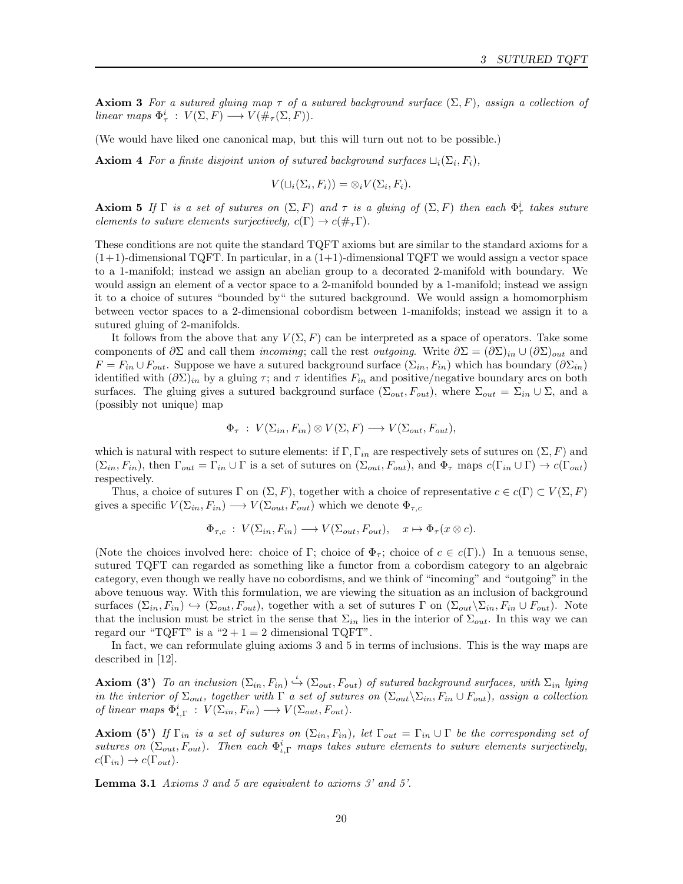**Axiom 3** *For a sutured gluing map $\tau$ of a sutured background surface $(\Sigma, F)$, assign a collection of linear maps $\Phi_\tau^i : V(\Sigma, F) \longrightarrow V(\#_\tau(\Sigma, F))$.*

(We would have liked one canonical map, but this will turn out not to be possible.)

**Axiom 4** *For a finite disjoint union of sutured background surfaces $\sqcup_i(\Sigma_i, F_i)$,*

$$V(\sqcup_i(\Sigma_i, F_i)) = \otimes_i V(\Sigma_i, F_i).$$

**Axiom 5** *If $\Gamma$ is a set of sutures on $(\Sigma, F)$ and $\tau$ is a gluing of $(\Sigma, F)$ then each $\Phi_\tau^i$ takes suture elements to suture elements surjectively, $c(\Gamma) \to c(\#_\tau \Gamma)$.*

These conditions are not quite the standard TQFT axioms but are similar to the standard axioms for a (1+1)-dimensional TQFT. In particular, in a (1+1)-dimensional TQFT we would assign a vector space to a 1-manifold; instead we assign an abelian group to a decorated 2-manifold with boundary. We would assign an element of a vector space to a 2-manifold bounded by a 1-manifold; instead we assign it to a choice of sutures "bounded by" the sutured background. We would assign a homomorphism between vector spaces to a 2-dimensional cobordism between 1-manifolds; instead we assign it to a sutured gluing of 2-manifolds.

It follows from the above that any $V(\Sigma, F)$ can be interpreted as a space of operators. Take some components of $\partial\Sigma$ and call them *incoming*; call the rest *outgoing*. Write $\partial\Sigma = (\partial\Sigma)_{in} \cup (\partial\Sigma)_{out}$ and $F = F_{in} \cup F_{out}$. Suppose we have a sutured background surface $(\Sigma_{in}, F_{in})$ which has boundary $(\partial\Sigma_{in})$ identified with $(\partial\Sigma)_{in}$ by a gluing $\tau$; and $\tau$ identifies $F_{in}$ and positive/negative boundary arcs on both surfaces. The gluing gives a sutured background surface $(\Sigma_{out}, F_{out})$, where $\Sigma_{out} = \Sigma_{in} \cup \Sigma$, and a (possibly not unique) map

$$\Phi_\tau : V(\Sigma_{in}, F_{in}) \otimes V(\Sigma, F) \longrightarrow V(\Sigma_{out}, F_{out}),$$

which is natural with respect to suture elements: if $\Gamma, \Gamma_{in}$ are respectively sets of sutures on $(\Sigma, F)$ and $(\Sigma_{in}, F_{in})$, then $\Gamma_{out} = \Gamma_{in} \cup \Gamma$ is a set of sutures on $(\Sigma_{out}, F_{out})$, and $\Phi_\tau$ maps $c(\Gamma_{in} \cup \Gamma) \to c(\Gamma_{out})$ respectively.

Thus, a choice of sutures $\Gamma$ on $(\Sigma, F)$, together with a choice of representative $c \in c(\Gamma) \subset V(\Sigma, F)$ gives a specific $V(\Sigma_{in}, F_{in}) \longrightarrow V(\Sigma_{out}, F_{out})$ which we denote $\Phi_{\tau,c}$

$$\Phi_{\tau,c} : V(\Sigma_{in}, F_{in}) \longrightarrow V(\Sigma_{out}, F_{out}), \quad x \mapsto \Phi_\tau(x \otimes c).$$

(Note the choices involved here: choice of $\Gamma$; choice of $\Phi_\tau$; choice of $c \in c(\Gamma)$.) In a tenuous sense, sutured TQFT can regarded as something like a functor from a cobordism category to an algebraic category, even though we really have no cobordisms, and we think of "incoming" and "outgoing" in the above tenuous way. With this formulation, we are viewing the situation as an inclusion of background surfaces $(\Sigma_{in}, F_{in}) \hookrightarrow (\Sigma_{out}, F_{out})$, together with a set of sutures $\Gamma$ on $(\Sigma_{out} \backslash \Sigma_{in}, F_{in} \cup F_{out})$. Note that the inclusion must be strict in the sense that $\Sigma_{in}$ lies in the interior of $\Sigma_{out}$. In this way we can regard our "TQFT" is a "2 + 1 = 2 dimensional TQFT".

In fact, we can reformulate gluing axioms 3 and 5 in terms of inclusions. This is the way maps are described in [12].

**Axiom (3')** *To an inclusion $(\Sigma_{in}, F_{in}) \stackrel{\iota}{\hookrightarrow} (\Sigma_{out}, F_{out})$ of sutured background surfaces, with $\Sigma_{in}$ lying in the interior of $\Sigma_{out}$, together with $\Gamma$ a set of sutures on $(\Sigma_{out} \backslash \Sigma_{in}, F_{in} \cup F_{out})$, assign a collection of linear maps $\Phi_{\iota,\Gamma}^i : V(\Sigma_{in}, F_{in}) \longrightarrow V(\Sigma_{out}, F_{out})$.*

**Axiom (5')** *If $\Gamma_{in}$ is a set of sutures on $(\Sigma_{in}, F_{in})$, let $\Gamma_{out} = \Gamma_{in} \cup \Gamma$ be the corresponding set of sutures on $(\Sigma_{out}, F_{out})$. Then each $\Phi_{\iota,\Gamma}^i$ maps takes suture elements to suture elements surjectively, $c(\Gamma_{in}) \to c(\Gamma_{out})$.*

**Lemma 3.1** *Axioms 3 and 5 are equivalent to axioms 3' and 5'.*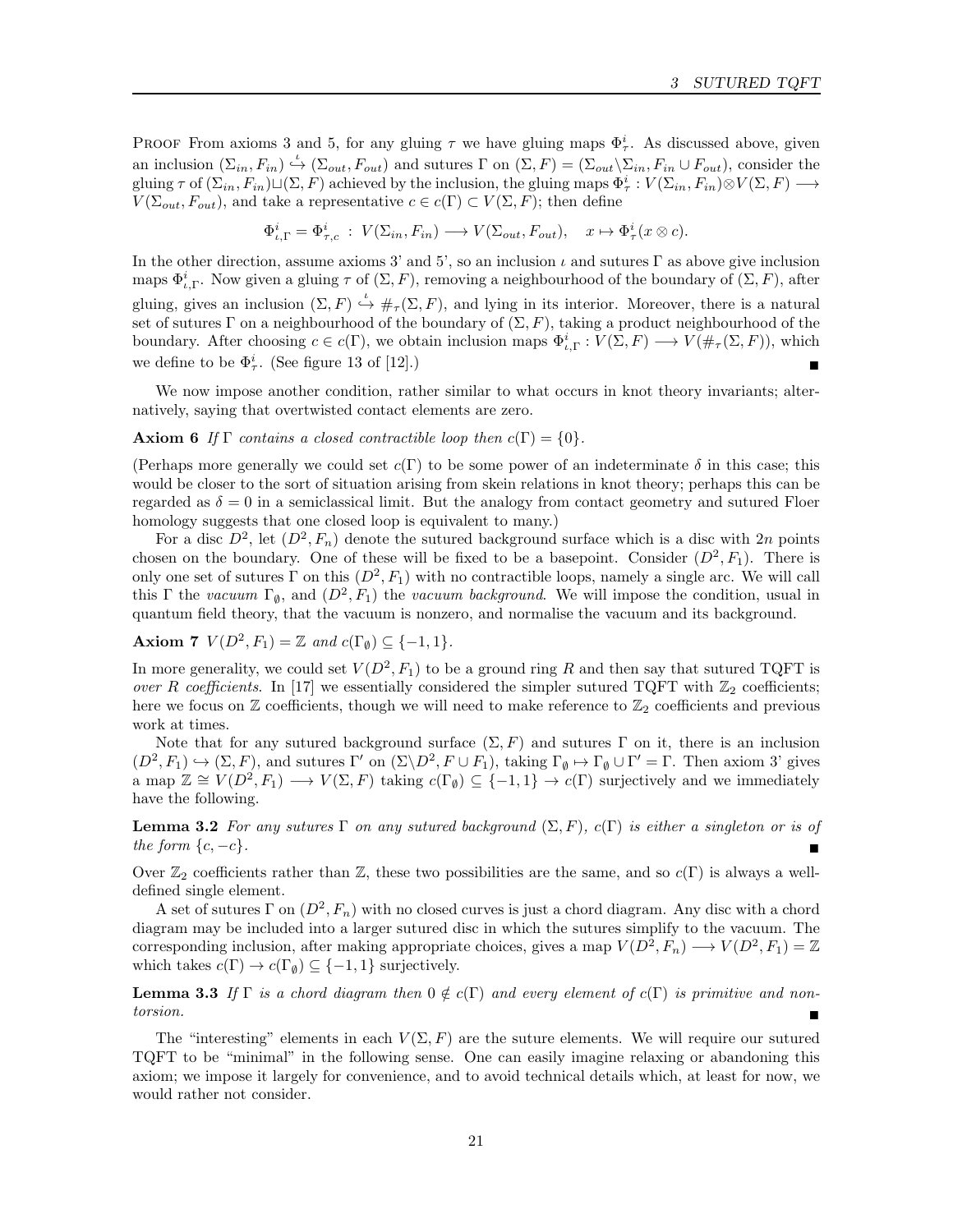**Proof** From axioms 3 and 5, for any gluing $\tau$ we have gluing maps $\Phi_\tau^i$. As discussed above, given an inclusion $(\Sigma_{in}, F_{in}) \stackrel{\iota}{\hookrightarrow} (\Sigma_{out}, F_{out})$ and sutures $\Gamma$ on $(\Sigma, F) = (\Sigma_{out} \backslash \Sigma_{in}, F_{in} \cup F_{out})$, consider the gluing $\tau$ of $(\Sigma_{in}, F_{in}) \sqcup (\Sigma, F)$ achieved by the inclusion, the gluing maps $\Phi_\tau^i : V(\Sigma_{in}, F_{in}) \otimes V(\Sigma, F) \longrightarrow V(\Sigma_{out}, F_{out})$, and take a representative $c \in c(\Gamma) \subset V(\Sigma, F)$; then define

$$\Phi_{\iota,\Gamma}^i = \Phi_{\tau,c}^i \;:\; V(\Sigma_{in}, F_{in}) \longrightarrow V(\Sigma_{out}, F_{out}), \quad x \mapsto \Phi_\tau^i(x \otimes c).$$

In the other direction, assume axioms 3' and 5', so an inclusion $\iota$ and sutures $\Gamma$ as above give inclusion maps $\Phi_{\iota,\Gamma}^i$. Now given a gluing $\tau$ of $(\Sigma, F)$, removing a neighbourhood of the boundary of $(\Sigma, F)$, after gluing, gives an inclusion $(\Sigma, F) \stackrel{\iota}{\hookrightarrow} \#_\tau(\Sigma, F)$, and lying in its interior. Moreover, there is a natural set of sutures $\Gamma$ on a neighbourhood of the boundary of $(\Sigma, F)$, taking a product neighbourhood of the boundary. After choosing $c \in c(\Gamma)$, we obtain inclusion maps $\Phi_{\iota,\Gamma}^i : V(\Sigma, F) \longrightarrow V(\#_\tau(\Sigma, F))$, which we define to be $\Phi_\tau^i$. (See figure 13 of [12].) ∎

We now impose another condition, rather similar to what occurs in knot theory invariants; alternatively, saying that overtwisted contact elements are zero.

**Axiom 6** *If $\Gamma$ contains a closed contractible loop then $c(\Gamma) = \{0\}$.*

(Perhaps more generally we could set $c(\Gamma)$ to be some power of an indeterminate $\delta$ in this case; this would be closer to the sort of situation arising from skein relations in knot theory; perhaps this can be regarded as $\delta = 0$ in a semiclassical limit. But the analogy from contact geometry and sutured Floer homology suggests that one closed loop is equivalent to many.)

For a disc $D^2$, let $(D^2, F_n)$ denote the sutured background surface which is a disc with $2n$ points chosen on the boundary. One of these will be fixed to be a basepoint. Consider $(D^2, F_1)$. There is only one set of sutures $\Gamma$ on this $(D^2, F_1)$ with no contractible loops, namely a single arc. We will call this $\Gamma$ the *vacuum* $\Gamma_\emptyset$, and $(D^2, F_1)$ the *vacuum background*. We will impose the condition, usual in quantum field theory, that the vacuum is nonzero, and normalise the vacuum and its background.

**Axiom 7** $V(D^2, F_1) = \mathbb{Z}$ *and* $c(\Gamma_\emptyset) \subseteq \{-1, 1\}$.

In more generality, we could set $V(D^2, F_1)$ to be a ground ring $R$ and then say that sutured TQFT is *over $R$ coefficients*. In [17] we essentially considered the simpler sutured TQFT with $\mathbb{Z}_2$ coefficients; here we focus on $\mathbb{Z}$ coefficients, though we will need to make reference to $\mathbb{Z}_2$ coefficients and previous work at times.

Note that for any sutured background surface $(\Sigma, F)$ and sutures $\Gamma$ on it, there is an inclusion $(D^2, F_1) \hookrightarrow (\Sigma, F)$, and sutures $\Gamma'$ on $(\Sigma \backslash D^2, F \cup F_1)$, taking $\Gamma_\emptyset \mapsto \Gamma_\emptyset \cup \Gamma' = \Gamma$. Then axiom 3' gives a map $\mathbb{Z} \cong V(D^2, F_1) \longrightarrow V(\Sigma, F)$ taking $c(\Gamma_\emptyset) \subseteq \{-1, 1\} \to c(\Gamma)$ surjectively and we immediately have the following.

**Lemma 3.2** *For any sutures $\Gamma$ on any sutured background $(\Sigma, F)$, $c(\Gamma)$ is either a singleton or is of the form $\{c, -c\}$.* ∎

Over $\mathbb{Z}_2$ coefficients rather than $\mathbb{Z}$, these two possibilities are the same, and so $c(\Gamma)$ is always a well-defined single element.

A set of sutures $\Gamma$ on $(D^2, F_n)$ with no closed curves is just a chord diagram. Any disc with a chord diagram may be included into a larger sutured disc in which the sutures simplify to the vacuum. The corresponding inclusion, after making appropriate choices, gives a map $V(D^2, F_n) \longrightarrow V(D^2, F_1) = \mathbb{Z}$ which takes $c(\Gamma) \to c(\Gamma_\emptyset) \subseteq \{-1, 1\}$ surjectively.

**Lemma 3.3** *If $\Gamma$ is a chord diagram then $0 \notin c(\Gamma)$ and every element of $c(\Gamma)$ is primitive and non-torsion.* ∎

The "interesting" elements in each $V(\Sigma, F)$ are the suture elements. We will require our sutured TQFT to be "minimal" in the following sense. One can easily imagine relaxing or abandoning this axiom; we impose it largely for convenience, and to avoid technical details which, at least for now, we would rather not consider.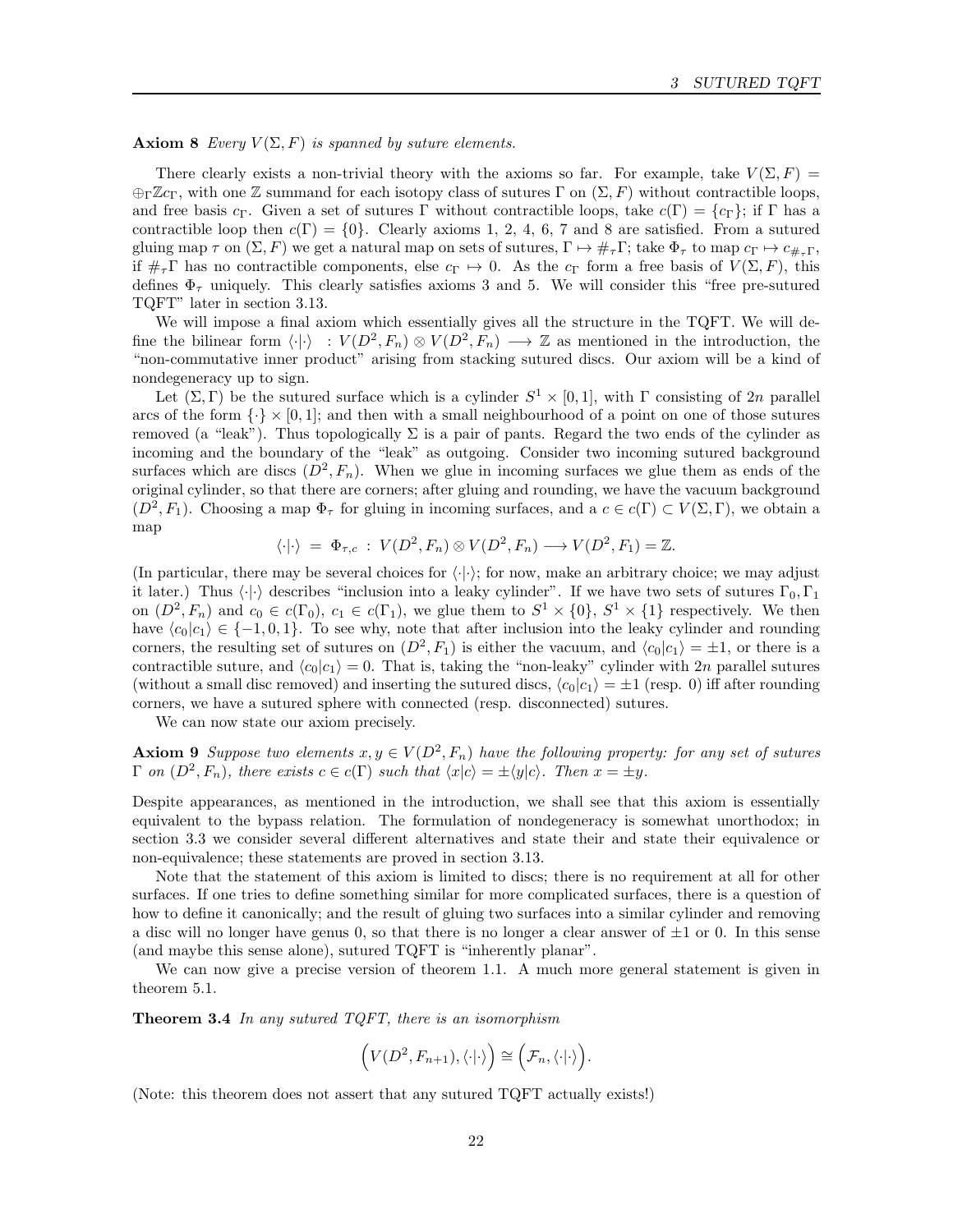**Axiom 8** *Every $V(\Sigma, F)$ is spanned by suture elements.*

There clearly exists a non-trivial theory with the axioms so far. For example, take $V(\Sigma, F) = \oplus_\Gamma \mathbb{Z} c_\Gamma$, with one $\mathbb{Z}$ summand for each isotopy class of sutures $\Gamma$ on $(\Sigma, F)$ without contractible loops, and free basis $c_\Gamma$. Given a set of sutures $\Gamma$ without contractible loops, take $c(\Gamma) = \{c_\Gamma\}$; if $\Gamma$ has a contractible loop then $c(\Gamma) = \{0\}$. Clearly axioms 1, 2, 4, 6, 7 and 8 are satisfied. From a sutured gluing map $\tau$ on $(\Sigma, F)$ we get a natural map on sets of sutures, $\Gamma \mapsto \#_\tau \Gamma$; take $\Phi_\tau$ to map $c_\Gamma \mapsto c_{\#_\tau \Gamma}$, if $\#_\tau \Gamma$ has no contractible components, else $c_\Gamma \mapsto 0$. As the $c_\Gamma$ form a free basis of $V(\Sigma, F)$, this defines $\Phi_\tau$ uniquely. This clearly satisfies axioms 3 and 5. We will consider this "free pre-sutured TQFT" later in section 3.13.

We will impose a final axiom which essentially gives all the structure in the TQFT. We will define the bilinear form $\langle \cdot | \cdot \rangle \; : V(D^2, F_n) \otimes V(D^2, F_n) \longrightarrow \mathbb{Z}$ as mentioned in the introduction, the "non-commutative inner product" arising from stacking sutured discs. Our axiom will be a kind of nondegeneracy up to sign.

Let $(\Sigma, \Gamma)$ be the sutured surface which is a cylinder $S^1 \times [0,1]$, with $\Gamma$ consisting of $2n$ parallel arcs of the form $\{\cdot\} \times [0,1]$; and then with a small neighbourhood of a point on one of those sutures removed (a "leak"). Thus topologically $\Sigma$ is a pair of pants. Regard the two ends of the cylinder as incoming and the boundary of the "leak" as outgoing. Consider two incoming sutured background surfaces which are discs $(D^2, F_n)$. When we glue in incoming surfaces we glue them as ends of the original cylinder, so that there are corners; after gluing and rounding, we have the vacuum background $(D^2, F_1)$. Choosing a map $\Phi_\tau$ for gluing in incoming surfaces, and a $c \in c(\Gamma) \subset V(\Sigma, \Gamma)$, we obtain a map

$$\langle \cdot | \cdot \rangle \;=\; \Phi_{\tau, c} \;:\; V(D^2, F_n) \otimes V(D^2, F_n) \longrightarrow V(D^2, F_1) = \mathbb{Z}.$$

(In particular, there may be several choices for $\langle \cdot | \cdot \rangle$; for now, make an arbitrary choice; we may adjust it later.) Thus $\langle \cdot | \cdot \rangle$ describes "inclusion into a leaky cylinder". If we have two sets of sutures $\Gamma_0, \Gamma_1$ on $(D^2, F_n)$ and $c_0 \in c(\Gamma_0)$, $c_1 \in c(\Gamma_1)$, we glue them to $S^1 \times \{0\}$, $S^1 \times \{1\}$ respectively. We then have $\langle c_0 | c_1 \rangle \in \{-1, 0, 1\}$. To see why, note that after inclusion into the leaky cylinder and rounding corners, the resulting set of sutures on $(D^2, F_1)$ is either the vacuum, and $\langle c_0 | c_1 \rangle = \pm 1$, or there is a contractible suture, and $\langle c_0 | c_1 \rangle = 0$. That is, taking the "non-leaky" cylinder with $2n$ parallel sutures (without a small disc removed) and inserting the sutured discs, $\langle c_0 | c_1 \rangle = \pm 1$ (resp. 0) iff after rounding corners, we have a sutured sphere with connected (resp. disconnected) sutures.

We can now state our axiom precisely.

**Axiom 9** *Suppose two elements $x, y \in V(D^2, F_n)$ have the following property: for any set of sutures $\Gamma$ on $(D^2, F_n)$, there exists $c \in c(\Gamma)$ such that $\langle x | c \rangle = \pm \langle y | c \rangle$. Then $x = \pm y$.*

Despite appearances, as mentioned in the introduction, we shall see that this axiom is essentially equivalent to the bypass relation. The formulation of nondegeneracy is somewhat unorthodox; in section 3.3 we consider several different alternatives and state their and state their equivalence or non-equivalence; these statements are proved in section 3.13.

Note that the statement of this axiom is limited to discs; there is no requirement at all for other surfaces. If one tries to define something similar for more complicated surfaces, there is a question of how to define it canonically; and the result of gluing two surfaces into a similar cylinder and removing a disc will no longer have genus 0, so that there is no longer a clear answer of $\pm 1$ or 0. In this sense (and maybe this sense alone), sutured TQFT is "inherently planar".

We can now give a precise version of theorem 1.1. A much more general statement is given in theorem 5.1.

**Theorem 3.4** *In any sutured TQFT, there is an isomorphism*

$$\Big( V(D^2, F_{n+1}), \langle \cdot | \cdot \rangle \Big) \cong \Big( \mathcal{F}_n, \langle \cdot | \cdot \rangle \Big).$$

(Note: this theorem does not assert that any sutured TQFT actually exists!)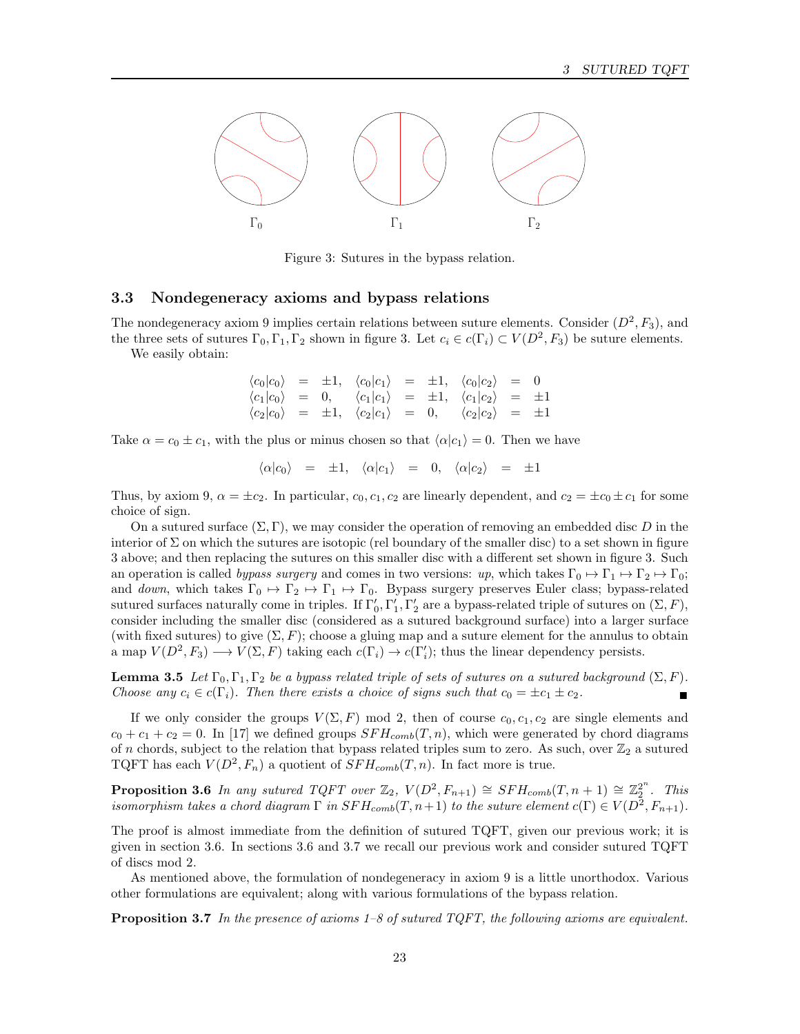$\Gamma_0$ $\Gamma_1$ $\Gamma_2$

Figure 3: Sutures in the bypass relation.

### 3.3 Nondegeneracy axioms and bypass relations

The nondegeneracy axiom 9 implies certain relations between suture elements. Consider $(D^2, F_3)$, and the three sets of sutures $\Gamma_0, \Gamma_1, \Gamma_2$ shown in figure 3. Let $c_i \in c(\Gamma_i) \subset V(D^2, F_3)$ be suture elements.

We easily obtain:

$$
\begin{array}{lllllllll}
\langle c_0 | c_0 \rangle & = & \pm 1, & \langle c_0 | c_1 \rangle & = & \pm 1, & \langle c_0 | c_2 \rangle & = & 0 \\
\langle c_1 | c_0 \rangle & = & 0, & \langle c_1 | c_1 \rangle & = & \pm 1, & \langle c_1 | c_2 \rangle & = & \pm 1 \\
\langle c_2 | c_0 \rangle & = & \pm 1, & \langle c_2 | c_1 \rangle & = & 0, & \langle c_2 | c_2 \rangle & = & \pm 1
\end{array}
$$

Take $\alpha = c_0 \pm c_1$, with the plus or minus chosen so that $\langle \alpha | c_1 \rangle = 0$. Then we have

$$
\langle \alpha | c_0 \rangle \;=\; \pm 1, \quad \langle \alpha | c_1 \rangle \;=\; 0, \quad \langle \alpha | c_2 \rangle \;=\; \pm 1
$$

Thus, by axiom 9, $\alpha = \pm c_2$. In particular, $c_0, c_1, c_2$ are linearly dependent, and $c_2 = \pm c_0 \pm c_1$ for some choice of sign.

On a sutured surface $(\Sigma, \Gamma)$, we may consider the operation of removing an embedded disc $D$ in the interior of $\Sigma$ on which the sutures are isotopic (rel boundary of the smaller disc) to a set shown in figure 3 above; and then replacing the sutures on this smaller disc with a different set shown in figure 3. Such an operation is called *bypass surgery* and comes in two versions: *up*, which takes $\Gamma_0 \mapsto \Gamma_1 \mapsto \Gamma_2 \mapsto \Gamma_0$; and *down*, which takes $\Gamma_0 \mapsto \Gamma_2 \mapsto \Gamma_1 \mapsto \Gamma_0$. Bypass surgery preserves Euler class; bypass-related sutured surfaces naturally come in triples. If $\Gamma_0', \Gamma_1', \Gamma_2'$ are a bypass-related triple of sutures on $(\Sigma, F)$, consider including the smaller disc (considered as a sutured background surface) into a larger surface (with fixed sutures) to give $(\Sigma, F)$; choose a gluing map and a suture element for the annulus to obtain a map $V(D^2, F_3) \longrightarrow V(\Sigma, F)$ taking each $c(\Gamma_i) \to c(\Gamma_i')$; thus the linear dependency persists.

**Lemma 3.5** *Let $\Gamma_0, \Gamma_1, \Gamma_2$ be a bypass related triple of sets of sutures on a sutured background $(\Sigma, F)$. Choose any $c_i \in c(\Gamma_i)$. Then there exists a choice of signs such that $c_0 = \pm c_1 \pm c_2$.* ∎

If we only consider the groups $V(\Sigma, F)$ mod 2, then of course $c_0, c_1, c_2$ are single elements and $c_0 + c_1 + c_2 = 0$. In [17] we defined groups $SFH_{comb}(T, n)$, which were generated by chord diagrams of $n$ chords, subject to the relation that bypass related triples sum to zero. As such, over $\mathbb{Z}_2$ a sutured TQFT has each $V(D^2, F_n)$ a quotient of $SFH_{comb}(T, n)$. In fact more is true.

**Proposition 3.6** *In any sutured TQFT over $\mathbb{Z}_2$, $V(D^2, F_{n+1}) \cong SFH_{comb}(T, n+1) \cong \mathbb{Z}_2^{2^n}$. This isomorphism takes a chord diagram $\Gamma$ in $SFH_{comb}(T, n+1)$ to the suture element $c(\Gamma) \in V(D^2, F_{n+1})$.*

The proof is almost immediate from the definition of sutured TQFT, given our previous work; it is given in section 3.6. In sections 3.6 and 3.7 we recall our previous work and consider sutured TQFT of discs mod 2.

As mentioned above, the formulation of nondegeneracy in axiom 9 is a little unorthodox. Various other formulations are equivalent; along with various formulations of the bypass relation.

**Proposition 3.7** *In the presence of axioms 1–8 of sutured TQFT, the following axioms are equivalent.*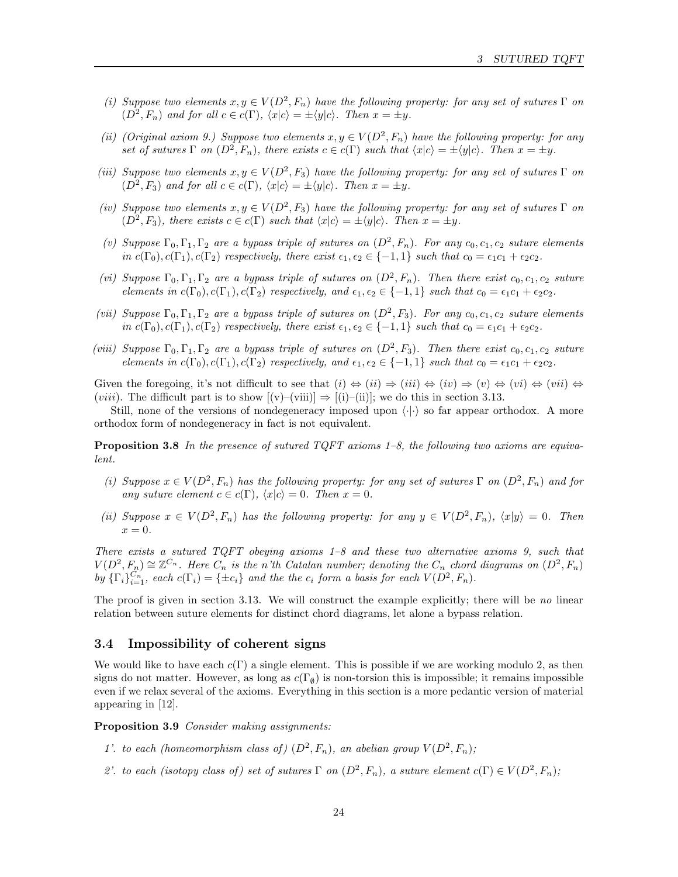*(i) Suppose two elements $x, y \in V(D^2, F_n)$ have the following property: for any set of sutures $\Gamma$ on $(D^2, F_n)$ and for all $c \in c(\Gamma)$, $\langle x|c \rangle = \pm \langle y|c \rangle$. Then $x = \pm y$.*

*(ii) (Original axiom 9.) Suppose two elements $x, y \in V(D^2, F_n)$ have the following property: for any set of sutures $\Gamma$ on $(D^2, F_n)$, there exists $c \in c(\Gamma)$ such that $\langle x|c \rangle = \pm \langle y|c \rangle$. Then $x = \pm y$.*

*(iii) Suppose two elements $x, y \in V(D^2, F_3)$ have the following property: for any set of sutures $\Gamma$ on $(D^2, F_3)$ and for all $c \in c(\Gamma)$, $\langle x|c \rangle = \pm \langle y|c \rangle$. Then $x = \pm y$.*

*(iv) Suppose two elements $x, y \in V(D^2, F_3)$ have the following property: for any set of sutures $\Gamma$ on $(D^2, F_3)$, there exists $c \in c(\Gamma)$ such that $\langle x|c \rangle = \pm \langle y|c \rangle$. Then $x = \pm y$.*

*(v) Suppose $\Gamma_0, \Gamma_1, \Gamma_2$ are a bypass triple of sutures on $(D^2, F_n)$. For any $c_0, c_1, c_2$ suture elements in $c(\Gamma_0), c(\Gamma_1), c(\Gamma_2)$ respectively, there exist $\epsilon_1, \epsilon_2 \in \{-1, 1\}$ such that $c_0 = \epsilon_1 c_1 + \epsilon_2 c_2$.*

*(vi) Suppose $\Gamma_0, \Gamma_1, \Gamma_2$ are a bypass triple of sutures on $(D^2, F_n)$. Then there exist $c_0, c_1, c_2$ suture elements in $c(\Gamma_0), c(\Gamma_1), c(\Gamma_2)$ respectively, and $\epsilon_1, \epsilon_2 \in \{-1, 1\}$ such that $c_0 = \epsilon_1 c_1 + \epsilon_2 c_2$.*

*(vii) Suppose $\Gamma_0, \Gamma_1, \Gamma_2$ are a bypass triple of sutures on $(D^2, F_3)$. For any $c_0, c_1, c_2$ suture elements in $c(\Gamma_0), c(\Gamma_1), c(\Gamma_2)$ respectively, there exist $\epsilon_1, \epsilon_2 \in \{-1, 1\}$ such that $c_0 = \epsilon_1 c_1 + \epsilon_2 c_2$.*

*(viii) Suppose $\Gamma_0, \Gamma_1, \Gamma_2$ are a bypass triple of sutures on $(D^2, F_3)$. Then there exist $c_0, c_1, c_2$ suture elements in $c(\Gamma_0), c(\Gamma_1), c(\Gamma_2)$ respectively, and $\epsilon_1, \epsilon_2 \in \{-1, 1\}$ such that $c_0 = \epsilon_1 c_1 + \epsilon_2 c_2$.*

Given the foregoing, it's not difficult to see that $(i) \Leftrightarrow (ii) \Rightarrow (iii) \Leftrightarrow (iv) \Rightarrow (v) \Leftrightarrow (vi) \Leftrightarrow (vii) \Leftrightarrow (viii)$. The difficult part is to show $[(v)–(viii)] \Rightarrow [(i)–(ii)]$; we do this in section 3.13.

Still, none of the versions of nondegeneracy imposed upon $\langle \cdot | \cdot \rangle$ so far appear orthodox. A more orthodox form of nondegeneracy in fact is not equivalent.

**Proposition 3.8** *In the presence of sutured TQFT axioms 1–8, the following two axioms are equivalent.*

*(i) Suppose $x \in V(D^2, F_n)$ has the following property: for any set of sutures $\Gamma$ on $(D^2, F_n)$ and for any suture element $c \in c(\Gamma)$, $\langle x|c \rangle = 0$. Then $x = 0$.*

*(ii) Suppose $x \in V(D^2, F_n)$ has the following property: for any $y \in V(D^2, F_n)$, $\langle x|y \rangle = 0$. Then $x = 0$.*

*There exists a sutured TQFT obeying axioms 1–8 and these two alternative axioms 9, such that $V(D^2, F_n) \cong \mathbb{Z}^{C_n}$. Here $C_n$ is the n'th Catalan number; denoting the $C_n$ chord diagrams on $(D^2, F_n)$ by $\{\Gamma_i\}_{i=1}^{C_n}$, each $c(\Gamma_i) = \{\pm c_i\}$ and the the $c_i$ form a basis for each $V(D^2, F_n)$.*

The proof is given in section 3.13. We will construct the example explicitly; there will be *no* linear relation between suture elements for distinct chord diagrams, let alone a bypass relation.

### 3.4 Impossibility of coherent signs

We would like to have each $c(\Gamma)$ a single element. This is possible if we are working modulo 2, as then signs do not matter. However, as long as $c(\Gamma_\emptyset)$ is non-torsion this is impossible; it remains impossible even if we relax several of the axioms. Everything in this section is a more pedantic version of material appearing in [12].

**Proposition 3.9** *Consider making assignments:*

*1'. to each (homeomorphism class of) $(D^2, F_n)$, an abelian group $V(D^2, F_n)$;*

*2'. to each (isotopy class of) set of sutures $\Gamma$ on $(D^2, F_n)$, a suture element $c(\Gamma) \in V(D^2, F_n)$;*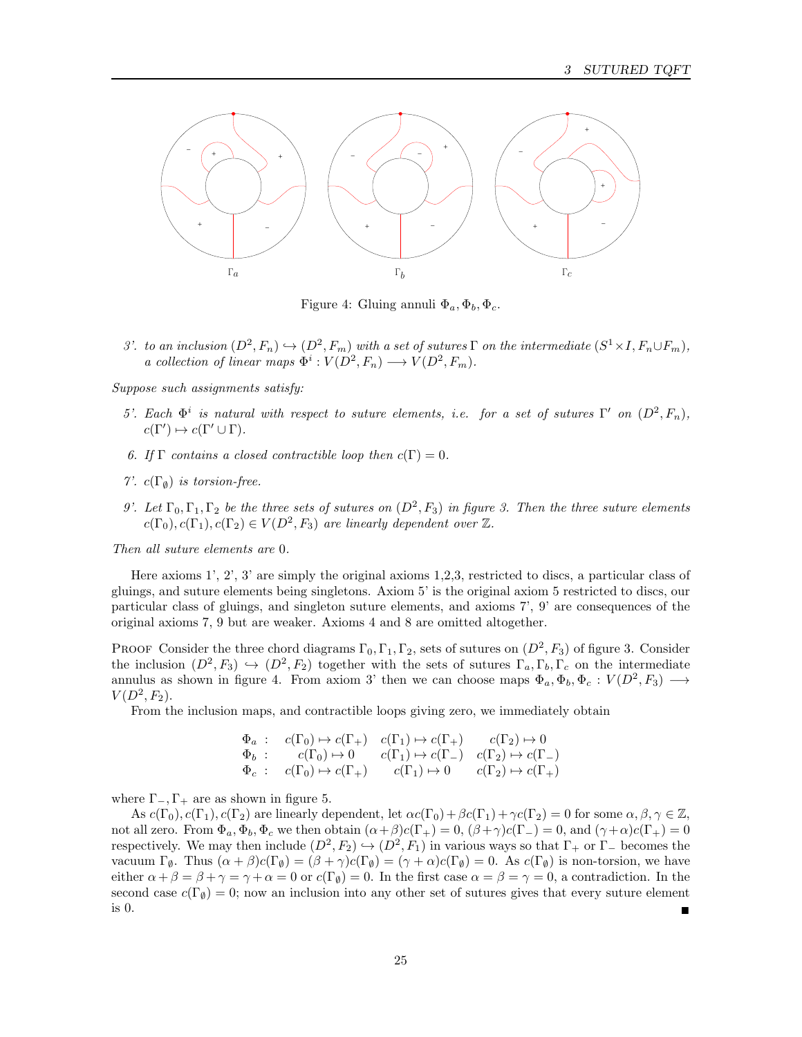Figure 4: Gluing annuli $\Phi_a, \Phi_b, \Phi_c$.

3'. *to an inclusion $(D^2, F_n) \hookrightarrow (D^2, F_m)$ with a set of sutures $\Gamma$ on the intermediate $(S^1 \times I, F_n \cup F_m)$, a collection of linear maps $\Phi^i : V(D^2, F_n) \longrightarrow V(D^2, F_m)$.*

*Suppose such assignments satisfy:*

5'. *Each $\Phi^i$ is natural with respect to suture elements, i.e. for a set of sutures $\Gamma'$ on $(D^2, F_n)$, $c(\Gamma') \mapsto c(\Gamma' \cup \Gamma)$.*

6. *If $\Gamma$ contains a closed contractible loop then $c(\Gamma) = 0$.*

7'. *$c(\Gamma_\emptyset)$ is torsion-free.*

9'. *Let $\Gamma_0, \Gamma_1, \Gamma_2$ be the three sets of sutures on $(D^2, F_3)$ in figure 3. Then the three suture elements $c(\Gamma_0), c(\Gamma_1), c(\Gamma_2) \in V(D^2, F_3)$ are linearly dependent over $\mathbb{Z}$.*

*Then all suture elements are 0.*

Here axioms 1', 2', 3' are simply the original axioms 1,2,3, restricted to discs, a particular class of gluings, and suture elements being singletons. Axiom 5' is the original axiom 5 restricted to discs, our particular class of gluings, and singleton suture elements, and axioms 7', 9' are consequences of the original axioms 7, 9 but are weaker. Axioms 4 and 8 are omitted altogether.

PROOF Consider the three chord diagrams $\Gamma_0, \Gamma_1, \Gamma_2$, sets of sutures on $(D^2, F_3)$ of figure 3. Consider the inclusion $(D^2, F_3) \hookrightarrow (D^2, F_2)$ together with the sets of sutures $\Gamma_a, \Gamma_b, \Gamma_c$ on the intermediate annulus as shown in figure 4. From axiom 3' then we can choose maps $\Phi_a, \Phi_b, \Phi_c : V(D^2, F_3) \longrightarrow V(D^2, F_2)$.

From the inclusion maps, and contractible loops giving zero, we immediately obtain

$$
\begin{array}{llll}
\Phi_a : & c(\Gamma_0) \mapsto c(\Gamma_+) & c(\Gamma_1) \mapsto c(\Gamma_+) & c(\Gamma_2) \mapsto 0 \\
\Phi_b : & c(\Gamma_0) \mapsto 0 & c(\Gamma_1) \mapsto c(\Gamma_-) & c(\Gamma_2) \mapsto c(\Gamma_-) \\
\Phi_c : & c(\Gamma_0) \mapsto c(\Gamma_+) & c(\Gamma_1) \mapsto 0 & c(\Gamma_2) \mapsto c(\Gamma_+)
\end{array}
$$

where $\Gamma_-, \Gamma_+$ are as shown in figure 5.

As $c(\Gamma_0), c(\Gamma_1), c(\Gamma_2)$ are linearly dependent, let $\alpha c(\Gamma_0) + \beta c(\Gamma_1) + \gamma c(\Gamma_2) = 0$ for some $\alpha, \beta, \gamma \in \mathbb{Z}$, not all zero. From $\Phi_a, \Phi_b, \Phi_c$ we then obtain $(\alpha + \beta) c(\Gamma_+) = 0$, $(\beta + \gamma) c(\Gamma_-) = 0$, and $(\gamma + \alpha) c(\Gamma_+) = 0$ respectively. We may then include $(D^2, F_2) \hookrightarrow (D^2, F_1)$ in various ways so that $\Gamma_+$ or $\Gamma_-$ becomes the vacuum $\Gamma_\emptyset$. Thus $(\alpha + \beta) c(\Gamma_\emptyset) = (\beta + \gamma) c(\Gamma_\emptyset) = (\gamma + \alpha) c(\Gamma_\emptyset) = 0$. As $c(\Gamma_\emptyset)$ is non-torsion, we have either $\alpha + \beta = \beta + \gamma = \gamma + \alpha = 0$ or $c(\Gamma_\emptyset) = 0$. In the first case $\alpha = \beta = \gamma = 0$, a contradiction. In the second case $c(\Gamma_\emptyset) = 0$; now an inclusion into any other set of sutures gives that every suture element is 0. ∎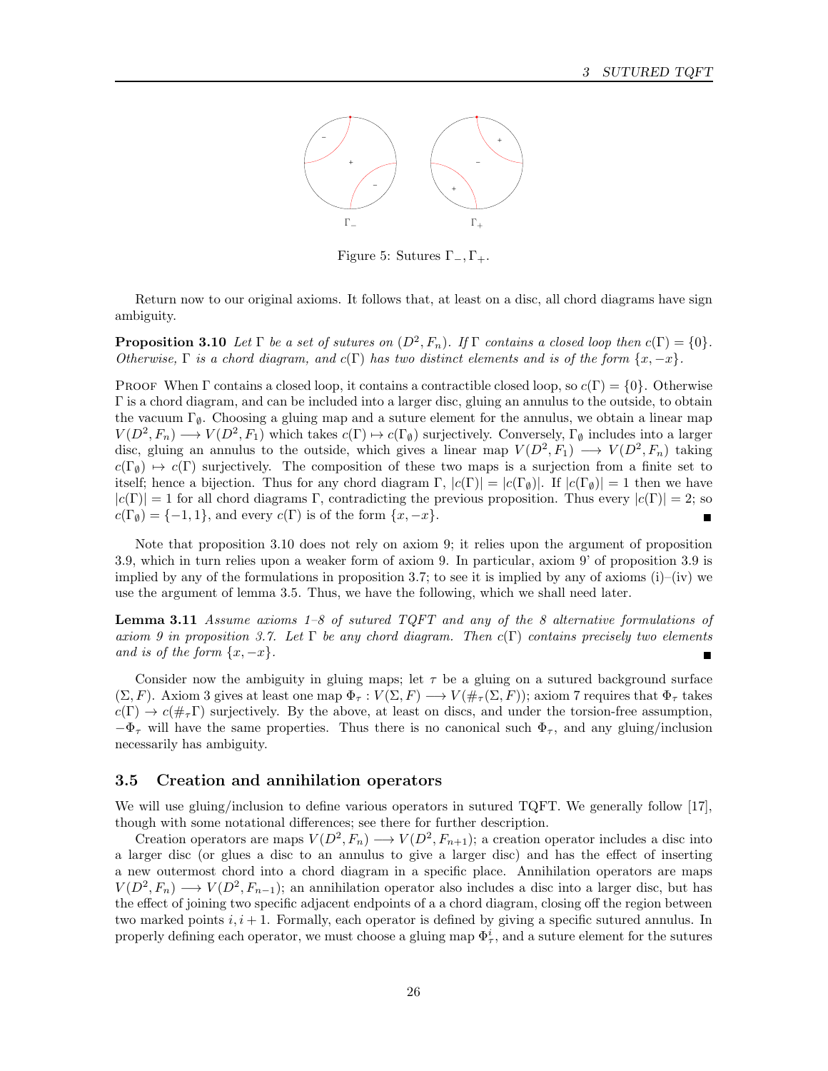Figure 5: Sutures $\Gamma_-, \Gamma_+$.

Return now to our original axioms. It follows that, at least on a disc, all chord diagrams have sign ambiguity.

**Proposition 3.10** *Let $\Gamma$ be a set of sutures on $(D^2, F_n)$. If $\Gamma$ contains a closed loop then $c(\Gamma) = \{0\}$. Otherwise, $\Gamma$ is a chord diagram, and $c(\Gamma)$ has two distinct elements and is of the form $\{x, -x\}$.*

PROOF When $\Gamma$ contains a closed loop, it contains a contractible closed loop, so $c(\Gamma) = \{0\}$. Otherwise $\Gamma$ is a chord diagram, and can be included into a larger disc, gluing an annulus to the outside, to obtain the vacuum $\Gamma_\emptyset$. Choosing a gluing map and a suture element for the annulus, we obtain a linear map $V(D^2, F_n) \longrightarrow V(D^2, F_1)$ which takes $c(\Gamma) \mapsto c(\Gamma_\emptyset)$ surjectively. Conversely, $\Gamma_\emptyset$ includes into a larger disc, gluing an annulus to the outside, which gives a linear map $V(D^2, F_1) \longrightarrow V(D^2, F_n)$ taking $c(\Gamma_\emptyset) \mapsto c(\Gamma)$ surjectively. The composition of these two maps is a surjection from a finite set to itself; hence a bijection. Thus for any chord diagram $\Gamma$, $|c(\Gamma)| = |c(\Gamma_\emptyset)|$. If $|c(\Gamma_\emptyset)| = 1$ then we have $|c(\Gamma)| = 1$ for all chord diagrams $\Gamma$, contradicting the previous proposition. Thus every $|c(\Gamma)| = 2$; so $c(\Gamma_\emptyset) = \{-1, 1\}$, and every $c(\Gamma)$ is of the form $\{x, -x\}$. ∎

Note that proposition 3.10 does not rely on axiom 9; it relies upon the argument of proposition 3.9, which in turn relies upon a weaker form of axiom 9. In particular, axiom 9' of proposition 3.9 is implied by any of the formulations in proposition 3.7; to see it is implied by any of axioms (i)–(iv) we use the argument of lemma 3.5. Thus, we have the following, which we shall need later.

**Lemma 3.11** *Assume axioms 1–8 of sutured TQFT and any of the 8 alternative formulations of axiom 9 in proposition 3.7. Let $\Gamma$ be any chord diagram. Then $c(\Gamma)$ contains precisely two elements and is of the form $\{x, -x\}$.* ∎

Consider now the ambiguity in gluing maps; let $\tau$ be a gluing on a sutured background surface $(\Sigma, F)$. Axiom 3 gives at least one map $\Phi_\tau : V(\Sigma, F) \longrightarrow V(\#_\tau(\Sigma, F))$; axiom 7 requires that $\Phi_\tau$ takes $c(\Gamma) \to c(\#_\tau \Gamma)$ surjectively. By the above, at least on discs, and under the torsion-free assumption, $-\Phi_\tau$ will have the same properties. Thus there is no canonical such $\Phi_\tau$, and any gluing/inclusion necessarily has ambiguity.

### 3.5 Creation and annihilation operators

We will use gluing/inclusion to define various operators in sutured TQFT. We generally follow [17], though with some notational differences; see there for further description.

Creation operators are maps $V(D^2, F_n) \longrightarrow V(D^2, F_{n+1})$; a creation operator includes a disc into a larger disc (or glues a disc to an annulus to give a larger disc) and has the effect of inserting a new outermost chord into a chord diagram in a specific place. Annihilation operators are maps $V(D^2, F_n) \longrightarrow V(D^2, F_{n-1})$; an annihilation operator also includes a disc into a larger disc, but has the effect of joining two specific adjacent endpoints of a a chord diagram, closing off the region between two marked points $i, i+1$. Formally, each operator is defined by giving a specific sutured annulus. In properly defining each operator, we must choose a gluing map $\Phi^i_\tau$, and a suture element for the sutures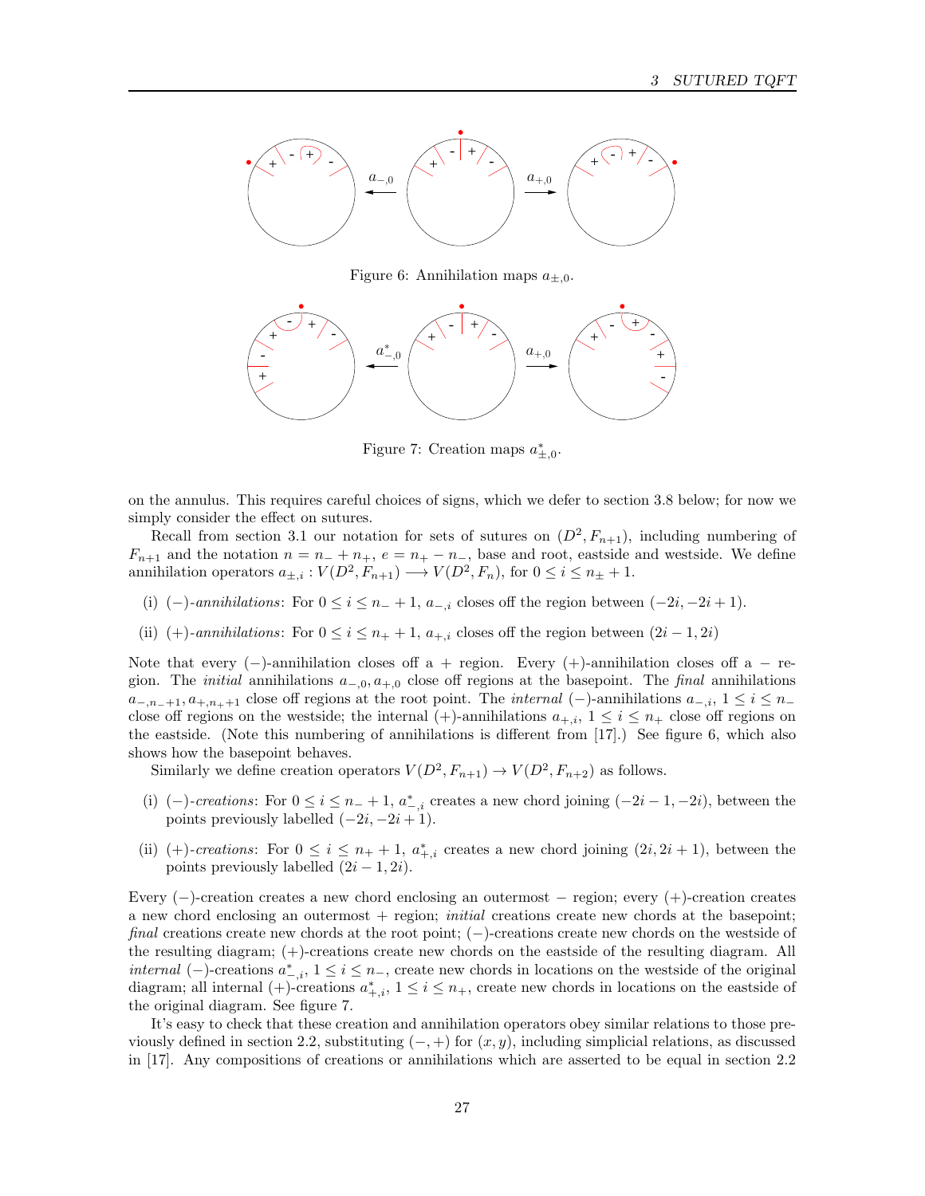Figure 6: Annihilation maps $a_{\pm,0}$.

Figure 7: Creation maps $a^*_{\pm,0}$.

on the annulus. This requires careful choices of signs, which we defer to section 3.8 below; for now we simply consider the effect on sutures.

Recall from section 3.1 our notation for sets of sutures on $(D^2, F_{n+1})$, including numbering of $F_{n+1}$ and the notation $n = n_- + n_+$, $e = n_+ - n_-$, base and root, eastside and westside. We define annihilation operators $a_{\pm,i} : V(D^2, F_{n+1}) \longrightarrow V(D^2, F_n)$, for $0 \leq i \leq n_\pm + 1$.

(i) $(-)$-*annihilations*: For $0 \leq i \leq n_- + 1$, $a_{-,i}$ closes off the region between $(-2i, -2i+1)$.

(ii) $(+)$-*annihilations*: For $0 \leq i \leq n_+ + 1$, $a_{+,i}$ closes off the region between $(2i-1, 2i)$

Note that every $(-)$-annihilation closes off a $+$ region. Every $(+)$-annihilation closes off a $-$ region. The *initial* annihilations $a_{-,0}, a_{+,0}$ close off regions at the basepoint. The *final* annihilations $a_{-,n_-+1}, a_{+,n_++1}$ close off regions at the root point. The *internal* $(-)$-annihilations $a_{-,i}$, $1 \leq i \leq n_-$ close off regions on the westside; the internal $(+)$-annihilations $a_{+,i}$, $1 \leq i \leq n_+$ close off regions on the eastside. (Note this numbering of annihilations is different from [17].) See figure 6, which also shows how the basepoint behaves.

Similarly we define creation operators $V(D^2, F_{n+1}) \rightarrow V(D^2, F_{n+2})$ as follows.

(i) $(-)$-*creations*: For $0 \leq i \leq n_- + 1$, $a^*_{-,i}$ creates a new chord joining $(-2i-1, -2i)$, between the points previously labelled $(-2i, -2i+1)$.

(ii) $(+)$-*creations*: For $0 \leq i \leq n_+ + 1$, $a^*_{+,i}$ creates a new chord joining $(2i, 2i+1)$, between the points previously labelled $(2i-1, 2i)$.

Every $(-)$-creation creates a new chord enclosing an outermost $-$ region; every $(+)$-creation creates a new chord enclosing an outermost $+$ region; *initial* creations create new chords at the basepoint; *final* creations create new chords at the root point; $(-)$-creations create new chords on the westside of the resulting diagram; $(+)$-creations create new chords on the eastside of the resulting diagram. All *internal* $(-)$-creations $a^*_{-,i}$, $1 \leq i \leq n_-$, create new chords in locations on the westside of the original diagram; all internal $(+)$-creations $a^*_{+,i}$, $1 \leq i \leq n_+$, create new chords in locations on the eastside of the original diagram. See figure 7.

It's easy to check that these creation and annihilation operators obey similar relations to those previously defined in section 2.2, substituting $(-,+)$ for $(x,y)$, including simplicial relations, as discussed in [17]. Any compositions of creations or annihilations which are asserted to be equal in section 2.2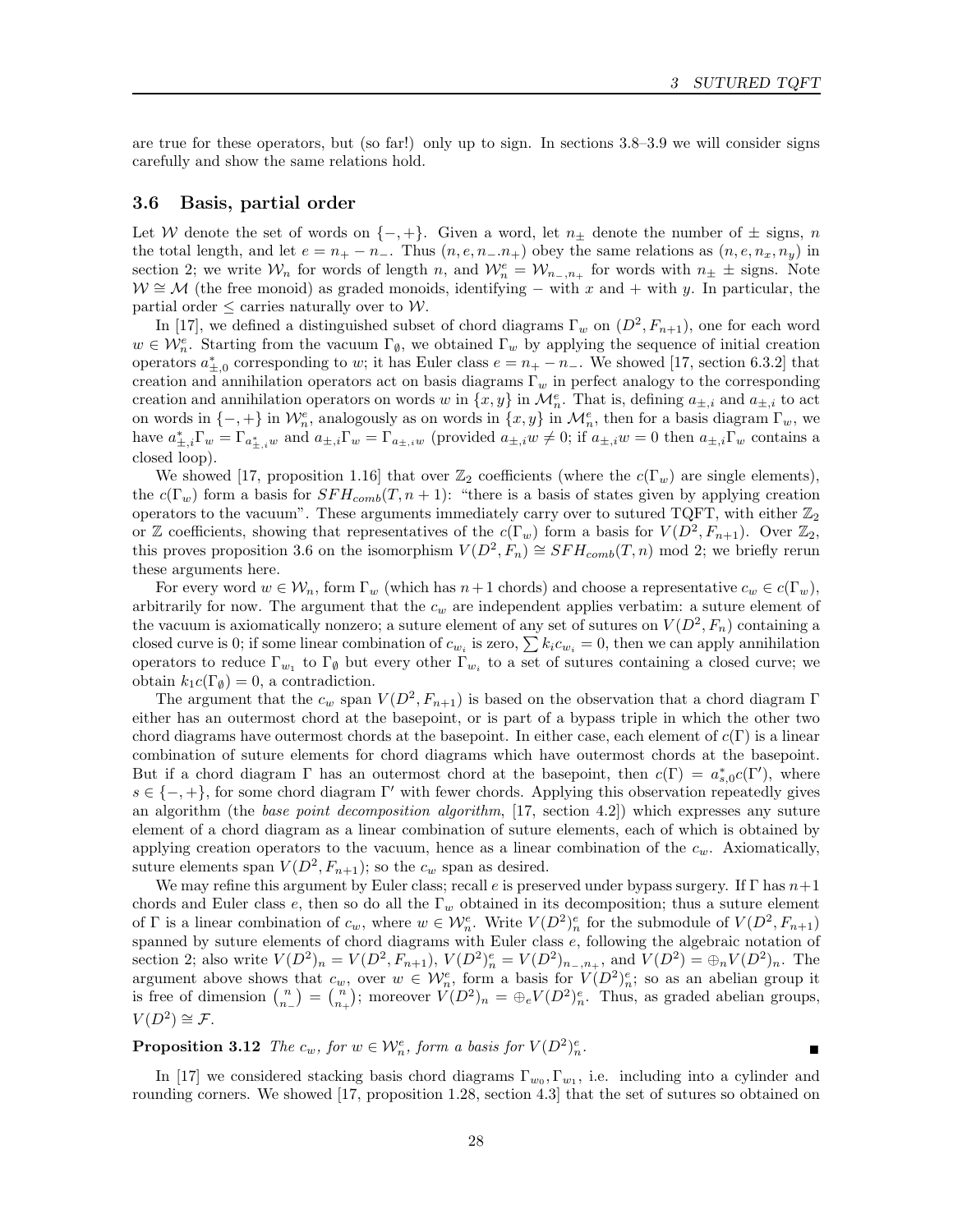are true for these operators, but (so far!) only up to sign. In sections 3.8–3.9 we will consider signs carefully and show the same relations hold.

### 3.6 Basis, partial order

Let $\mathcal{W}$ denote the set of words on $\{-,+\}$. Given a word, let $n_\pm$ denote the number of $\pm$ signs, $n$ the total length, and let $e = n_+ - n_-$. Thus $(n, e, n_-.n_+)$ obey the same relations as $(n, e, n_x, n_y)$ in section 2; we write $\mathcal{W}_n$ for words of length $n$, and $\mathcal{W}_n^e = \mathcal{W}_{n_-,n_+}$ for words with $n_\pm$ $\pm$ signs. Note $\mathcal{W} \cong \mathcal{M}$ (the free monoid) as graded monoids, identifying $-$ with $x$ and $+$ with $y$. In particular, the partial order $\leq$ carries naturally over to $\mathcal{W}$.

In [17], we defined a distinguished subset of chord diagrams $\Gamma_w$ on $(D^2, F_{n+1})$, one for each word $w \in \mathcal{W}_n^e$. Starting from the vacuum $\Gamma_\emptyset$, we obtained $\Gamma_w$ by applying the sequence of initial creation operators $a_{\pm,0}^*$ corresponding to $w$; it has Euler class $e = n_+ - n_-$. We showed [17, section 6.3.2] that creation and annihilation operators act on basis diagrams $\Gamma_w$ in perfect analogy to the corresponding creation and annihilation operators on words $w$ in $\{x, y\}$ in $\mathcal{M}_n^e$. That is, defining $a_{\pm,i}$ and $a_{\pm,i}$ to act on words in $\{-,+\}$ in $\mathcal{W}_n^e$, analogously as on words in $\{x, y\}$ in $\mathcal{M}_n^e$, then for a basis diagram $\Gamma_w$, we have $a_{\pm,i}^*\Gamma_w = \Gamma_{a_{\pm,i}^* w}$ and $a_{\pm,i}\Gamma_w = \Gamma_{a_{\pm,i}w}$ (provided $a_{\pm,i}w \neq 0$; if $a_{\pm,i}w = 0$ then $a_{\pm,i}\Gamma_w$ contains a closed loop).

We showed [17, proposition 1.16] that over $\mathbb{Z}_2$ coefficients (where the $c(\Gamma_w)$ are single elements), the $c(\Gamma_w)$ form a basis for $SFH_{comb}(T, n+1)$: "there is a basis of states given by applying creation operators to the vacuum". These arguments immediately carry over to sutured TQFT, with either $\mathbb{Z}_2$ or $\mathbb{Z}$ coefficients, showing that representatives of the $c(\Gamma_w)$ form a basis for $V(D^2, F_{n+1})$. Over $\mathbb{Z}_2$, this proves proposition 3.6 on the isomorphism $V(D^2, F_n) \cong SFH_{comb}(T, n)$ mod 2; we briefly rerun these arguments here.

For every word $w \in \mathcal{W}_n$, form $\Gamma_w$ (which has $n+1$ chords) and choose a representative $c_w \in c(\Gamma_w)$, arbitrarily for now. The argument that the $c_w$ are independent applies verbatim: a suture element of the vacuum is axiomatically nonzero; a suture element of any set of sutures on $V(D^2, F_n)$ containing a closed curve is 0; if some linear combination of $c_{w_i}$ is zero, $\sum k_i c_{w_i} = 0$, then we can apply annihilation operators to reduce $\Gamma_{w_1}$ to $\Gamma_\emptyset$ but every other $\Gamma_{w_i}$ to a set of sutures containing a closed curve; we obtain $k_1 c(\Gamma_\emptyset) = 0$, a contradiction.

The argument that the $c_w$ span $V(D^2, F_{n+1})$ is based on the observation that a chord diagram $\Gamma$ either has an outermost chord at the basepoint, or is part of a bypass triple in which the other two chord diagrams have outermost chords at the basepoint. In either case, each element of $c(\Gamma)$ is a linear combination of suture elements for chord diagrams which have outermost chords at the basepoint. But if a chord diagram $\Gamma$ has an outermost chord at the basepoint, then $c(\Gamma) = a_{s,0}^* c(\Gamma')$, where $s \in \{-,+\}$, for some chord diagram $\Gamma'$ with fewer chords. Applying this observation repeatedly gives an algorithm (the *base point decomposition algorithm*, [17, section 4.2]) which expresses any suture element of a chord diagram as a linear combination of suture elements, each of which is obtained by applying creation operators to the vacuum, hence as a linear combination of the $c_w$. Axiomatically, suture elements span $V(D^2, F_{n+1})$; so the $c_w$ span as desired.

We may refine this argument by Euler class; recall $e$ is preserved under bypass surgery. If $\Gamma$ has $n+1$ chords and Euler class $e$, then so do all the $\Gamma_w$ obtained in its decomposition; thus a suture element of $\Gamma$ is a linear combination of $c_w$, where $w \in \mathcal{W}_n^e$. Write $V(D^2)_n^e$ for the submodule of $V(D^2, F_{n+1})$ spanned by suture elements of chord diagrams with Euler class $e$, following the algebraic notation of section 2; also write $V(D^2)_n = V(D^2, F_{n+1})$, $V(D^2)_n^e = V(D^2)_{n_-,n_+}$, and $V(D^2) = \oplus_n V(D^2)_n$. The argument above shows that $c_w$, over $w \in \mathcal{W}_n^e$, form a basis for $V(D^2)_n^e$; so as an abelian group it is free of dimension $\binom{n}{n_-} = \binom{n}{n_+}$; moreover $V(D^2)_n = \oplus_e V(D^2)_n^e$. Thus, as graded abelian groups, $V(D^2) \cong \mathcal{F}$.

**Proposition 3.12** *The $c_w$, for $w \in \mathcal{W}_n^e$, form a basis for $V(D^2)_n^e$.* ∎

In [17] we considered stacking basis chord diagrams $\Gamma_{w_0}, \Gamma_{w_1}$, i.e. including into a cylinder and rounding corners. We showed [17, proposition 1.28, section 4.3] that the set of sutures so obtained on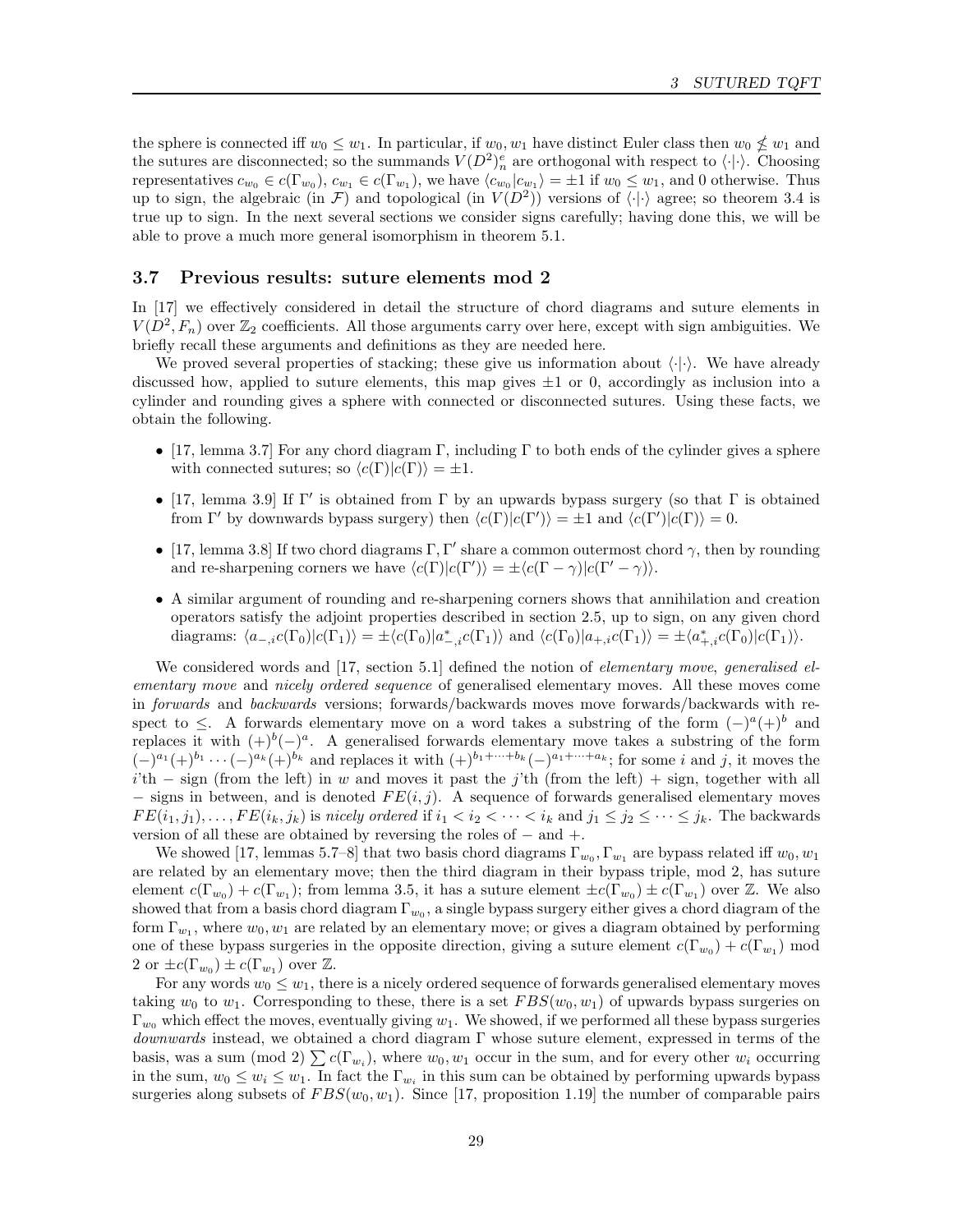the sphere is connected iff $w_0 \leq w_1$. In particular, if $w_0, w_1$ have distinct Euler class then $w_0 \not\leq w_1$ and the sutures are disconnected; so the summands $V(D^2)^e_n$ are orthogonal with respect to $\langle \cdot | \cdot \rangle$. Choosing representatives $c_{w_0} \in c(\Gamma_{w_0})$, $c_{w_1} \in c(\Gamma_{w_1})$, we have $\langle c_{w_0} | c_{w_1} \rangle = \pm 1$ if $w_0 \leq w_1$, and 0 otherwise. Thus up to sign, the algebraic (in $\mathcal{F}$) and topological (in $V(D^2)$) versions of $\langle \cdot | \cdot \rangle$ agree; so theorem 3.4 is true up to sign. In the next several sections we consider signs carefully; having done this, we will be able to prove a much more general isomorphism in theorem 5.1.

### 3.7 Previous results: suture elements mod 2

In [17] we effectively considered in detail the structure of chord diagrams and suture elements in $V(D^2, F_n)$ over $\mathbb{Z}_2$ coefficients. All those arguments carry over here, except with sign ambiguities. We briefly recall these arguments and definitions as they are needed here.

We proved several properties of stacking; these give us information about $\langle \cdot | \cdot \rangle$. We have already discussed how, applied to suture elements, this map gives $\pm 1$ or 0, accordingly as inclusion into a cylinder and rounding gives a sphere with connected or disconnected sutures. Using these facts, we obtain the following.

- [17, lemma 3.7] For any chord diagram $\Gamma$, including $\Gamma$ to both ends of the cylinder gives a sphere with connected sutures; so $\langle c(\Gamma) | c(\Gamma) \rangle = \pm 1$.
- [17, lemma 3.9] If $\Gamma'$ is obtained from $\Gamma$ by an upwards bypass surgery (so that $\Gamma$ is obtained from $\Gamma'$ by downwards bypass surgery) then $\langle c(\Gamma) | c(\Gamma') \rangle = \pm 1$ and $\langle c(\Gamma') | c(\Gamma) \rangle = 0$.
- [17, lemma 3.8] If two chord diagrams $\Gamma, \Gamma'$ share a common outermost chord $\gamma$, then by rounding and re-sharpening corners we have $\langle c(\Gamma) | c(\Gamma') \rangle = \pm \langle c(\Gamma - \gamma) | c(\Gamma' - \gamma) \rangle$.
- A similar argument of rounding and re-sharpening corners shows that annihilation and creation operators satisfy the adjoint properties described in section 2.5, up to sign, on any given chord diagrams: $\langle a_{-,i} c(\Gamma_0) | c(\Gamma_1) \rangle = \pm \langle c(\Gamma_0) | a^*_{-,i} c(\Gamma_1) \rangle$ and $\langle c(\Gamma_0) | a_{+,i} c(\Gamma_1) \rangle = \pm \langle a^*_{+,i} c(\Gamma_0) | c(\Gamma_1) \rangle$.

We considered words and [17, section 5.1] defined the notion of *elementary move*, *generalised elementary move* and *nicely ordered sequence* of generalised elementary moves. All these moves come in *forwards* and *backwards* versions; forwards/backwards moves move forwards/backwards with respect to $\leq$. A forwards elementary move on a word takes a substring of the form $(-)^a(+)^b$ and replaces it with $(+)^b(-)^a$. A generalised forwards elementary move takes a substring of the form $(-)^{a_1}(+)^{b_1} \cdots (-)^{a_k}(+)^{b_k}$ and replaces it with $(+)^{b_1+\cdots+b_k}(-)^{a_1+\cdots+a_k}$; for some $i$ and $j$, it moves the $i$'th $-$ sign (from the left) in $w$ and moves it past the $j$'th (from the left) $+$ sign, together with all $-$ signs in between, and is denoted $FE(i,j)$. A sequence of forwards generalised elementary moves $FE(i_1, j_1), \ldots, FE(i_k, j_k)$ is *nicely ordered* if $i_1 < i_2 < \cdots < i_k$ and $j_1 \leq j_2 \leq \cdots \leq j_k$. The backwards version of all these are obtained by reversing the roles of $-$ and $+$.

We showed [17, lemmas 5.7–8] that two basis chord diagrams $\Gamma_{w_0}, \Gamma_{w_1}$ are bypass related iff $w_0, w_1$ are related by an elementary move; then the third diagram in their bypass triple, mod 2, has suture element $c(\Gamma_{w_0}) + c(\Gamma_{w_1})$; from lemma 3.5, it has a suture element $\pm c(\Gamma_{w_0}) \pm c(\Gamma_{w_1})$ over $\mathbb{Z}$. We also showed that from a basis chord diagram $\Gamma_{w_0}$, a single bypass surgery either gives a chord diagram of the form $\Gamma_{w_1}$, where $w_0, w_1$ are related by an elementary move; or gives a diagram obtained by performing one of these bypass surgeries in the opposite direction, giving a suture element $c(\Gamma_{w_0}) + c(\Gamma_{w_1})$ mod 2 or $\pm c(\Gamma_{w_0}) \pm c(\Gamma_{w_1})$ over $\mathbb{Z}$.

For any words $w_0 \leq w_1$, there is a nicely ordered sequence of forwards generalised elementary moves taking $w_0$ to $w_1$. Corresponding to these, there is a set $FBS(w_0, w_1)$ of upwards bypass surgeries on $\Gamma_{w_0}$ which effect the moves, eventually giving $w_1$. We showed, if we performed all these bypass surgeries *downwards* instead, we obtained a chord diagram $\Gamma$ whose suture element, expressed in terms of the basis, was a sum (mod 2) $\sum c(\Gamma_{w_i})$, where $w_0, w_1$ occur in the sum, and for every other $w_i$ occurring in the sum, $w_0 \leq w_i \leq w_1$. In fact the $\Gamma_{w_i}$ in this sum can be obtained by performing upwards bypass surgeries along subsets of $FBS(w_0, w_1)$. Since [17, proposition 1.19] the number of comparable pairs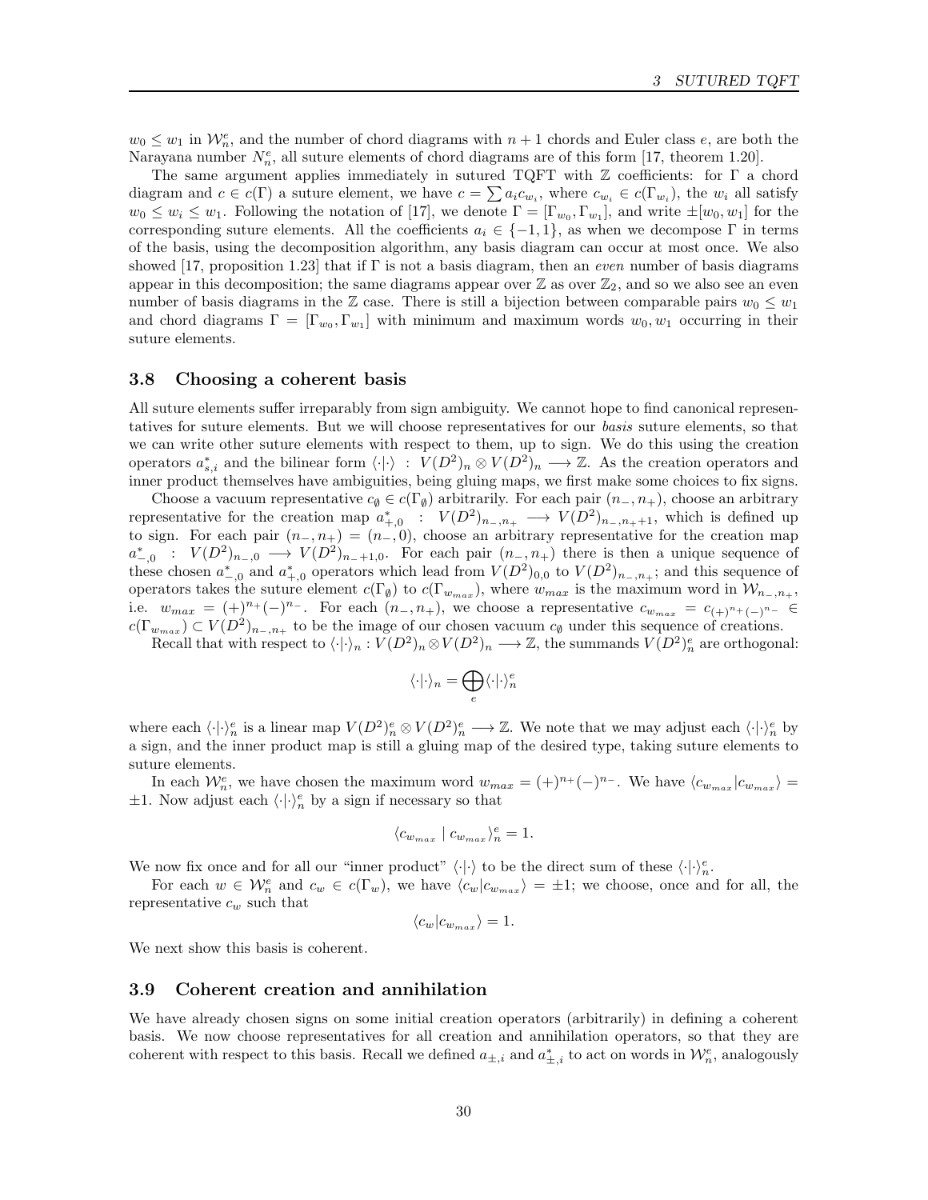$w_0 \leq w_1$ in $\mathcal{W}_n^e$, and the number of chord diagrams with $n+1$ chords and Euler class $e$, are both the Narayana number $N_n^e$, all suture elements of chord diagrams are of this form [17, theorem 1.20].

The same argument applies immediately in sutured TQFT with $\mathbb{Z}$ coefficients: for $\Gamma$ a chord diagram and $c \in c(\Gamma)$ a suture element, we have $c = \sum a_i c_{w_i}$, where $c_{w_i} \in c(\Gamma_{w_i})$, the $w_i$ all satisfy $w_0 \leq w_i \leq w_1$. Following the notation of [17], we denote $\Gamma = [\Gamma_{w_0}, \Gamma_{w_1}]$, and write $\pm[w_0, w_1]$ for the corresponding suture elements. All the coefficients $a_i \in \{-1, 1\}$, as when we decompose $\Gamma$ in terms of the basis, using the decomposition algorithm, any basis diagram can occur at most once. We also showed [17, proposition 1.23] that if $\Gamma$ is not a basis diagram, then an *even* number of basis diagrams appear in this decomposition; the same diagrams appear over $\mathbb{Z}$ as over $\mathbb{Z}_2$, and so we also see an even number of basis diagrams in the $\mathbb{Z}$ case. There is still a bijection between comparable pairs $w_0 \leq w_1$ and chord diagrams $\Gamma = [\Gamma_{w_0}, \Gamma_{w_1}]$ with minimum and maximum words $w_0, w_1$ occurring in their suture elements.

### 3.8 Choosing a coherent basis

All suture elements suffer irreparably from sign ambiguity. We cannot hope to find canonical representatives for suture elements. But we will choose representatives for our *basis* suture elements, so that we can write other suture elements with respect to them, up to sign. We do this using the creation operators $a^*_{s,i}$ and the bilinear form $\langle \cdot | \cdot \rangle \; : \; V(D^2)_n \otimes V(D^2)_n \longrightarrow \mathbb{Z}$. As the creation operators and inner product themselves have ambiguities, being gluing maps, we first make some choices to fix signs.

Choose a vacuum representative $c_\emptyset \in c(\Gamma_\emptyset)$ arbitrarily. For each pair $(n_-, n_+)$, choose an arbitrary representative for the creation map $a^*_{+,0} \; : \; V(D^2)_{n_-,n_+} \longrightarrow V(D^2)_{n_-,n_++1}$, which is defined up to sign. For each pair $(n_-, n_+) = (n_-, 0)$, choose an arbitrary representative for the creation map $a^*_{-,0} \; : \; V(D^2)_{n_-,0} \longrightarrow V(D^2)_{n_-+1,0}$. For each pair $(n_-, n_+)$ there is then a unique sequence of these chosen $a^*_{-,0}$ and $a^*_{+,0}$ operators which lead from $V(D^2)_{0,0}$ to $V(D^2)_{n_-,n_+}$; and this sequence of operators takes the suture element $c(\Gamma_\emptyset)$ to $c(\Gamma_{w_{max}})$, where $w_{max}$ is the maximum word in $\mathcal{W}_{n_-,n_+}$, i.e. $w_{max} = (+)^{n_+}(-)^{n_-}$. For each $(n_-, n_+)$, we choose a representative $c_{w_{max}} = c_{(+)^{n_+}(-)^{n_-}} \in c(\Gamma_{w_{max}}) \subset V(D^2)_{n_-,n_+}$ to be the image of our chosen vacuum $c_\emptyset$ under this sequence of creations.

Recall that with respect to $\langle \cdot | \cdot \rangle_n : V(D^2)_n \otimes V(D^2)_n \longrightarrow \mathbb{Z}$, the summands $V(D^2)_n^e$ are orthogonal:

$$\langle \cdot | \cdot \rangle_n = \bigoplus_e \langle \cdot | \cdot \rangle_n^e$$

where each $\langle \cdot | \cdot \rangle_n^e$ is a linear map $V(D^2)_n^e \otimes V(D^2)_n^e \longrightarrow \mathbb{Z}$. We note that we may adjust each $\langle \cdot | \cdot \rangle_n^e$ by a sign, and the inner product map is still a gluing map of the desired type, taking suture elements to suture elements.

In each $\mathcal{W}_n^e$, we have chosen the maximum word $w_{max} = (+)^{n_+}(-)^{n_-}$. We have $\langle c_{w_{max}} | c_{w_{max}} \rangle = \pm 1$. Now adjust each $\langle \cdot | \cdot \rangle_n^e$ by a sign if necessary so that

$$\langle c_{w_{max}} \mid c_{w_{max}} \rangle_n^e = 1.$$

We now fix once and for all our "inner product" $\langle \cdot | \cdot \rangle$ to be the direct sum of these $\langle \cdot | \cdot \rangle_n^e$.

For each $w \in \mathcal{W}_n^e$ and $c_w \in c(\Gamma_w)$, we have $\langle c_w | c_{w_{max}} \rangle = \pm 1$; we choose, once and for all, the representative $c_w$ such that

$$\langle c_w | c_{w_{max}} \rangle = 1.$$

We next show this basis is coherent.

### 3.9 Coherent creation and annihilation

We have already chosen signs on some initial creation operators (arbitrarily) in defining a coherent basis. We now choose representatives for all creation and annihilation operators, so that they are coherent with respect to this basis. Recall we defined $a_{\pm,i}$ and $a^*_{\pm,i}$ to act on words in $\mathcal{W}_n^e$, analogously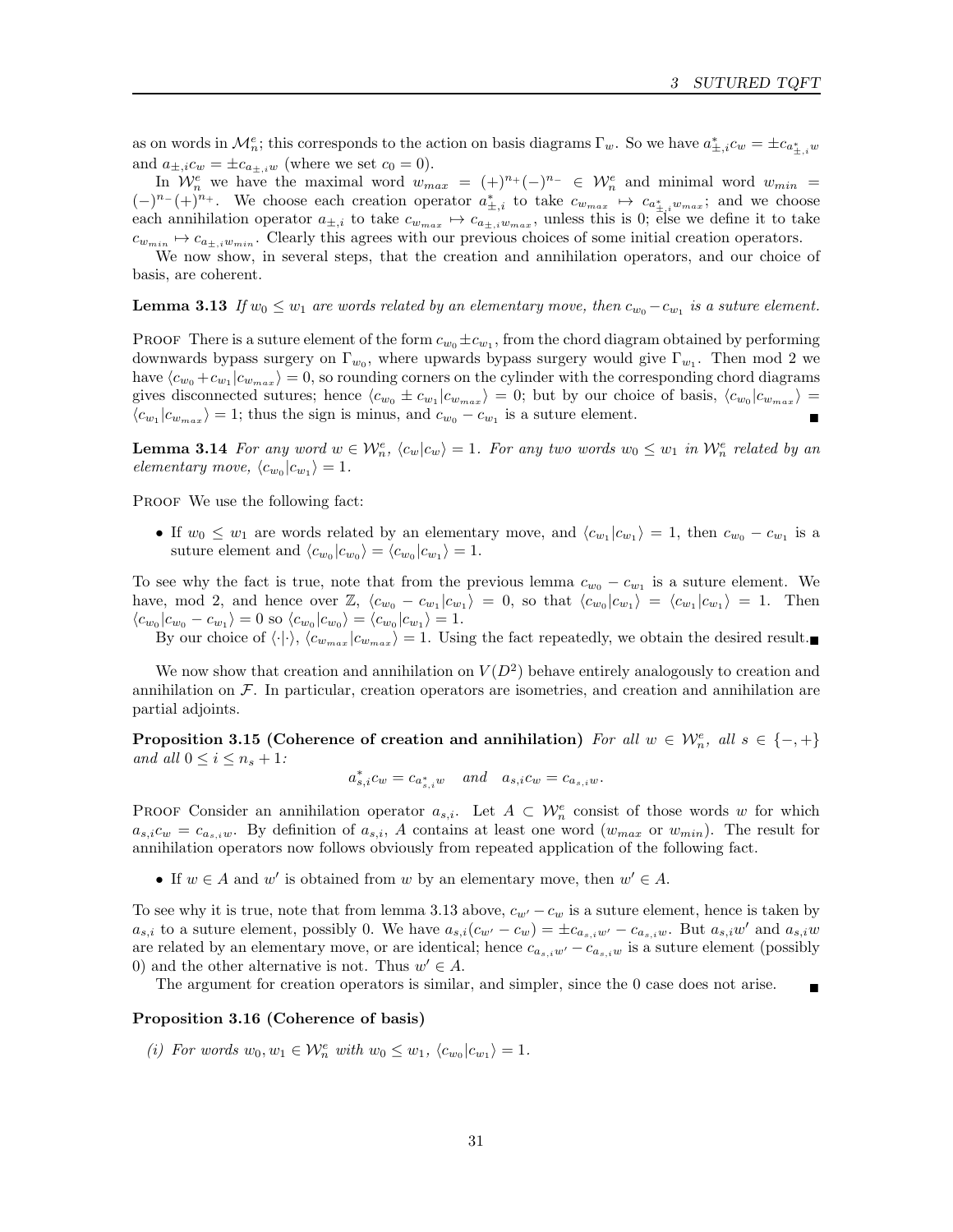as on words in $\mathcal{M}_n^e$; this corresponds to the action on basis diagrams $\Gamma_w$. So we have $a^*_{\pm,i} c_w = \pm c_{a^*_{\pm,i} w}$ and $a_{\pm,i} c_w = \pm c_{a_{\pm,i} w}$ (where we set $c_0 = 0$).

In $\mathcal{W}_n^e$ we have the maximal word $w_{max} = (+)^{n_+}(-)^{n_-} \in \mathcal{W}_n^e$ and minimal word $w_{min} = (-)^{n_-}(+)^{n_+}$. We choose each creation operator $a^*_{\pm,i}$ to take $c_{w_{max}} \mapsto c_{a^*_{\pm,i} w_{max}}$; and we choose each annihilation operator $a_{\pm,i}$ to take $c_{w_{max}} \mapsto c_{a_{\pm,i} w_{max}}$, unless this is 0; else we define it to take $c_{w_{min}} \mapsto c_{a_{\pm,i} w_{min}}$. Clearly this agrees with our previous choices of some initial creation operators.

We now show, in several steps, that the creation and annihilation operators, and our choice of basis, are coherent.

**Lemma 3.13** *If $w_0 \leq w_1$ are words related by an elementary move, then $c_{w_0} - c_{w_1}$ is a suture element.*

Proof There is a suture element of the form $c_{w_0} \pm c_{w_1}$, from the chord diagram obtained by performing downwards bypass surgery on $\Gamma_{w_0}$, where upwards bypass surgery would give $\Gamma_{w_1}$. Then mod 2 we have $\langle c_{w_0} + c_{w_1} | c_{w_{max}} \rangle = 0$, so rounding corners on the cylinder with the corresponding chord diagrams gives disconnected sutures; hence $\langle c_{w_0} \pm c_{w_1} | c_{w_{max}} \rangle = 0$; but by our choice of basis, $\langle c_{w_0} | c_{w_{max}} \rangle = \langle c_{w_1} | c_{w_{max}} \rangle = 1$; thus the sign is minus, and $c_{w_0} - c_{w_1}$ is a suture element. ∎

**Lemma 3.14** *For any word $w \in \mathcal{W}_n^e$, $\langle c_w | c_w \rangle = 1$. For any two words $w_0 \leq w_1$ in $\mathcal{W}_n^e$ related by an elementary move, $\langle c_{w_0} | c_{w_1} \rangle = 1$.*

Proof We use the following fact:

- If $w_0 \leq w_1$ are words related by an elementary move, and $\langle c_{w_1} | c_{w_1} \rangle = 1$, then $c_{w_0} - c_{w_1}$ is a suture element and $\langle c_{w_0} | c_{w_0} \rangle = \langle c_{w_0} | c_{w_1} \rangle = 1$.

To see why the fact is true, note that from the previous lemma $c_{w_0} - c_{w_1}$ is a suture element. We have, mod 2, and hence over $\mathbb{Z}$, $\langle c_{w_0} - c_{w_1} | c_{w_1} \rangle = 0$, so that $\langle c_{w_0} | c_{w_1} \rangle = \langle c_{w_1} | c_{w_1} \rangle = 1$. Then $\langle c_{w_0} | c_{w_0} - c_{w_1} \rangle = 0$ so $\langle c_{w_0} | c_{w_0} \rangle = \langle c_{w_0} | c_{w_1} \rangle = 1$.

By our choice of $\langle \cdot | \cdot \rangle$, $\langle c_{w_{max}} | c_{w_{max}} \rangle = 1$. Using the fact repeatedly, we obtain the desired result. ∎

We now show that creation and annihilation on $V(D^2)$ behave entirely analogously to creation and annihilation on $\mathcal{F}$. In particular, creation operators are isometries, and creation and annihilation are partial adjoints.

**Proposition 3.15 (Coherence of creation and annihilation)** *For all $w \in \mathcal{W}_n^e$, all $s \in \{-,+\}$ and all $0 \leq i \leq n_s + 1$:*

$$a^*_{s,i} c_w = c_{a^*_{s,i} w} \quad \text{and} \quad a_{s,i} c_w = c_{a_{s,i} w}.$$

Proof Consider an annihilation operator $a_{s,i}$. Let $A \subset \mathcal{W}_n^e$ consist of those words $w$ for which $a_{s,i} c_w = c_{a_{s,i} w}$. By definition of $a_{s,i}$, $A$ contains at least one word ($w_{max}$ or $w_{min}$). The result for annihilation operators now follows obviously from repeated application of the following fact.

- If $w \in A$ and $w'$ is obtained from $w$ by an elementary move, then $w' \in A$.

To see why it is true, note that from lemma 3.13 above, $c_{w'} - c_w$ is a suture element, hence is taken by $a_{s,i}$ to a suture element, possibly 0. We have $a_{s,i}(c_{w'} - c_w) = \pm c_{a_{s,i} w'} - c_{a_{s,i} w}$. But $a_{s,i} w'$ and $a_{s,i} w$ are related by an elementary move, or are identical; hence $c_{a_{s,i} w'} - c_{a_{s,i} w}$ is a suture element (possibly 0) and the other alternative is not. Thus $w' \in A$.

The argument for creation operators is similar, and simpler, since the 0 case does not arise. ∎

**Proposition 3.16 (Coherence of basis)**

*(i) For words $w_0, w_1 \in \mathcal{W}_n^e$ with $w_0 \leq w_1$, $\langle c_{w_0} | c_{w_1} \rangle = 1$.*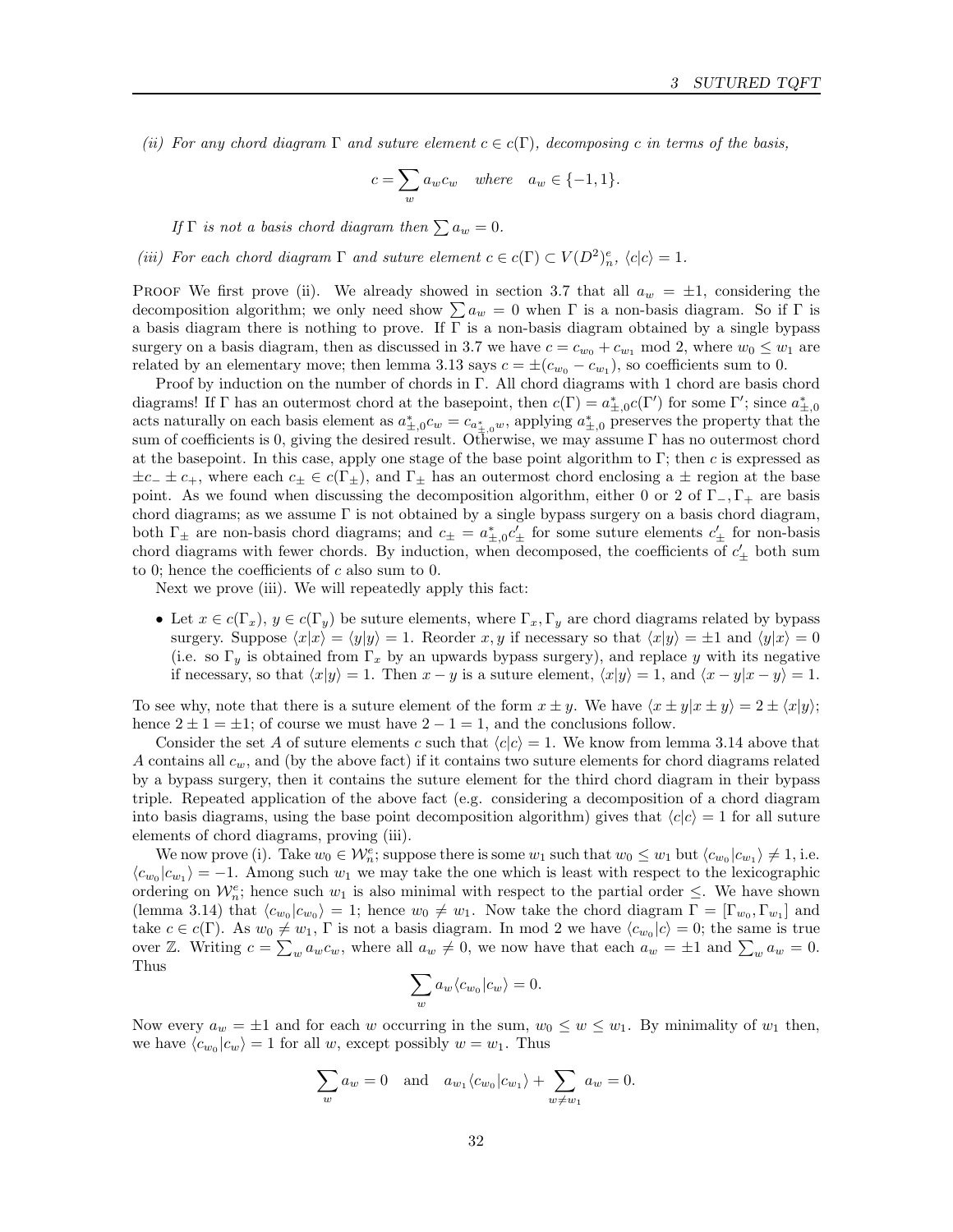*(ii) For any chord diagram $\Gamma$ and suture element $c \in c(\Gamma)$, decomposing $c$ in terms of the basis,*

$$c = \sum_w a_w c_w \quad \text{where} \quad a_w \in \{-1, 1\}.$$

*If $\Gamma$ is not a basis chord diagram then $\sum a_w = 0$.*

*(iii) For each chord diagram $\Gamma$ and suture element $c \in c(\Gamma) \subset V(D^2)^e_n$, $\langle c | c \rangle = 1$.*

Proof We first prove (ii). We already showed in section 3.7 that all $a_w = \pm 1$, considering the decomposition algorithm; we only need show $\sum a_w = 0$ when $\Gamma$ is a non-basis diagram. So if $\Gamma$ is a basis diagram there is nothing to prove. If $\Gamma$ is a non-basis diagram obtained by a single bypass surgery on a basis diagram, then as discussed in 3.7 we have $c = c_{w_0} + c_{w_1} \mod 2$, where $w_0 \leq w_1$ are related by an elementary move; then lemma 3.13 says $c = \pm(c_{w_0} - c_{w_1})$, so coefficients sum to 0.

Proof by induction on the number of chords in $\Gamma$. All chord diagrams with 1 chord are basis chord diagrams! If $\Gamma$ has an outermost chord at the basepoint, then $c(\Gamma) = a^*_{\pm,0} c(\Gamma')$ for some $\Gamma'$; since $a^*_{\pm,0}$ acts naturally on each basis element as $a^*_{\pm,0} c_w = c_{a^*_{\pm,0} w}$, applying $a^*_{\pm,0}$ preserves the property that the sum of coefficients is 0, giving the desired result. Otherwise, we may assume $\Gamma$ has no outermost chord at the basepoint. In this case, apply one stage of the base point algorithm to $\Gamma$; then $c$ is expressed as $\pm c_- \pm c_+$, where each $c_\pm \in c(\Gamma_\pm)$, and $\Gamma_\pm$ has an outermost chord enclosing a $\pm$ region at the base point. As we found when discussing the decomposition algorithm, either 0 or 2 of $\Gamma_-, \Gamma_+$ are basis chord diagrams; as we assume $\Gamma$ is not obtained by a single bypass surgery on a basis chord diagram, both $\Gamma_\pm$ are non-basis chord diagrams; and $c_\pm = a^*_{\pm,0} c'_\pm$ for some suture elements $c'_\pm$ for non-basis chord diagrams with fewer chords. By induction, when decomposed, the coefficients of $c'_\pm$ both sum to 0; hence the coefficients of $c$ also sum to 0.

Next we prove (iii). We will repeatedly apply this fact:

- Let $x \in c(\Gamma_x)$, $y \in c(\Gamma_y)$ be suture elements, where $\Gamma_x, \Gamma_y$ are chord diagrams related by bypass surgery. Suppose $\langle x|x \rangle = \langle y|y \rangle = 1$. Reorder $x, y$ if necessary so that $\langle x|y \rangle = \pm 1$ and $\langle y|x \rangle = 0$ (i.e. so $\Gamma_y$ is obtained from $\Gamma_x$ by an upwards bypass surgery), and replace $y$ with its negative if necessary, so that $\langle x|y \rangle = 1$. Then $x - y$ is a suture element, $\langle x|y \rangle = 1$, and $\langle x - y | x - y \rangle = 1$.

To see why, note that there is a suture element of the form $x \pm y$. We have $\langle x \pm y | x \pm y \rangle = 2 \pm \langle x|y \rangle$; hence $2 \pm 1 = \pm 1$; of course we must have $2 - 1 = 1$, and the conclusions follow.

Consider the set $A$ of suture elements $c$ such that $\langle c|c \rangle = 1$. We know from lemma 3.14 above that $A$ contains all $c_w$, and (by the above fact) if it contains two suture elements for chord diagrams related by a bypass surgery, then it contains the suture element for the third chord diagram in their bypass triple. Repeated application of the above fact (e.g. considering a decomposition of a chord diagram into basis diagrams, using the base point decomposition algorithm) gives that $\langle c|c \rangle = 1$ for all suture elements of chord diagrams, proving (iii).

We now prove (i). Take $w_0 \in \mathcal{W}^e_n$; suppose there is some $w_1$ such that $w_0 \leq w_1$ but $\langle c_{w_0} | c_{w_1} \rangle \neq 1$, i.e. $\langle c_{w_0} | c_{w_1} \rangle = -1$. Among such $w_1$ we may take the one which is least with respect to the lexicographic ordering on $\mathcal{W}^e_n$; hence such $w_1$ is also minimal with respect to the partial order $\leq$. We have shown (lemma 3.14) that $\langle c_{w_0} | c_{w_0} \rangle = 1$; hence $w_0 \neq w_1$. Now take the chord diagram $\Gamma = [\Gamma_{w_0}, \Gamma_{w_1}]$ and take $c \in c(\Gamma)$. As $w_0 \neq w_1$, $\Gamma$ is not a basis diagram. In mod 2 we have $\langle c_{w_0} | c \rangle = 0$; the same is true over $\mathbb{Z}$. Writing $c = \sum_w a_w c_w$, where all $a_w \neq 0$, we now have that each $a_w = \pm 1$ and $\sum_w a_w = 0$. Thus

$$\sum_w a_w \langle c_{w_0} | c_w \rangle = 0.$$

Now every $a_w = \pm 1$ and for each $w$ occurring in the sum, $w_0 \leq w \leq w_1$. By minimality of $w_1$ then, we have $\langle c_{w_0} | c_w \rangle = 1$ for all $w$, except possibly $w = w_1$. Thus

$$\sum_w a_w = 0 \quad \text{and} \quad a_{w_1} \langle c_{w_0} | c_{w_1} \rangle + \sum_{w \neq w_1} a_w = 0.$$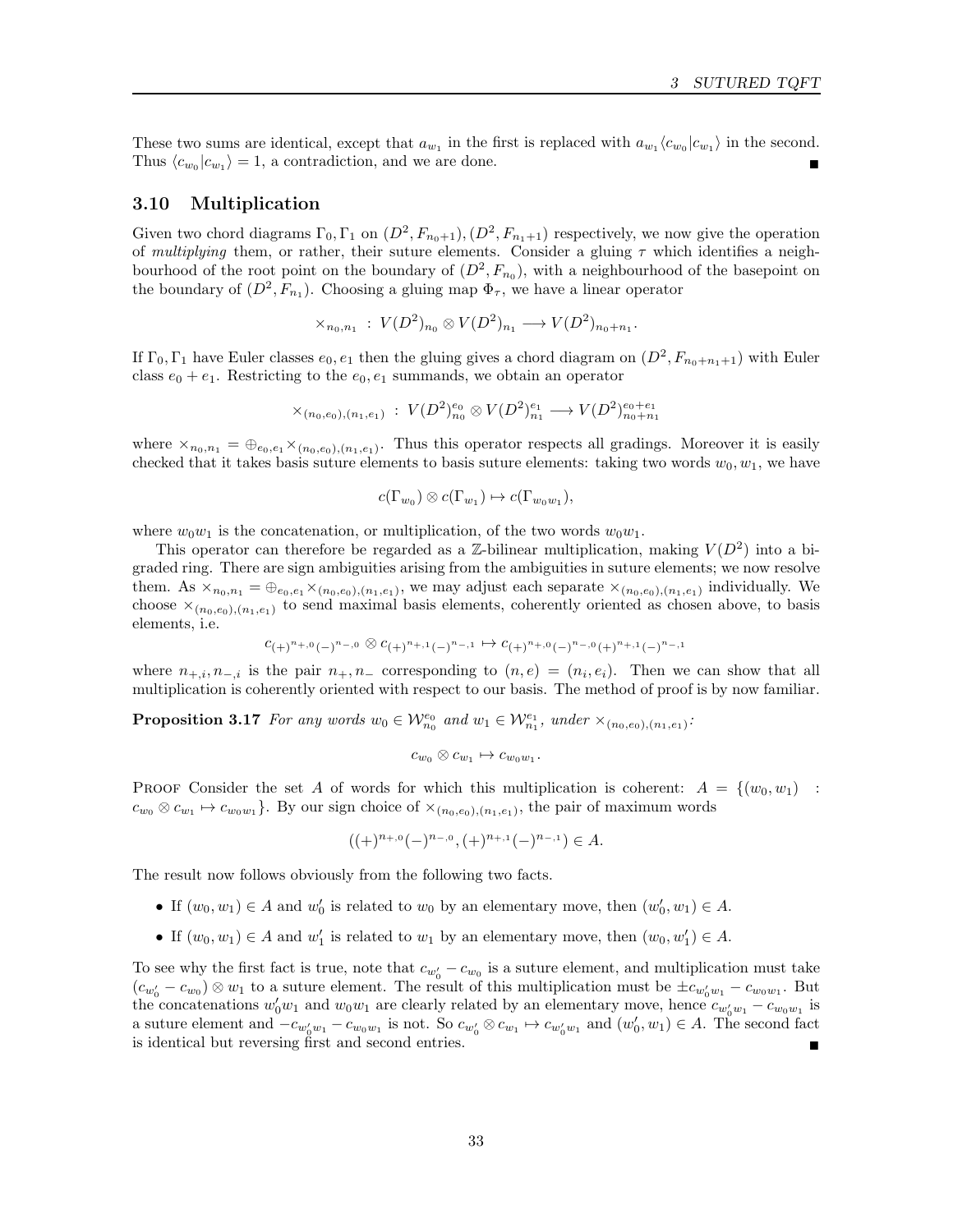These two sums are identical, except that $a_{w_1}$ in the first is replaced with $a_{w_1}\langle c_{w_0}|c_{w_1}\rangle$ in the second. Thus $\langle c_{w_0}|c_{w_1}\rangle = 1$, a contradiction, and we are done. ∎

### 3.10 Multiplication

Given two chord diagrams $\Gamma_0, \Gamma_1$ on $(D^2, F_{n_0+1}), (D^2, F_{n_1+1})$ respectively, we now give the operation of *multiplying* them, or rather, their suture elements. Consider a gluing $\tau$ which identifies a neighbourhood of the root point on the boundary of $(D^2, F_{n_0})$, with a neighbourhood of the basepoint on the boundary of $(D^2, F_{n_1})$. Choosing a gluing map $\Phi_\tau$, we have a linear operator

$$\times_{n_0,n_1} \; : \; V(D^2)_{n_0} \otimes V(D^2)_{n_1} \longrightarrow V(D^2)_{n_0+n_1}.$$

If $\Gamma_0, \Gamma_1$ have Euler classes $e_0, e_1$ then the gluing gives a chord diagram on $(D^2, F_{n_0+n_1+1})$ with Euler class $e_0 + e_1$. Restricting to the $e_0, e_1$ summands, we obtain an operator

$$\times_{(n_0,e_0),(n_1,e_1)} \; : \; V(D^2)_{n_0}^{e_0} \otimes V(D^2)_{n_1}^{e_1} \longrightarrow V(D^2)_{n_0+n_1}^{e_0+e_1}$$

where $\times_{n_0,n_1} = \oplus_{e_0,e_1} \times_{(n_0,e_0),(n_1,e_1)}$. Thus this operator respects all gradings. Moreover it is easily checked that it takes basis suture elements to basis suture elements: taking two words $w_0, w_1$, we have

$$c(\Gamma_{w_0}) \otimes c(\Gamma_{w_1}) \mapsto c(\Gamma_{w_0 w_1}),$$

where $w_0 w_1$ is the concatenation, or multiplication, of the two words $w_0 w_1$.

This operator can therefore be regarded as a $\mathbb{Z}$-bilinear multiplication, making $V(D^2)$ into a bigraded ring. There are sign ambiguities arising from the ambiguities in suture elements; we now resolve them. As $\times_{n_0,n_1} = \oplus_{e_0,e_1} \times_{(n_0,e_0),(n_1,e_1)}$, we may adjust each separate $\times_{(n_0,e_0),(n_1,e_1)}$ individually. We choose $\times_{(n_0,e_0),(n_1,e_1)}$ to send maximal basis elements, coherently oriented as chosen above, to basis elements, i.e.

$$c_{(+)^{n_{+,0}}(-)^{n_{-,0}}} \otimes c_{(+)^{n_{+,1}}(-)^{n_{-,1}}} \mapsto c_{(+)^{n_{+,0}}(-)^{n_{-,0}}(+)^{n_{+,1}}(-)^{n_{-,1}}}$$

where $n_{+,i}, n_{-,i}$ is the pair $n_+, n_-$ corresponding to $(n, e) = (n_i, e_i)$. Then we can show that all multiplication is coherently oriented with respect to our basis. The method of proof is by now familiar.

**Proposition 3.17** *For any words $w_0 \in \mathcal{W}_{n_0}^{e_0}$ and $w_1 \in \mathcal{W}_{n_1}^{e_1}$, under $\times_{(n_0,e_0),(n_1,e_1)}$:*

$$c_{w_0} \otimes c_{w_1} \mapsto c_{w_0 w_1}.$$

Proof Consider the set $A$ of words for which this multiplication is coherent: $A = \{(w_0, w_1) : c_{w_0} \otimes c_{w_1} \mapsto c_{w_0 w_1}\}$. By our sign choice of $\times_{(n_0,e_0),(n_1,e_1)}$, the pair of maximum words

$$((+)^{n_{+,0}}(-)^{n_{-,0}}, (+)^{n_{+,1}}(-)^{n_{-,1}}) \in A.$$

The result now follows obviously from the following two facts.

- If $(w_0, w_1) \in A$ and $w_0'$ is related to $w_0$ by an elementary move, then $(w_0', w_1) \in A$.
- If $(w_0, w_1) \in A$ and $w_1'$ is related to $w_1$ by an elementary move, then $(w_0, w_1') \in A$.

To see why the first fact is true, note that $c_{w_0'} - c_{w_0}$ is a suture element, and multiplication must take $(c_{w_0'} - c_{w_0}) \otimes w_1$ to a suture element. The result of this multiplication must be $\pm c_{w_0' w_1} - c_{w_0 w_1}$. But the concatenations $w_0' w_1$ and $w_0 w_1$ are clearly related by an elementary move, hence $c_{w_0' w_1} - c_{w_0 w_1}$ is a suture element and $-c_{w_0' w_1} - c_{w_0 w_1}$ is not. So $c_{w_0'} \otimes c_{w_1} \mapsto c_{w_0' w_1}$ and $(w_0', w_1) \in A$. The second fact is identical but reversing first and second entries. ∎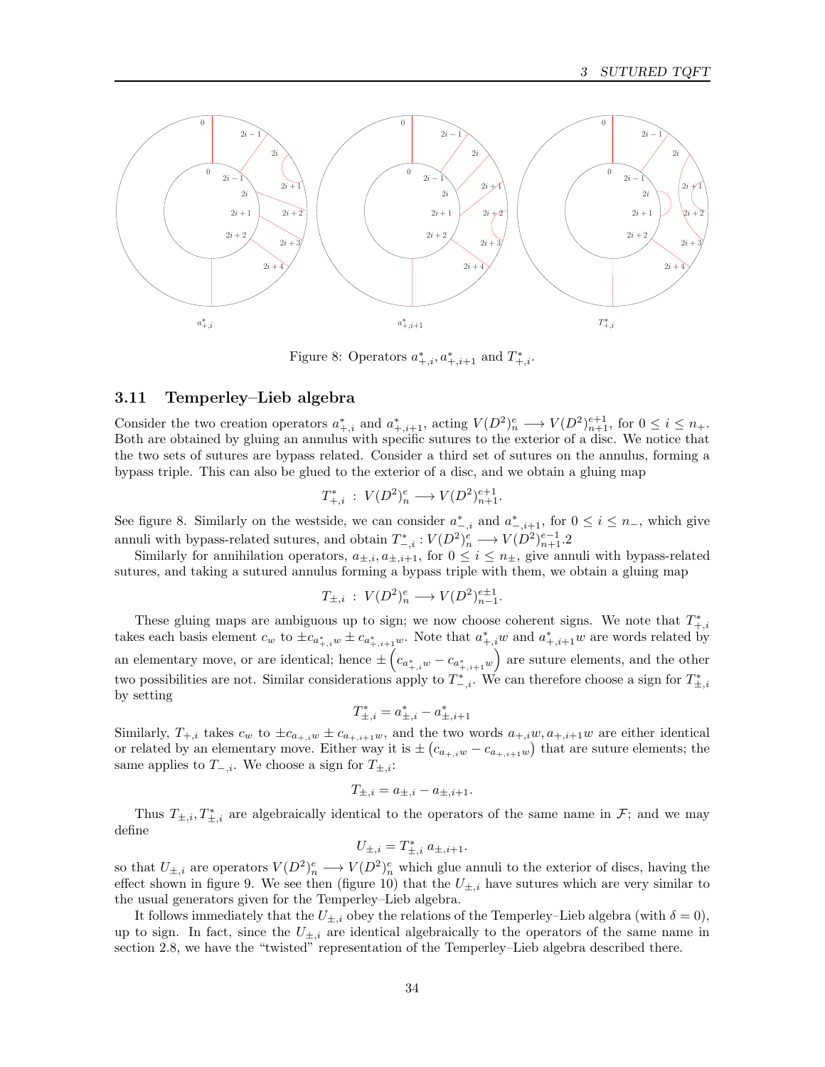Figure 8: Operators $a^*_{+,i}, a^*_{+,i+1}$ and $T^*_{+,i}$.

### 3.11 Temperley–Lieb algebra

Consider the two creation operators $a^*_{+,i}$ and $a^*_{+,i+1}$, acting $V(D^2)^e_n \longrightarrow V(D^2)^{e+1}_{n+1}$, for $0 \leq i \leq n_+$. Both are obtained by gluing an annulus with specific sutures to the exterior of a disc. We notice that the two sets of sutures are bypass related. Consider a third set of sutures on the annulus, forming a bypass triple. This can also be glued to the exterior of a disc, and we obtain a gluing map

$$T^*_{+,i} \; : \; V(D^2)^e_n \longrightarrow V(D^2)^{e+1}_{n+1}.$$

See figure 8. Similarly on the westside, we can consider $a^*_{-,i}$ and $a^*_{-,i+1}$, for $0 \leq i \leq n_-$, which give annuli with bypass-related sutures, and obtain $T^*_{-,i} : V(D^2)^e_n \longrightarrow V(D^2)^{e-1}_{n+1}$.2

Similarly for annihilation operators, $a_{\pm,i}, a_{\pm,i+1}$, for $0 \leq i \leq n_\pm$, give annuli with bypass-related sutures, and taking a sutured annulus forming a bypass triple with them, we obtain a gluing map

$$T_{\pm,i} \; : \; V(D^2)^e_n \longrightarrow V(D^2)^{e\pm 1}_{n-1}.$$

These gluing maps are ambiguous up to sign; we now choose coherent signs. We note that $T^*_{+,i}$ takes each basis element $c_w$ to $\pm c_{a^*_{+,i}w} \pm c_{a^*_{+,i+1}w}$. Note that $a^*_{+,i}w$ and $a^*_{+,i+1}w$ are words related by an elementary move, or are identical; hence $\pm \left( c_{a^*_{+,i}w} - c_{a^*_{+,i+1}w} \right)$ are suture elements, and the other two possibilities are not. Similar considerations apply to $T^*_{-,i}$. We can therefore choose a sign for $T^*_{\pm,i}$ by setting

$$T^*_{\pm,i} = a^*_{\pm,i} - a^*_{\pm,i+1}$$

Similarly, $T_{+,i}$ takes $c_w$ to $\pm c_{a_{+,i}w} \pm c_{a_{+,i+1}w}$, and the two words $a_{+,i}w, a_{+,i+1}w$ are either identical or related by an elementary move. Either way it is $\pm \left( c_{a_{+,i}w} - c_{a_{+,i+1}w} \right)$ that are suture elements; the same applies to $T_{-,i}$. We choose a sign for $T_{\pm,i}$:

$$T_{\pm,i} = a_{\pm,i} - a_{\pm,i+1}.$$

Thus $T_{\pm,i}, T^*_{\pm,i}$ are algebraically identical to the operators of the same name in $\mathcal{F}$; and we may define

$$U_{\pm,i} = T^*_{\pm,i} \, a_{\pm,i+1}.$$

so that $U_{\pm,i}$ are operators $V(D^2)^e_n \longrightarrow V(D^2)^e_n$ which glue annuli to the exterior of discs, having the effect shown in figure 9. We see then (figure 10) that the $U_{\pm,i}$ have sutures which are very similar to the usual generators given for the Temperley–Lieb algebra.

It follows immediately that the $U_{\pm,i}$ obey the relations of the Temperley–Lieb algebra (with $\delta = 0$), up to sign. In fact, since the $U_{\pm,i}$ are identical algebraically to the operators of the same name in section 2.8, we have the "twisted" representation of the Temperley–Lieb algebra described there.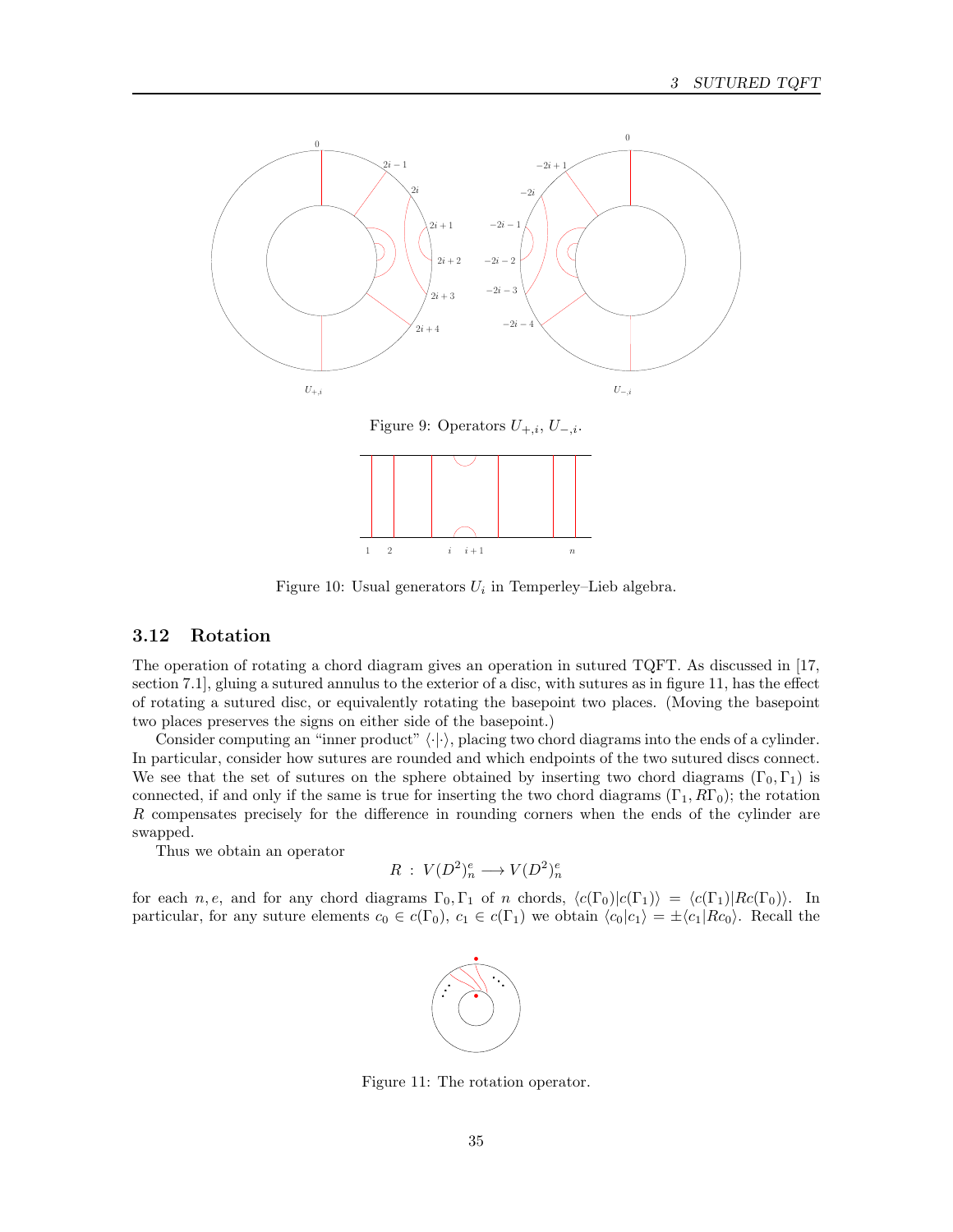Figure 9: Operators $U_{+,i}$, $U_{-,i}$.

Figure 10: Usual generators $U_i$ in Temperley–Lieb algebra.

### 3.12 Rotation

The operation of rotating a chord diagram gives an operation in sutured TQFT. As discussed in [17, section 7.1], gluing a sutured annulus to the exterior of a disc, with sutures as in figure 11, has the effect of rotating a sutured disc, or equivalently rotating the basepoint two places. (Moving the basepoint two places preserves the signs on either side of the basepoint.)

Consider computing an "inner product" $\langle \cdot | \cdot \rangle$, placing two chord diagrams into the ends of a cylinder. In particular, consider how sutures are rounded and which endpoints of the two sutured discs connect. We see that the set of sutures on the sphere obtained by inserting two chord diagrams $(\Gamma_0, \Gamma_1)$ is connected, if and only if the same is true for inserting the two chord diagrams $(\Gamma_1, R\Gamma_0)$; the rotation $R$ compensates precisely for the difference in rounding corners when the ends of the cylinder are swapped.

Thus we obtain an operator

$$R \,:\, V(D^2)^e_n \longrightarrow V(D^2)^e_n$$

for each $n, e$, and for any chord diagrams $\Gamma_0, \Gamma_1$ of $n$ chords, $\langle c(\Gamma_0) | c(\Gamma_1) \rangle = \langle c(\Gamma_1) | Rc(\Gamma_0) \rangle$. In particular, for any suture elements $c_0 \in c(\Gamma_0)$, $c_1 \in c(\Gamma_1)$ we obtain $\langle c_0 | c_1 \rangle = \pm \langle c_1 | Rc_0 \rangle$. Recall the

Figure 11: The rotation operator.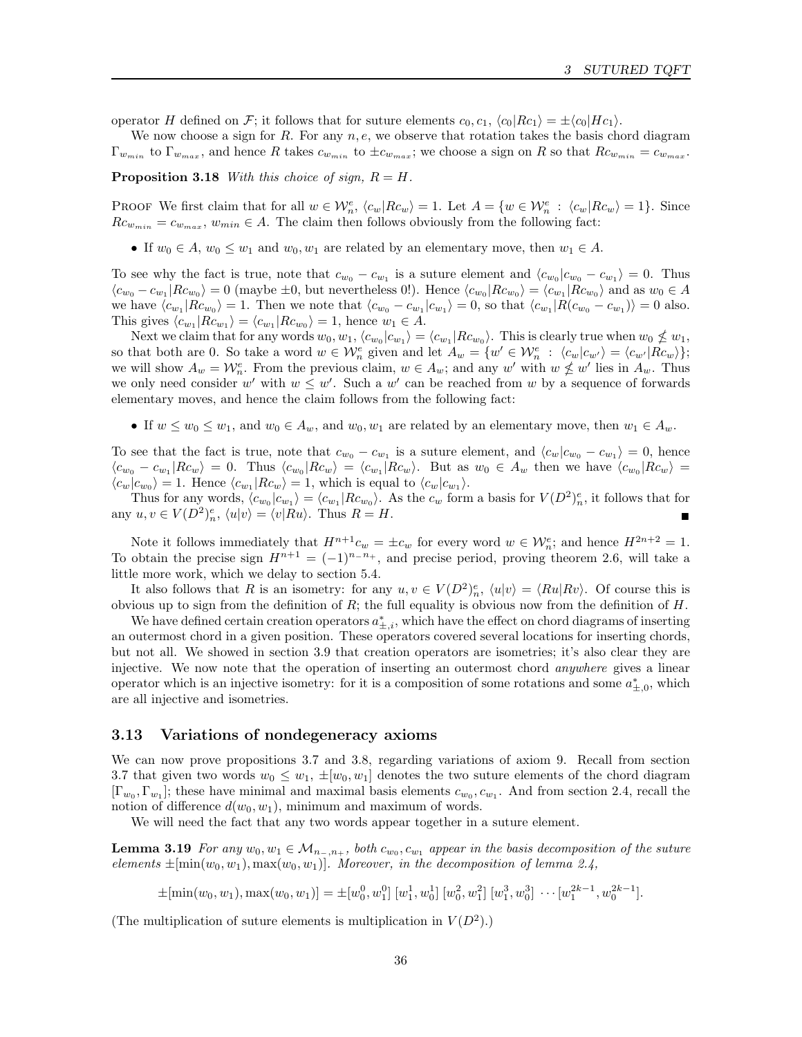operator $H$ defined on $\mathcal{F}$; it follows that for suture elements $c_0, c_1$, $\langle c_0 | R c_1 \rangle = \pm \langle c_0 | H c_1 \rangle$.

We now choose a sign for $R$. For any $n, e$, we observe that rotation takes the basis chord diagram $\Gamma_{w_{min}}$ to $\Gamma_{w_{max}}$, and hence $R$ takes $c_{w_{min}}$ to $\pm c_{w_{max}}$; we choose a sign on $R$ so that $R c_{w_{min}} = c_{w_{max}}$.

**Proposition 3.18** *With this choice of sign, $R = H$.*

Proof We first claim that for all $w \in \mathcal{W}_n^e$, $\langle c_w | R c_w \rangle = 1$. Let $A = \{w \in \mathcal{W}_n^e \; : \; \langle c_w | R c_w \rangle = 1\}$. Since $R c_{w_{min}} = c_{w_{max}}$, $w_{min} \in A$. The claim then follows obviously from the following fact:

- If $w_0 \in A$, $w_0 \leq w_1$ and $w_0, w_1$ are related by an elementary move, then $w_1 \in A$.

To see why the fact is true, note that $c_{w_0} - c_{w_1}$ is a suture element and $\langle c_{w_0} | c_{w_0} - c_{w_1} \rangle = 0$. Thus $\langle c_{w_0} - c_{w_1} | R c_{w_0} \rangle = 0$ (maybe $\pm 0$, but nevertheless 0!). Hence $\langle c_{w_0} | R c_{w_0} \rangle = \langle c_{w_1} | R c_{w_0} \rangle$ and as $w_0 \in A$ we have $\langle c_{w_1} | R c_{w_0} \rangle = 1$. Then we note that $\langle c_{w_0} - c_{w_1} | c_{w_1} \rangle = 0$, so that $\langle c_{w_1} | R(c_{w_0} - c_{w_1}) \rangle = 0$ also. This gives $\langle c_{w_1} | R c_{w_1} \rangle = \langle c_{w_1} | R c_{w_0} \rangle = 1$, hence $w_1 \in A$.

Next we claim that for any words $w_0, w_1$, $\langle c_{w_0} | c_{w_1} \rangle = \langle c_{w_1} | R c_{w_0} \rangle$. This is clearly true when $w_0 \not\leq w_1$, so that both are 0. So take a word $w \in \mathcal{W}_n^e$ given and let $A_w = \{w' \in \mathcal{W}_n^e \; : \; \langle c_w | c_{w'} \rangle = \langle c_{w'} | R c_w \rangle\}$; we will show $A_w = \mathcal{W}_n^e$. From the previous claim, $w \in A_w$; and any $w'$ with $w \not\leq w'$ lies in $A_w$. Thus we only need consider $w'$ with $w \leq w'$. Such a $w'$ can be reached from $w$ by a sequence of forwards elementary moves, and hence the claim follows from the following fact:

- If $w \leq w_0 \leq w_1$, and $w_0 \in A_w$, and $w_0, w_1$ are related by an elementary move, then $w_1 \in A_w$.

To see that the fact is true, note that $c_{w_0} - c_{w_1}$ is a suture element, and $\langle c_w | c_{w_0} - c_{w_1} \rangle = 0$, hence $\langle c_{w_0} - c_{w_1} | R c_w \rangle = 0$. Thus $\langle c_{w_0} | R c_w \rangle = \langle c_{w_1} | R c_w \rangle$. But as $w_0 \in A_w$ then we have $\langle c_{w_0} | R c_w \rangle = \langle c_w | c_{w_0} \rangle = 1$. Hence $\langle c_{w_1} | R c_w \rangle = 1$, which is equal to $\langle c_w | c_{w_1} \rangle$.

Thus for any words, $\langle c_{w_0} | c_{w_1} \rangle = \langle c_{w_1} | R c_{w_0} \rangle$. As the $c_w$ form a basis for $V(D^2)_n^e$, it follows that for any $u, v \in V(D^2)_n^e$, $\langle u | v \rangle = \langle v | R u \rangle$. Thus $R = H$. ∎

Note it follows immediately that $H^{n+1} c_w = \pm c_w$ for every word $w \in \mathcal{W}_n^e$; and hence $H^{2n+2} = 1$. To obtain the precise sign $H^{n+1} = (-1)^{n_- n_+}$, and precise period, proving theorem 2.6, will take a little more work, which we delay to section 5.4.

It also follows that $R$ is an isometry: for any $u, v \in V(D^2)_n^e$, $\langle u | v \rangle = \langle Ru | Rv \rangle$. Of course this is obvious up to sign from the definition of $R$; the full equality is obvious now from the definition of $H$.

We have defined certain creation operators $a_{\pm,i}^*$, which have the effect on chord diagrams of inserting an outermost chord in a given position. These operators covered several locations for inserting chords, but not all. We showed in section 3.9 that creation operators are isometries; it's also clear they are injective. We now note that the operation of inserting an outermost chord *anywhere* gives a linear operator which is an injective isometry: for it is a composition of some rotations and some $a_{\pm,0}^*$, which are all injective and isometries.

## 3.13 Variations of nondegeneracy axioms

We can now prove propositions 3.7 and 3.8, regarding variations of axiom 9. Recall from section 3.7 that given two words $w_0 \leq w_1$, $\pm[w_0, w_1]$ denotes the two suture elements of the chord diagram $[\Gamma_{w_0}, \Gamma_{w_1}]$; these have minimal and maximal basis elements $c_{w_0}, c_{w_1}$. And from section 2.4, recall the notion of difference $d(w_0, w_1)$, minimum and maximum of words.

We will need the fact that any two words appear together in a suture element.

**Lemma 3.19** *For any $w_0, w_1 \in \mathcal{M}_{n_-, n_+}$, both $c_{w_0}, c_{w_1}$ appear in the basis decomposition of the suture elements $\pm[\min(w_0, w_1), \max(w_0, w_1)]$. Moreover, in the decomposition of lemma 2.4,*

$$\pm[\min(w_0, w_1), \max(w_0, w_1)] = \pm[w_0^0, w_1^0] \; [w_1^1, w_0^1] \; [w_0^2, w_1^2] \; [w_1^3, w_0^3] \; \cdots [w_1^{2k-1}, w_0^{2k-1}].$$

(The multiplication of suture elements is multiplication in $V(D^2)$.)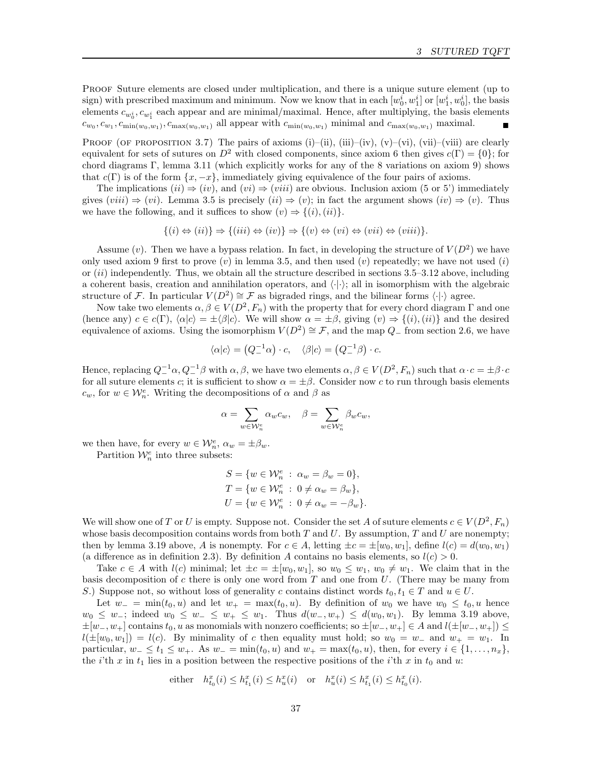Proof Suture elements are closed under multiplication, and there is a unique suture element (up to sign) with prescribed maximum and minimum. Now we know that in each $[w_0^i, w_1^i]$ or $[w_1^i, w_0^i]$, the basis elements $c_{w_0^i}, c_{w_1^i}$ each appear and are minimal/maximal. Hence, after multiplying, the basis elements $c_{w_0}, c_{w_1}, c_{\min(w_0,w_1)}, c_{\max(w_0,w_1)}$ all appear with $c_{\min(w_0,w_1)}$ minimal and $c_{\max(w_0,w_1)}$ maximal. ∎

Proof (of proposition 3.7) The pairs of axioms (i)–(ii), (iii)–(iv), (v)–(vi), (vii)–(viii) are clearly equivalent for sets of sutures on $D^2$ with closed components, since axiom 6 then gives $c(\Gamma) = \{0\}$; for chord diagrams $\Gamma$, lemma 3.11 (which explicitly works for any of the 8 variations on axiom 9) shows that $c(\Gamma)$ is of the form $\{x, -x\}$, immediately giving equivalence of the four pairs of axioms.

The implications $(ii) \Rightarrow (iv)$, and $(vi) \Rightarrow (viii)$ are obvious. Inclusion axiom (5 or 5') immediately gives $(viii) \Rightarrow (vi)$. Lemma 3.5 is precisely $(ii) \Rightarrow (v)$; in fact the argument shows $(iv) \Rightarrow (v)$. Thus we have the following, and it suffices to show $(v) \Rightarrow \{(i), (ii)\}$.

$$\{(i) \Leftrightarrow (ii)\} \Rightarrow \{(iii) \Leftrightarrow (iv)\} \Rightarrow \{(v) \Leftrightarrow (vi) \Leftrightarrow (vii) \Leftrightarrow (viii)\}.$$

Assume $(v)$. Then we have a bypass relation. In fact, in developing the structure of $V(D^2)$ we have only used axiom 9 first to prove $(v)$ in lemma 3.5, and then used $(v)$ repeatedly; we have not used $(i)$ or $(ii)$ independently. Thus, we obtain all the structure described in sections 3.5–3.12 above, including a coherent basis, creation and annihilation operators, and $\langle \cdot | \cdot \rangle$; all in isomorphism with the algebraic structure of $\mathcal{F}$. In particular $V(D^2) \cong \mathcal{F}$ as bigraded rings, and the bilinear forms $\langle \cdot | \cdot \rangle$ agree.

Now take two elements $\alpha, \beta \in V(D^2, F_n)$ with the property that for every chord diagram $\Gamma$ and one (hence any) $c \in c(\Gamma)$, $\langle \alpha | c \rangle = \pm \langle \beta | c \rangle$. We will show $\alpha = \pm \beta$, giving $(v) \Rightarrow \{(i), (ii)\}$ and the desired equivalence of axioms. Using the isomorphism $V(D^2) \cong \mathcal{F}$, and the map $Q_-$ from section 2.6, we have

$$\langle \alpha | c \rangle = \left(Q_-^{-1}\alpha\right) \cdot c, \quad \langle \beta | c \rangle = \left(Q_-^{-1}\beta\right) \cdot c.$$

Hence, replacing $Q_-^{-1}\alpha, Q_-^{-1}\beta$ with $\alpha, \beta$, we have two elements $\alpha, \beta \in V(D^2, F_n)$ such that $\alpha \cdot c = \pm \beta \cdot c$ for all suture elements $c$; it is sufficient to show $\alpha = \pm \beta$. Consider now $c$ to run through basis elements $c_w$, for $w \in \mathcal{W}_n^e$. Writing the decompositions of $\alpha$ and $\beta$ as

$$\alpha = \sum_{w \in \mathcal{W}_n^e} \alpha_w c_w, \quad \beta = \sum_{w \in \mathcal{W}_n^e} \beta_w c_w,$$

we then have, for every $w \in \mathcal{W}_n^e$, $\alpha_w = \pm \beta_w$.

Partition $\mathcal{W}_n^e$ into three subsets:

$$S = \{w \in \mathcal{W}_n^e \ : \ \alpha_w = \beta_w = 0\},$$
$$T = \{w \in \mathcal{W}_n^e \ : \ 0 \neq \alpha_w = \beta_w\},$$
$$U = \{w \in \mathcal{W}_n^e \ : \ 0 \neq \alpha_w = -\beta_w\}.$$

We will show one of $T$ or $U$ is empty. Suppose not. Consider the set $A$ of suture elements $c \in V(D^2, F_n)$ whose basis decomposition contains words from both $T$ and $U$. By assumption, $T$ and $U$ are nonempty; then by lemma 3.19 above, $A$ is nonempty. For $c \in A$, letting $\pm c = \pm [w_0, w_1]$, define $l(c) = d(w_0, w_1)$ (a difference as in definition 2.3). By definition $A$ contains no basis elements, so $l(c) > 0$.

Take $c \in A$ with $l(c)$ minimal; let $\pm c = \pm [w_0, w_1]$, so $w_0 \leq w_1$, $w_0 \neq w_1$. We claim that in the basis decomposition of $c$ there is only one word from $T$ and one from $U$. (There may be many from $S$.) Suppose not, so without loss of generality $c$ contains distinct words $t_0, t_1 \in T$ and $u \in U$.

Let $w_- = \min(t_0, u)$ and let $w_+ = \max(t_0, u)$. By definition of $w_0$ we have $w_0 \leq t_0, u$ hence $w_0 \leq w_-$; indeed $w_0 \leq w_- \leq w_+ \leq w_1$. Thus $d(w_-, w_+) \leq d(w_0, w_1)$. By lemma 3.19 above, $\pm [w_-, w_+]$ contains $t_0, u$ as monomials with nonzero coefficients; so $\pm [w_-, w_+] \in A$ and $l(\pm [w_-, w_+]) \leq l(\pm [w_0, w_1]) = l(c)$. By minimality of $c$ then equality must hold; so $w_0 = w_-$ and $w_+ = w_1$. In particular, $w_- \leq t_1 \leq w_+$. As $w_- = \min(t_0, u)$ and $w_+ = \max(t_0, u)$, then, for every $i \in \{1, \ldots, n_x\}$, the $i$'th $x$ in $t_1$ lies in a position between the respective positions of the $i$'th $x$ in $t_0$ and $u$:

$$\text{either} \quad h_{t_0}^x(i) \leq h_{t_1}^x(i) \leq h_u^x(i) \quad \text{or} \quad h_u^x(i) \leq h_{t_1}^x(i) \leq h_{t_0}^x(i).$$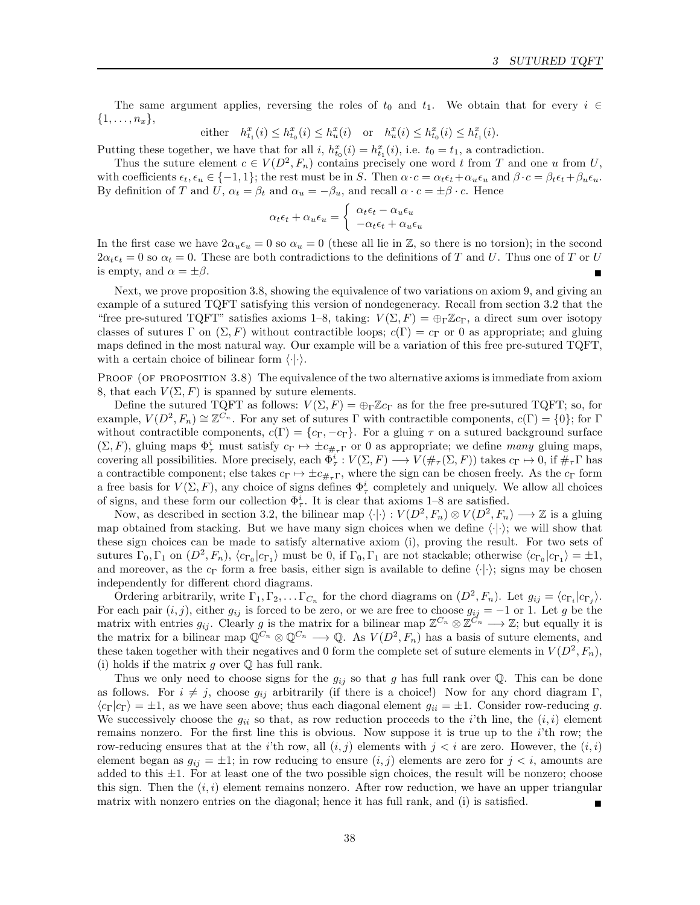The same argument applies, reversing the roles of $t_0$ and $t_1$. We obtain that for every $i \in \{1, \ldots, n_x\}$,

$$\text{either} \quad h^x_{t_1}(i) \leq h^x_{t_0}(i) \leq h^x_u(i) \quad \text{or} \quad h^x_u(i) \leq h^x_{t_0}(i) \leq h^x_{t_1}(i).$$

Putting these together, we have that for all $i$, $h^x_{t_0}(i) = h^x_{t_1}(i)$, i.e. $t_0 = t_1$, a contradiction.

Thus the suture element $c \in V(D^2, F_n)$ contains precisely one word $t$ from $T$ and one $u$ from $U$, with coefficients $\epsilon_t, \epsilon_u \in \{-1, 1\}$; the rest must be in $S$. Then $\alpha \cdot c = \alpha_t \epsilon_t + \alpha_u \epsilon_u$ and $\beta \cdot c = \beta_t \epsilon_t + \beta_u \epsilon_u$. By definition of $T$ and $U$, $\alpha_t = \beta_t$ and $\alpha_u = -\beta_u$, and recall $\alpha \cdot c = \pm \beta \cdot c$. Hence

$$\alpha_t \epsilon_t + \alpha_u \epsilon_u = \left\{ \begin{array}{l} \alpha_t \epsilon_t - \alpha_u \epsilon_u \\ -\alpha_t \epsilon_t + \alpha_u \epsilon_u \end{array} \right.$$

In the first case we have $2\alpha_u \epsilon_u = 0$ so $\alpha_u = 0$ (these all lie in $\mathbb{Z}$, so there is no torsion); in the second $2\alpha_t \epsilon_t = 0$ so $\alpha_t = 0$. These are both contradictions to the definitions of $T$ and $U$. Thus one of $T$ or $U$ is empty, and $\alpha = \pm\beta$. ∎

Next, we prove proposition 3.8, showing the equivalence of two variations on axiom 9, and giving an example of a sutured TQFT satisfying this version of nondegeneracy. Recall from section 3.2 that the "free pre-sutured TQFT" satisfies axioms 1–8, taking: $V(\Sigma, F) = \oplus_\Gamma \mathbb{Z} c_\Gamma$, a direct sum over isotopy classes of sutures $\Gamma$ on $(\Sigma, F)$ without contractible loops; $c(\Gamma) = c_\Gamma$ or 0 as appropriate; and gluing maps defined in the most natural way. Our example will be a variation of this free pre-sutured TQFT, with a certain choice of bilinear form $\langle \cdot | \cdot \rangle$.

Proof (of proposition 3.8) The equivalence of the two alternative axioms is immediate from axiom 8, that each $V(\Sigma, F)$ is spanned by suture elements.

Define the sutured TQFT as follows: $V(\Sigma, F) = \oplus_\Gamma \mathbb{Z} c_\Gamma$ as for the free pre-sutured TQFT; so, for example, $V(D^2, F_n) \cong \mathbb{Z}^{C_n}$. For any set of sutures $\Gamma$ with contractible components, $c(\Gamma) = \{0\}$; for $\Gamma$ without contractible components, $c(\Gamma) = \{c_\Gamma, -c_\Gamma\}$. For a gluing $\tau$ on a sutured background surface $(\Sigma, F)$, gluing maps $\Phi^i_\tau$ must satisfy $c_\Gamma \mapsto \pm c_{\#_\tau \Gamma}$ or 0 as appropriate; we define *many* gluing maps, covering all possibilities. More precisely, each $\Phi^i_\tau : V(\Sigma, F) \longrightarrow V(\#_\tau(\Sigma, F))$ takes $c_\Gamma \mapsto 0$, if $\#_\tau \Gamma$ has a contractible component; else takes $c_\Gamma \mapsto \pm c_{\#_\tau \Gamma}$, where the sign can be chosen freely. As the $c_\Gamma$ form a free basis for $V(\Sigma, F)$, any choice of signs defines $\Phi^i_\tau$ completely and uniquely. We allow all choices of signs, and these form our collection $\Phi^i_\tau$. It is clear that axioms 1–8 are satisfied.

Now, as described in section 3.2, the bilinear map $\langle \cdot | \cdot \rangle : V(D^2, F_n) \otimes V(D^2, F_n) \longrightarrow \mathbb{Z}$ is a gluing map obtained from stacking. But we have many sign choices when we define $\langle \cdot | \cdot \rangle$; we will show that these sign choices can be made to satisfy alternative axiom (i), proving the result. For two sets of sutures $\Gamma_0, \Gamma_1$ on $(D^2, F_n)$, $\langle c_{\Gamma_0} | c_{\Gamma_1} \rangle$ must be 0, if $\Gamma_0, \Gamma_1$ are not stackable; otherwise $\langle c_{\Gamma_0} | c_{\Gamma_1} \rangle = \pm 1$, and moreover, as the $c_\Gamma$ form a free basis, either sign is available to define $\langle \cdot | \cdot \rangle$; signs may be chosen independently for different chord diagrams.

Ordering arbitrarily, write $\Gamma_1, \Gamma_2, \ldots \Gamma_{C_n}$ for the chord diagrams on $(D^2, F_n)$. Let $g_{ij} = \langle c_{\Gamma_i} | c_{\Gamma_j} \rangle$. For each pair $(i,j)$, either $g_{ij}$ is forced to be zero, or we are free to choose $g_{ij} = -1$ or 1. Let $g$ be the matrix with entries $g_{ij}$. Clearly $g$ is the matrix for a bilinear map $\mathbb{Z}^{C_n} \otimes \mathbb{Z}^{C_n} \longrightarrow \mathbb{Z}$; but equally it is the matrix for a bilinear map $\mathbb{Q}^{C_n} \otimes \mathbb{Q}^{C_n} \longrightarrow \mathbb{Q}$. As $V(D^2, F_n)$ has a basis of suture elements, and these taken together with their negatives and 0 form the complete set of suture elements in $V(D^2, F_n)$, (i) holds if the matrix $g$ over $\mathbb{Q}$ has full rank.

Thus we only need to choose signs for the $g_{ij}$ so that $g$ has full rank over $\mathbb{Q}$. This can be done as follows. For $i \neq j$, choose $g_{ij}$ arbitrarily (if there is a choice!) Now for any chord diagram $\Gamma$, $\langle c_\Gamma | c_\Gamma \rangle = \pm 1$, as we have seen above; thus each diagonal element $g_{ii} = \pm 1$. Consider row-reducing $g$. We successively choose the $g_{ii}$ so that, as row reduction proceeds to the $i$'th line, the $(i,i)$ element remains nonzero. For the first line this is obvious. Now suppose it is true up to the $i$'th row; the row-reducing ensures that at the $i$'th row, all $(i,j)$ elements with $j < i$ are zero. However, the $(i,i)$ element began as $g_{ij} = \pm 1$; in row reducing to ensure $(i,j)$ elements are zero for $j < i$, amounts are added to this $\pm 1$. For at least one of the two possible sign choices, the result will be nonzero; choose this sign. Then the $(i,i)$ element remains nonzero. After row reduction, we have an upper triangular matrix with nonzero entries on the diagonal; hence it has full rank, and (i) is satisfied. ∎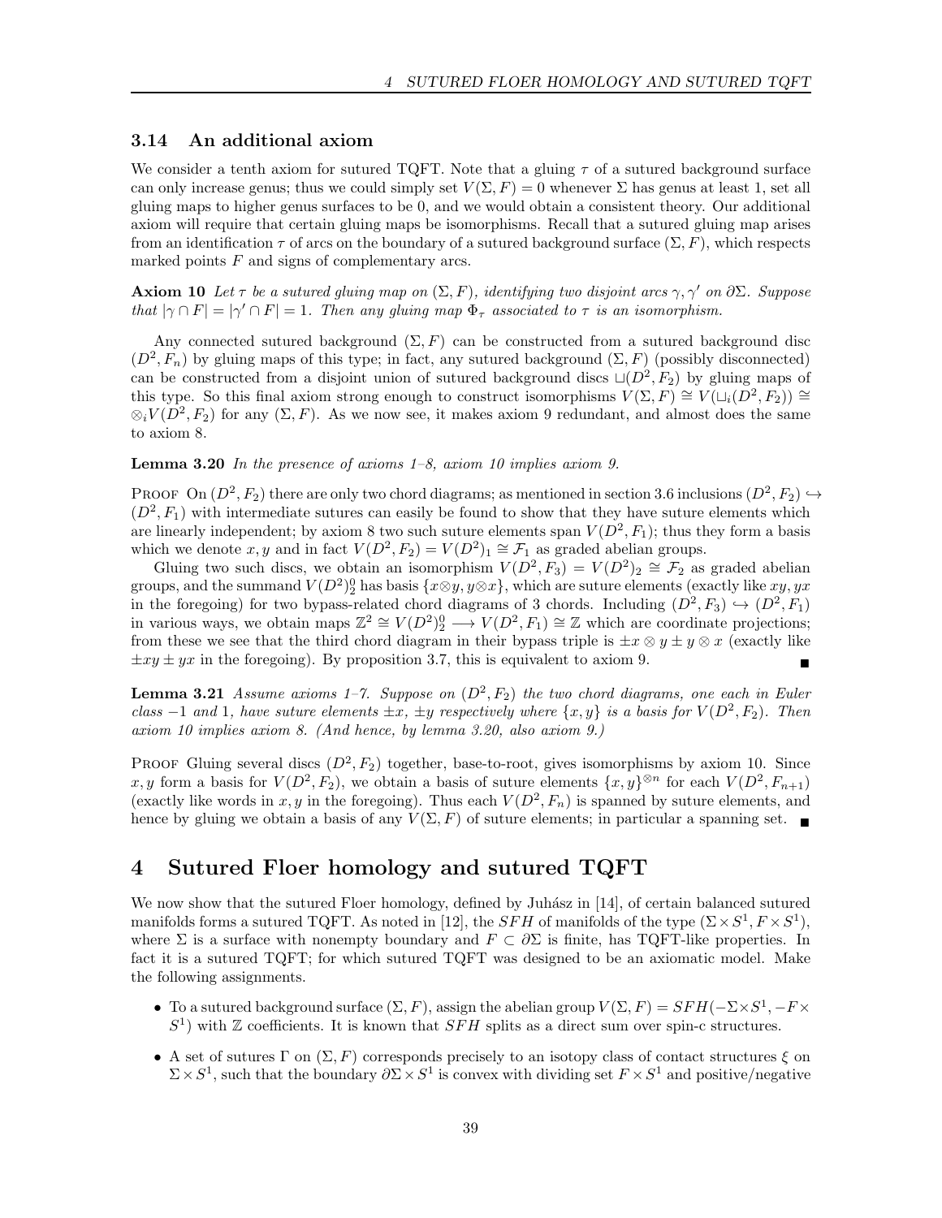### 3.14 An additional axiom

We consider a tenth axiom for sutured TQFT. Note that a gluing $\tau$ of a sutured background surface can only increase genus; thus we could simply set $V(\Sigma, F) = 0$ whenever $\Sigma$ has genus at least 1, set all gluing maps to higher genus surfaces to be 0, and we would obtain a consistent theory. Our additional axiom will require that certain gluing maps be isomorphisms. Recall that a sutured gluing map arises from an identification $\tau$ of arcs on the boundary of a sutured background surface $(\Sigma, F)$, which respects marked points $F$ and signs of complementary arcs.

**Axiom 10** *Let $\tau$ be a sutured gluing map on $(\Sigma, F)$, identifying two disjoint arcs $\gamma, \gamma'$ on $\partial\Sigma$. Suppose that $|\gamma \cap F| = |\gamma' \cap F| = 1$. Then any gluing map $\Phi_\tau$ associated to $\tau$ is an isomorphism.*

Any connected sutured background $(\Sigma, F)$ can be constructed from a sutured background disc $(D^2, F_n)$ by gluing maps of this type; in fact, any sutured background $(\Sigma, F)$ (possibly disconnected) can be constructed from a disjoint union of sutured background discs $\sqcup(D^2, F_2)$ by gluing maps of this type. So this final axiom strong enough to construct isomorphisms $V(\Sigma, F) \cong V(\sqcup_i(D^2, F_2)) \cong \otimes_i V(D^2, F_2)$ for any $(\Sigma, F)$. As we now see, it makes axiom 9 redundant, and almost does the same to axiom 8.

**Lemma 3.20** *In the presence of axioms 1–8, axiom 10 implies axiom 9.*

Proof On $(D^2, F_2)$ there are only two chord diagrams; as mentioned in section 3.6 inclusions $(D^2, F_2) \hookrightarrow (D^2, F_1)$ with intermediate sutures can easily be found to show that they have suture elements which are linearly independent; by axiom 8 two such suture elements span $V(D^2, F_1)$; thus they form a basis which we denote $x, y$ and in fact $V(D^2, F_2) = V(D^2)_1 \cong \mathcal{F}_1$ as graded abelian groups.

Gluing two such discs, we obtain an isomorphism $V(D^2, F_3) = V(D^2)_2 \cong \mathcal{F}_2$ as graded abelian groups, and the summand $V(D^2)_2^0$ has basis $\{x \otimes y, y \otimes x\}$, which are suture elements (exactly like $xy, yx$ in the foregoing) for two bypass-related chord diagrams of 3 chords. Including $(D^2, F_3) \hookrightarrow (D^2, F_1)$ in various ways, we obtain maps $\mathbb{Z}^2 \cong V(D^2)_2^0 \longrightarrow V(D^2, F_1) \cong \mathbb{Z}$ which are coordinate projections; from these we see that the third chord diagram in their bypass triple is $\pm x \otimes y \pm y \otimes x$ (exactly like $\pm xy \pm yx$ in the foregoing). By proposition 3.7, this is equivalent to axiom 9. ∎

**Lemma 3.21** *Assume axioms 1–7. Suppose on $(D^2, F_2)$ the two chord diagrams, one each in Euler class $-1$ and $1$, have suture elements $\pm x$, $\pm y$ respectively where $\{x, y\}$ is a basis for $V(D^2, F_2)$. Then axiom 10 implies axiom 8. (And hence, by lemma 3.20, also axiom 9.)*

Proof Gluing several discs $(D^2, F_2)$ together, base-to-root, gives isomorphisms by axiom 10. Since $x, y$ form a basis for $V(D^2, F_2)$, we obtain a basis of suture elements $\{x, y\}^{\otimes n}$ for each $V(D^2, F_{n+1})$ (exactly like words in $x, y$ in the foregoing). Thus each $V(D^2, F_n)$ is spanned by suture elements, and hence by gluing we obtain a basis of any $V(\Sigma, F)$ of suture elements; in particular a spanning set. ∎

## 4 Sutured Floer homology and sutured TQFT

We now show that the sutured Floer homology, defined by Juhász in [14], of certain balanced sutured manifolds forms a sutured TQFT. As noted in [12], the $SFH$ of manifolds of the type $(\Sigma \times S^1, F \times S^1)$, where $\Sigma$ is a surface with nonempty boundary and $F \subset \partial\Sigma$ is finite, has TQFT-like properties. In fact it is a sutured TQFT; for which sutured TQFT was designed to be an axiomatic model. Make the following assignments.

- To a sutured background surface $(\Sigma, F)$, assign the abelian group $V(\Sigma, F) = SFH(-\Sigma \times S^1, -F \times S^1)$ with $\mathbb{Z}$ coefficients. It is known that $SFH$ splits as a direct sum over spin-c structures.
- A set of sutures $\Gamma$ on $(\Sigma, F)$ corresponds precisely to an isotopy class of contact structures $\xi$ on $\Sigma \times S^1$, such that the boundary $\partial\Sigma \times S^1$ is convex with dividing set $F \times S^1$ and positive/negative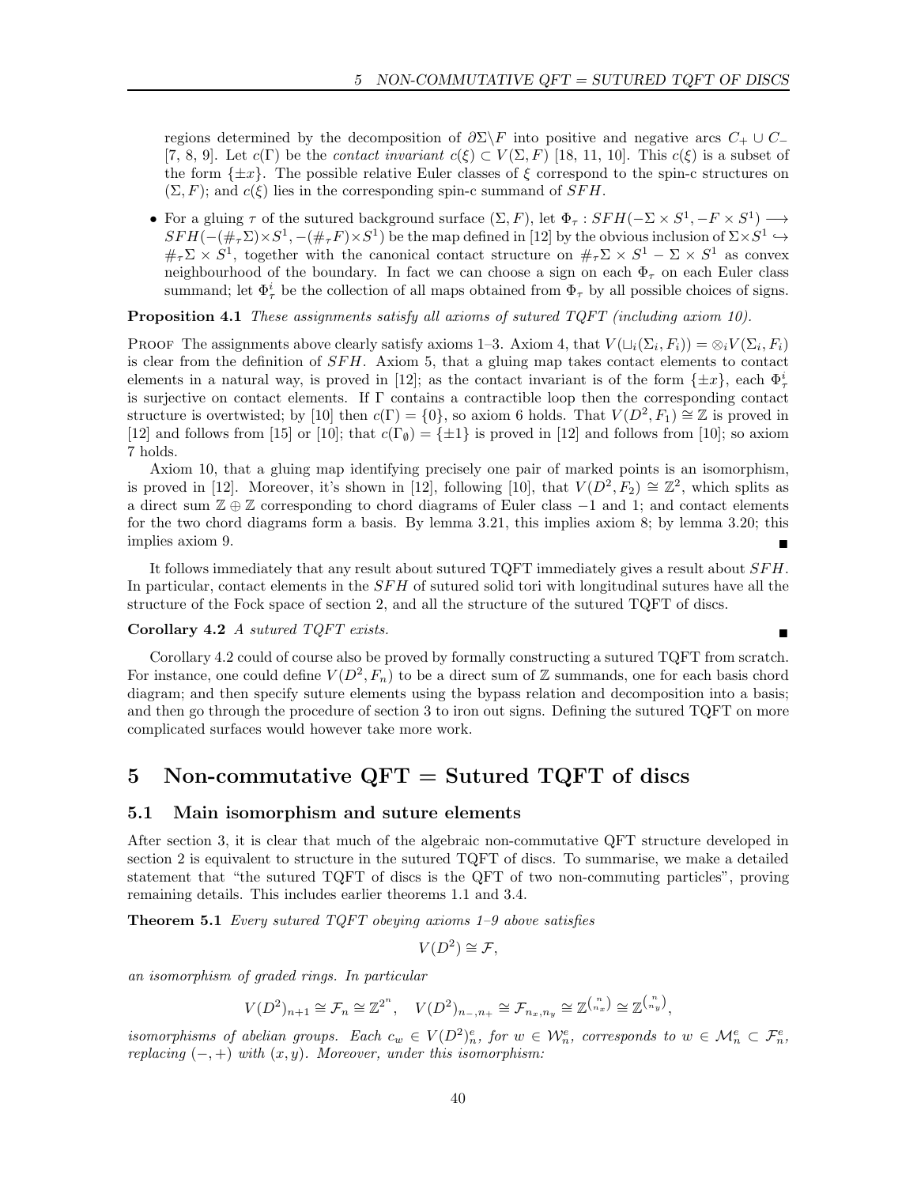regions determined by the decomposition of $\partial\Sigma\backslash F$ into positive and negative arcs $C_+ \cup C_-$ [7, 8, 9]. Let $c(\Gamma)$ be the *contact invariant* $c(\xi) \subset V(\Sigma, F)$ [18, 11, 10]. This $c(\xi)$ is a subset of the form $\{\pm x\}$. The possible relative Euler classes of $\xi$ correspond to the spin-c structures on $(\Sigma, F)$; and $c(\xi)$ lies in the corresponding spin-c summand of $SFH$.

- For a gluing $\tau$ of the sutured background surface $(\Sigma, F)$, let $\Phi_\tau : SFH(-\Sigma \times S^1, -F \times S^1) \longrightarrow SFH(-(\#_\tau \Sigma) \times S^1, -(\#_\tau F) \times S^1)$ be the map defined in [12] by the obvious inclusion of $\Sigma \times S^1 \hookrightarrow \#_\tau \Sigma \times S^1$, together with the canonical contact structure on $\#_\tau \Sigma \times S^1 - \Sigma \times S^1$ as convex neighbourhood of the boundary. In fact we can choose a sign on each $\Phi_\tau$ on each Euler class summand; let $\Phi_\tau^i$ be the collection of all maps obtained from $\Phi_\tau$ by all possible choices of signs.

**Proposition 4.1** *These assignments satisfy all axioms of sutured TQFT (including axiom 10).*

Proof The assignments above clearly satisfy axioms 1–3. Axiom 4, that $V(\sqcup_i(\Sigma_i, F_i)) = \otimes_i V(\Sigma_i, F_i)$ is clear from the definition of $SFH$. Axiom 5, that a gluing map takes contact elements to contact elements in a natural way, is proved in [12]; as the contact invariant is of the form $\{\pm x\}$, each $\Phi_\tau^i$ is surjective on contact elements. If $\Gamma$ contains a contractible loop then the corresponding contact structure is overtwisted; by [10] then $c(\Gamma) = \{0\}$, so axiom 6 holds. That $V(D^2, F_1) \cong \mathbb{Z}$ is proved in [12] and follows from [15] or [10]; that $c(\Gamma_\emptyset) = \{\pm 1\}$ is proved in [12] and follows from [10]; so axiom 7 holds.

Axiom 10, that a gluing map identifying precisely one pair of marked points is an isomorphism, is proved in [12]. Moreover, it's shown in [12], following [10], that $V(D^2, F_2) \cong \mathbb{Z}^2$, which splits as a direct sum $\mathbb{Z} \oplus \mathbb{Z}$ corresponding to chord diagrams of Euler class $-1$ and 1; and contact elements for the two chord diagrams form a basis. By lemma 3.21, this implies axiom 8; by lemma 3.20; this implies axiom 9. ∎

It follows immediately that any result about sutured TQFT immediately gives a result about $SFH$. In particular, contact elements in the $SFH$ of sutured solid tori with longitudinal sutures have all the structure of the Fock space of section 2, and all the structure of the sutured TQFT of discs.

**Corollary 4.2** *A sutured TQFT exists.* ∎

Corollary 4.2 could of course also be proved by formally constructing a sutured TQFT from scratch. For instance, one could define $V(D^2, F_n)$ to be a direct sum of $\mathbb{Z}$ summands, one for each basis chord diagram; and then specify suture elements using the bypass relation and decomposition into a basis; and then go through the procedure of section 3 to iron out signs. Defining the sutured TQFT on more complicated surfaces would however take more work.

# 5 Non-commutative QFT = Sutured TQFT of discs

## 5.1 Main isomorphism and suture elements

After section 3, it is clear that much of the algebraic non-commutative QFT structure developed in section 2 is equivalent to structure in the sutured TQFT of discs. To summarise, we make a detailed statement that "the sutured TQFT of discs is the QFT of two non-commuting particles", proving remaining details. This includes earlier theorems 1.1 and 3.4.

**Theorem 5.1** *Every sutured TQFT obeying axioms 1–9 above satisfies*

$$V(D^2) \cong \mathcal{F},$$

*an isomorphism of graded rings. In particular*

$$V(D^2)_{n+1} \cong \mathcal{F}_n \cong \mathbb{Z}^{2^n}, \quad V(D^2)_{n_-, n_+} \cong \mathcal{F}_{n_x, n_y} \cong \mathbb{Z}^{\binom{n}{n_x}} \cong \mathbb{Z}^{\binom{n}{n_y}},$$

*isomorphisms of abelian groups. Each $c_w \in V(D^2)_n^e$, for $w \in \mathcal{W}_n^e$, corresponds to $w \in \mathcal{M}_n^e \subset \mathcal{F}_n^e$, replacing $(-, +)$ with $(x, y)$. Moreover, under this isomorphism:*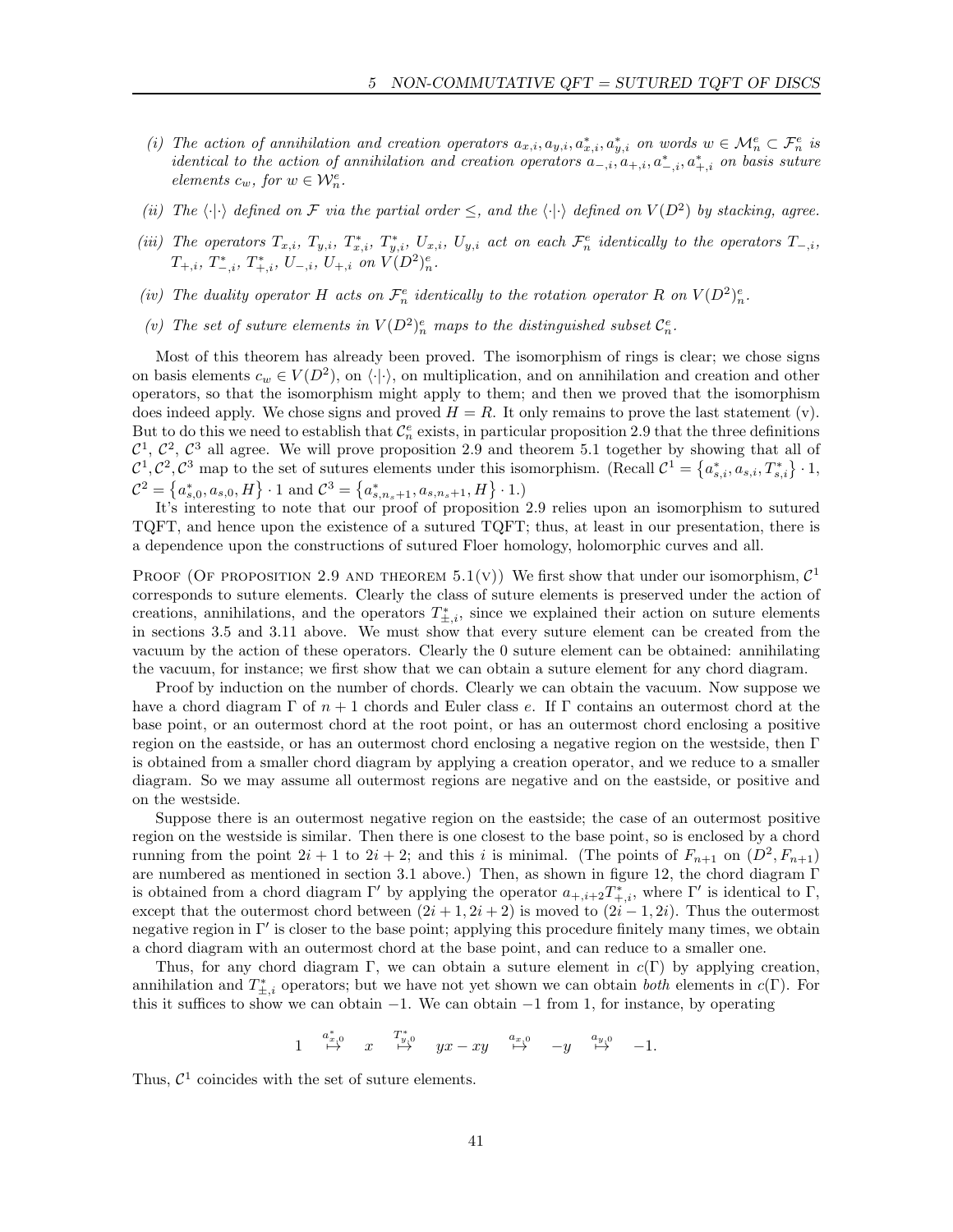*(i) The action of annihilation and creation operators $a_{x,i}, a_{y,i}, a^*_{x,i}, a^*_{y,i}$ on words $w \in \mathcal{M}_n^e \subset \mathcal{F}_n^e$ is identical to the action of annihilation and creation operators $a_{-,i}, a_{+,i}, a^*_{-,i}, a^*_{+,i}$ on basis suture elements $c_w$, for $w \in \mathcal{W}_n^e$.*

*(ii) The $\langle \cdot | \cdot \rangle$ defined on $\mathcal{F}$ via the partial order $\preceq$, and the $\langle \cdot | \cdot \rangle$ defined on $V(D^2)$ by stacking, agree.*

*(iii) The operators $T_{x,i}$, $T_{y,i}$, $T^*_{x,i}$, $T^*_{y,i}$, $U_{x,i}$, $U_{y,i}$ act on each $\mathcal{F}_n^e$ identically to the operators $T_{-,i}$, $T_{+,i}$, $T^*_{-,i}$, $T^*_{+,i}$, $U_{-,i}$, $U_{+,i}$ on $V(D^2)_n^e$.*

*(iv) The duality operator $H$ acts on $\mathcal{F}_n^e$ identically to the rotation operator $R$ on $V(D^2)_n^e$.*

*(v) The set of suture elements in $V(D^2)_n^e$ maps to the distinguished subset $\mathcal{C}_n^e$.*

Most of this theorem has already been proved. The isomorphism of rings is clear; we chose signs on basis elements $c_w \in V(D^2)$, on $\langle \cdot | \cdot \rangle$, on multiplication, and on annihilation and creation and other operators, so that the isomorphism might apply to them; and then we proved that the isomorphism does indeed apply. We chose signs and proved $H = R$. It only remains to prove the last statement (v). But to do this we need to establish that $\mathcal{C}_n^e$ exists, in particular proposition 2.9 that the three definitions $\mathcal{C}^1$, $\mathcal{C}^2$, $\mathcal{C}^3$ all agree. We will prove proposition 2.9 and theorem 5.1 together by showing that all of $\mathcal{C}^1, \mathcal{C}^2, \mathcal{C}^3$ map to the set of sutures elements under this isomorphism. (Recall $\mathcal{C}^1 = \left\{ a^*_{s,i}, a_{s,i}, T^*_{s,i} \right\} \cdot 1$, $\mathcal{C}^2 = \left\{ a^*_{s,0}, a_{s,0}, H \right\} \cdot 1$ and $\mathcal{C}^3 = \left\{ a^*_{s,n_s+1}, a_{s,n_s+1}, H \right\} \cdot 1$.)

It's interesting to note that our proof of proposition 2.9 relies upon an isomorphism to sutured TQFT, and hence upon the existence of a sutured TQFT; thus, at least in our presentation, there is a dependence upon the constructions of sutured Floer homology, holomorphic curves and all.

Proof (of proposition 2.9 and theorem 5.1(v)) We first show that under our isomorphism, $\mathcal{C}^1$ corresponds to suture elements. Clearly the class of suture elements is preserved under the action of creations, annihilations, and the operators $T^*_{\pm,i}$, since we explained their action on suture elements in sections 3.5 and 3.11 above. We must show that every suture element can be created from the vacuum by the action of these operators. Clearly the 0 suture element can be obtained: annihilating the vacuum, for instance; we first show that we can obtain a suture element for any chord diagram.

Proof by induction on the number of chords. Clearly we can obtain the vacuum. Now suppose we have a chord diagram $\Gamma$ of $n+1$ chords and Euler class $e$. If $\Gamma$ contains an outermost chord at the base point, or an outermost chord at the root point, or has an outermost chord enclosing a positive region on the eastside, or has an outermost chord enclosing a negative region on the westside, then $\Gamma$ is obtained from a smaller chord diagram by applying a creation operator, and we reduce to a smaller diagram. So we may assume all outermost regions are negative and on the eastside, or positive and on the westside.

Suppose there is an outermost negative region on the eastside; the case of an outermost positive region on the westside is similar. Then there is one closest to the base point, so is enclosed by a chord running from the point $2i+1$ to $2i+2$; and this $i$ is minimal. (The points of $F_{n+1}$ on $(D^2, F_{n+1})$ are numbered as mentioned in section 3.1 above.) Then, as shown in figure 12, the chord diagram $\Gamma$ is obtained from a chord diagram $\Gamma'$ by applying the operator $a_{+,i+2} T^*_{+,i}$, where $\Gamma'$ is identical to $\Gamma$, except that the outermost chord between $(2i+1, 2i+2)$ is moved to $(2i-1, 2i)$. Thus the outermost negative region in $\Gamma'$ is closer to the base point; applying this procedure finitely many times, we obtain a chord diagram with an outermost chord at the base point, and can reduce to a smaller one.

Thus, for any chord diagram $\Gamma$, we can obtain a suture element in $c(\Gamma)$ by applying creation, annihilation and $T^*_{\pm,i}$ operators; but we have not yet shown we can obtain *both* elements in $c(\Gamma)$. For this it suffices to show we can obtain $-1$. We can obtain $-1$ from 1, for instance, by operating

$$1 \overset{a^*_{x,0}}{\mapsto} x \overset{T^*_{y,0}}{\mapsto} yx - xy \overset{a_{x,0}}{\mapsto} -y \overset{a_{y,0}}{\mapsto} -1.$$

Thus, $\mathcal{C}^1$ coincides with the set of suture elements.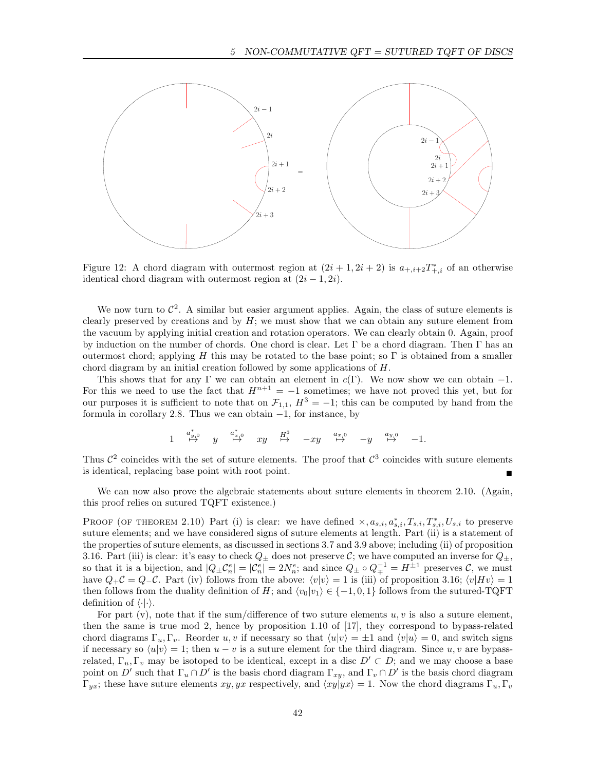Figure 12: A chord diagram with outermost region at $(2i+1, 2i+2)$ is $a_{+,i+2} T^*_{+,i}$ of an otherwise identical chord diagram with outermost region at $(2i-1, 2i)$.

We now turn to $\mathcal{C}^2$. A similar but easier argument applies. Again, the class of suture elements is clearly preserved by creations and by $H$; we must show that we can obtain any suture element from the vacuum by applying initial creation and rotation operators. We can clearly obtain 0. Again, proof by induction on the number of chords. One chord is clear. Let $\Gamma$ be a chord diagram. Then $\Gamma$ has an outermost chord; applying $H$ this may be rotated to the base point; so $\Gamma$ is obtained from a smaller chord diagram by an initial creation followed by some applications of $H$.

This shows that for any $\Gamma$ we can obtain an element in $c(\Gamma)$. We now show we can obtain $-1$. For this we need to use the fact that $H^{n+1} = -1$ sometimes; we have not proved this yet, but for our purposes it is sufficient to note that on $\mathcal{F}_{1,1}$, $H^3 = -1$; this can be computed by hand from the formula in corollary 2.8. Thus we can obtain $-1$, for instance, by

$$1 \overset{a^*_{y,0}}{\mapsto} y \overset{a^*_{x,0}}{\mapsto} xy \overset{H^3}{\mapsto} -xy \overset{a_{x,0}}{\mapsto} -y \overset{a_{y,0}}{\mapsto} -1.$$

Thus $\mathcal{C}^2$ coincides with the set of suture elements. The proof that $\mathcal{C}^3$ coincides with suture elements is identical, replacing base point with root point. ∎

We can now also prove the algebraic statements about suture elements in theorem 2.10. (Again, this proof relies on sutured TQFT existence.)

Proof (of theorem 2.10) Part (i) is clear: we have defined $\times, a_{s,i}, a^*_{s,i}, T_{s,i}, T^*_{s,i}, U_{s,i}$ to preserve suture elements; and we have considered signs of suture elements at length. Part (ii) is a statement of the properties of suture elements, as discussed in sections 3.7 and 3.9 above; including (ii) of proposition 3.16. Part (iii) is clear: it's easy to check $Q_\pm$ does not preserve $\mathcal{C}$; we have computed an inverse for $Q_\pm$, so that it is a bijection, and $|Q_\pm \mathcal{C}^e_n| = |\mathcal{C}^e_n| = 2N^e_n$; and since $Q_\pm \circ Q^{-1}_\mp = H^{\pm 1}$ preserves $\mathcal{C}$, we must have $Q_+ \mathcal{C} = Q_- \mathcal{C}$. Part (iv) follows from the above: $\langle v|v \rangle = 1$ is (iii) of proposition 3.16; $\langle v|Hv \rangle = 1$ then follows from the duality definition of $H$; and $\langle v_0 | v_1 \rangle \in \{-1, 0, 1\}$ follows from the sutured-TQFT definition of $\langle \cdot | \cdot \rangle$.

For part (v), note that if the sum/difference of two suture elements $u, v$ is also a suture element, then the same is true mod 2, hence by proposition 1.10 of [17], they correspond to bypass-related chord diagrams $\Gamma_u, \Gamma_v$. Reorder $u, v$ if necessary so that $\langle u|v \rangle = \pm 1$ and $\langle v|u \rangle = 0$, and switch signs if necessary so $\langle u|v \rangle = 1$; then $u - v$ is a suture element for the third diagram. Since $u, v$ are bypass-related, $\Gamma_u, \Gamma_v$ may be isotoped to be identical, except in a disc $D' \subset D$; and we may choose a base point on $D'$ such that $\Gamma_u \cap D'$ is the basis chord diagram $\Gamma_{xy}$, and $\Gamma_v \cap D'$ is the basis chord diagram $\Gamma_{yx}$; these have suture elements $xy, yx$ respectively, and $\langle xy|yx \rangle = 1$. Now the chord diagrams $\Gamma_u, \Gamma_v$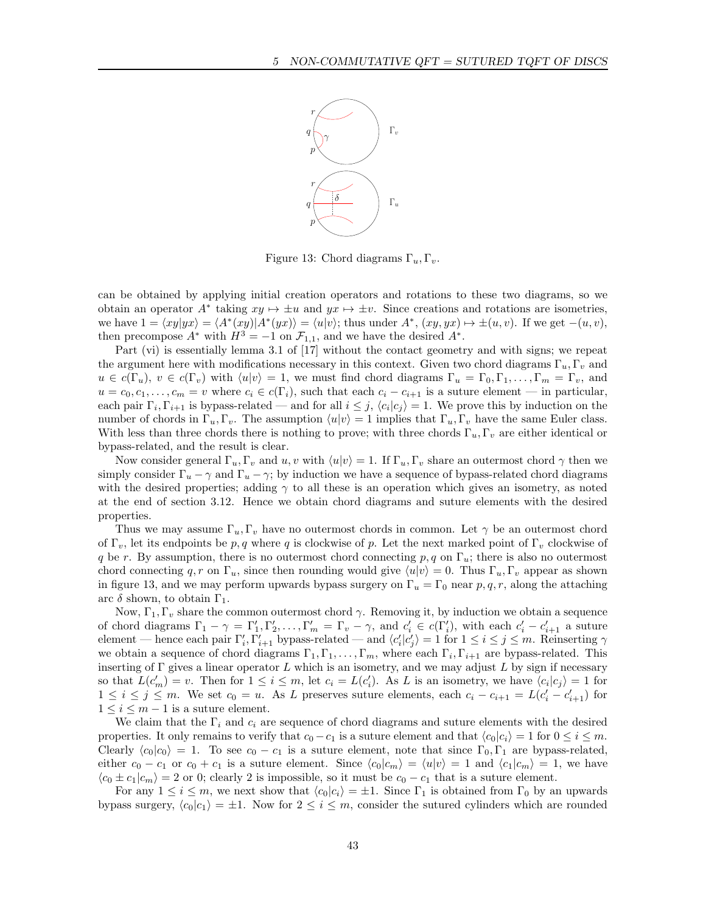Figure 13: Chord diagrams $\Gamma_u, \Gamma_v$.

can be obtained by applying initial creation operators and rotations to these two diagrams, so we obtain an operator $A^*$ taking $xy \mapsto \pm u$ and $yx \mapsto \pm v$. Since creations and rotations are isometries, we have $1 = \langle xy | yx \rangle = \langle A^*(xy) | A^*(yx) \rangle = \langle u | v \rangle$; thus under $A^*$, $(xy, yx) \mapsto \pm(u, v)$. If we get $-(u, v)$, then precompose $A^*$ with $H^3 = -1$ on $\mathcal{F}_{1,1}$, and we have the desired $A^*$.

Part (vi) is essentially lemma 3.1 of [17] without the contact geometry and with signs; we repeat the argument here with modifications necessary in this context. Given two chord diagrams $\Gamma_u, \Gamma_v$ and $u \in c(\Gamma_u)$, $v \in c(\Gamma_v)$ with $\langle u | v \rangle = 1$, we must find chord diagrams $\Gamma_u = \Gamma_0, \Gamma_1, \ldots, \Gamma_m = \Gamma_v$, and $u = c_0, c_1, \ldots, c_m = v$ where $c_i \in c(\Gamma_i)$, such that each $c_i - c_{i+1}$ is a suture element — in particular, each pair $\Gamma_i, \Gamma_{i+1}$ is bypass-related — and for all $i \leq j$, $\langle c_i | c_j \rangle = 1$. We prove this by induction on the number of chords in $\Gamma_u, \Gamma_v$. The assumption $\langle u | v \rangle = 1$ implies that $\Gamma_u, \Gamma_v$ have the same Euler class. With less than three chords there is nothing to prove; with three chords $\Gamma_u, \Gamma_v$ are either identical or bypass-related, and the result is clear.

Now consider general $\Gamma_u, \Gamma_v$ and $u, v$ with $\langle u | v \rangle = 1$. If $\Gamma_u, \Gamma_v$ share an outermost chord $\gamma$ then we simply consider $\Gamma_u - \gamma$ and $\Gamma_u - \gamma$; by induction we have a sequence of bypass-related chord diagrams with the desired properties; adding $\gamma$ to all these is an operation which gives an isometry, as noted at the end of section 3.12. Hence we obtain chord diagrams and suture elements with the desired properties.

Thus we may assume $\Gamma_u, \Gamma_v$ have no outermost chords in common. Let $\gamma$ be an outermost chord of $\Gamma_v$, let its endpoints be $p, q$ where $q$ is clockwise of $p$. Let the next marked point of $\Gamma_v$ clockwise of $q$ be $r$. By assumption, there is no outermost chord connecting $p, q$ on $\Gamma_u$; there is also no outermost chord connecting $q, r$ on $\Gamma_u$, since then rounding would give $\langle u | v \rangle = 0$. Thus $\Gamma_u, \Gamma_v$ appear as shown in figure 13, and we may perform upwards bypass surgery on $\Gamma_u = \Gamma_0$ near $p, q, r$, along the attaching arc $\delta$ shown, to obtain $\Gamma_1$.

Now, $\Gamma_1, \Gamma_v$ share the common outermost chord $\gamma$. Removing it, by induction we obtain a sequence of chord diagrams $\Gamma_1 - \gamma = \Gamma'_1, \Gamma'_2, \ldots, \Gamma'_m = \Gamma_v - \gamma$, and $c'_i \in c(\Gamma'_i)$, with each $c'_i - c'_{i+1}$ a suture element — hence each pair $\Gamma'_i, \Gamma'_{i+1}$ bypass-related — and $\langle c'_i | c'_j \rangle = 1$ for $1 \leq i \leq j \leq m$. Reinserting $\gamma$ we obtain a sequence of chord diagrams $\Gamma_1, \Gamma_1, \ldots, \Gamma_m$, where each $\Gamma_i, \Gamma_{i+1}$ are bypass-related. This inserting of $\Gamma$ gives a linear operator $L$ which is an isometry, and we may adjust $L$ by sign if necessary so that $L(c'_m) = v$. Then for $1 \leq i \leq m$, let $c_i = L(c'_i)$. As $L$ is an isometry, we have $\langle c_i | c_j \rangle = 1$ for $1 \leq i \leq j \leq m$. We set $c_0 = u$. As $L$ preserves suture elements, each $c_i - c_{i+1} = L(c'_i - c'_{i+1})$ for $1 \leq i \leq m-1$ is a suture element.

We claim that the $\Gamma_i$ and $c_i$ are sequence of chord diagrams and suture elements with the desired properties. It only remains to verify that $c_0 - c_1$ is a suture element and that $\langle c_0 | c_i \rangle = 1$ for $0 \leq i \leq m$. Clearly $\langle c_0 | c_0 \rangle = 1$. To see $c_0 - c_1$ is a suture element, note that since $\Gamma_0, \Gamma_1$ are bypass-related, either $c_0 - c_1$ or $c_0 + c_1$ is a suture element. Since $\langle c_0 | c_m \rangle = \langle u | v \rangle = 1$ and $\langle c_1 | c_m \rangle = 1$, we have $\langle c_0 \pm c_1 | c_m \rangle = 2$ or 0; clearly 2 is impossible, so it must be $c_0 - c_1$ that is a suture element.

For any $1 \leq i \leq m$, we next show that $\langle c_0 | c_i \rangle = \pm 1$. Since $\Gamma_1$ is obtained from $\Gamma_0$ by an upwards bypass surgery, $\langle c_0 | c_1 \rangle = \pm 1$. Now for $2 \leq i \leq m$, consider the sutured cylinders which are rounded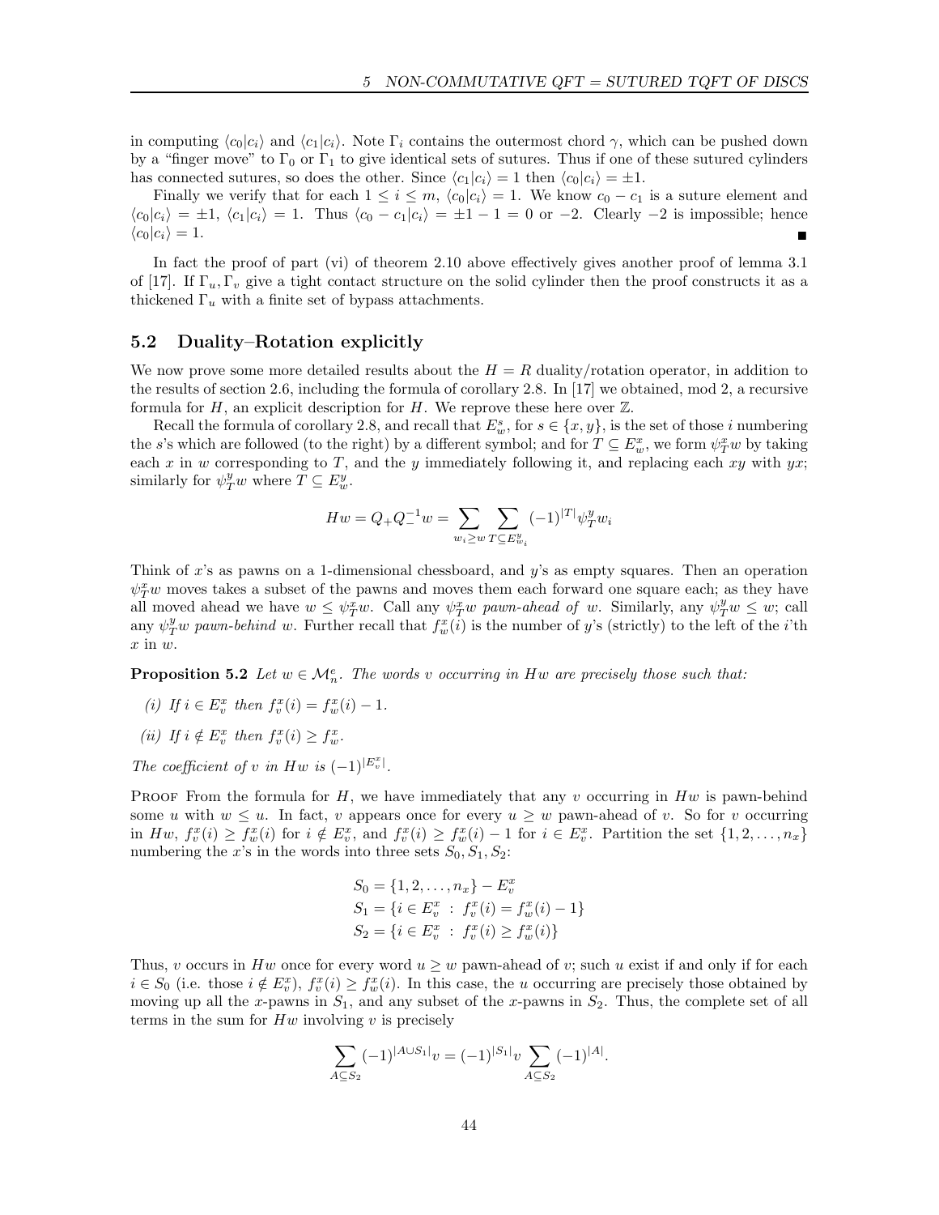in computing $\langle c_0 | c_i \rangle$ and $\langle c_1 | c_i \rangle$. Note $\Gamma_i$ contains the outermost chord $\gamma$, which can be pushed down by a "finger move" to $\Gamma_0$ or $\Gamma_1$ to give identical sets of sutures. Thus if one of these sutured cylinders has connected sutures, so does the other. Since $\langle c_1 | c_i \rangle = 1$ then $\langle c_0 | c_i \rangle = \pm 1$.

Finally we verify that for each $1 \leq i \leq m$, $\langle c_0 | c_i \rangle = 1$. We know $c_0 - c_1$ is a suture element and $\langle c_0 | c_i \rangle = \pm 1$, $\langle c_1 | c_i \rangle = 1$. Thus $\langle c_0 - c_1 | c_i \rangle = \pm 1 - 1 = 0$ or $-2$. Clearly $-2$ is impossible; hence $\langle c_0 | c_i \rangle = 1$. ∎

In fact the proof of part (vi) of theorem 2.10 above effectively gives another proof of lemma 3.1 of [17]. If $\Gamma_u, \Gamma_v$ give a tight contact structure on the solid cylinder then the proof constructs it as a thickened $\Gamma_u$ with a finite set of bypass attachments.

## 5.2 Duality–Rotation explicitly

We now prove some more detailed results about the $H = R$ duality/rotation operator, in addition to the results of section 2.6, including the formula of corollary 2.8. In [17] we obtained, mod 2, a recursive formula for $H$, an explicit description for $H$. We reprove these here over $\mathbb{Z}$.

Recall the formula of corollary 2.8, and recall that $E^s_w$, for $s \in \{x, y\}$, is the set of those $i$ numbering the $s$'s which are followed (to the right) by a different symbol; and for $T \subseteq E^x_w$, we form $\psi^x_T w$ by taking each $x$ in $w$ corresponding to $T$, and the $y$ immediately following it, and replacing each $xy$ with $yx$; similarly for $\psi^y_T w$ where $T \subseteq E^y_w$.

$$Hw = Q_+ Q_-^{-1} w = \sum_{w_i \geq w} \sum_{T \subseteq E^y_{w_i}} (-1)^{|T|} \psi^y_T w_i$$

Think of $x$'s as pawns on a 1-dimensional chessboard, and $y$'s as empty squares. Then an operation $\psi^x_T w$ moves takes a subset of the pawns and moves them each forward one square each; as they have all moved ahead we have $w \leq \psi^x_T w$. Call any $\psi^x_T w$ *pawn-ahead of* $w$. Similarly, any $\psi^y_T w \leq w$; call any $\psi^y_T w$ *pawn-behind* $w$. Further recall that $f^x_w(i)$ is the number of $y$'s (strictly) to the left of the $i$'th $x$ in $w$.

**Proposition 5.2** *Let $w \in \mathcal{M}^e_n$. The words $v$ occurring in $Hw$ are precisely those such that:*

*(i) If $i \in E^x_v$ then $f^x_v(i) = f^x_w(i) - 1$.*

*(ii) If $i \notin E^x_v$ then $f^x_v(i) \geq f^x_w$.*

*The coefficient of $v$ in $Hw$ is $(-1)^{|E^x_v|}$.*

PROOF From the formula for $H$, we have immediately that any $v$ occurring in $Hw$ is pawn-behind some $u$ with $w \leq u$. In fact, $v$ appears once for every $u \geq w$ pawn-ahead of $v$. So for $v$ occurring in $Hw$, $f^x_v(i) \geq f^x_w(i)$ for $i \notin E^x_v$, and $f^x_v(i) \geq f^x_w(i) - 1$ for $i \in E^x_v$. Partition the set $\{1, 2, \ldots, n_x\}$ numbering the $x$'s in the words into three sets $S_0, S_1, S_2$:

$$\begin{aligned}
S_0 &= \{1, 2, \ldots, n_x\} - E^x_v \\
S_1 &= \{i \in E^x_v \ : \ f^x_v(i) = f^x_w(i) - 1\} \\
S_2 &= \{i \in E^x_v \ : \ f^x_v(i) \geq f^x_w(i)\}
\end{aligned}$$

Thus, $v$ occurs in $Hw$ once for every word $u \geq w$ pawn-ahead of $v$; such $u$ exist if and only if for each $i \in S_0$ (i.e. those $i \notin E^x_v$), $f^x_v(i) \geq f^x_w(i)$. In this case, the $u$ occurring are precisely those obtained by moving up all the $x$-pawns in $S_1$, and any subset of the $x$-pawns in $S_2$. Thus, the complete set of all terms in the sum for $Hw$ involving $v$ is precisely

$$\sum_{A \subseteq S_2} (-1)^{|A \cup S_1|} v = (-1)^{|S_1|} v \sum_{A \subseteq S_2} (-1)^{|A|}.$$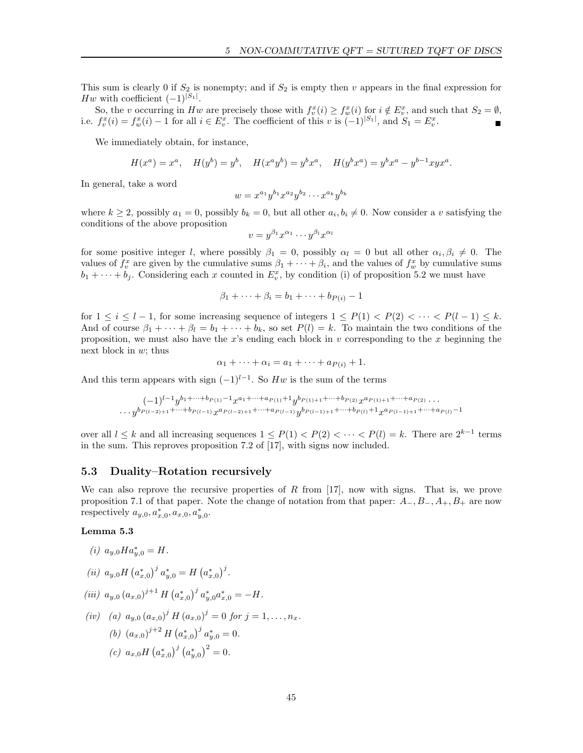This sum is clearly 0 if $S_2$ is nonempty; and if $S_2$ is empty then $v$ appears in the final expression for $Hw$ with coefficient $(-1)^{|S_1|}$.

So, the $v$ occurring in $Hw$ are precisely those with $f_v^x(i) \geq f_w^x(i)$ for $i \notin E_v^x$, and such that $S_2 = \emptyset$, i.e. $f_v^x(i) = f_w^x(i) - 1$ for all $i \in E_v^x$. The coefficient of this $v$ is $(-1)^{|S_1|}$, and $S_1 = E_v^x$. ∎

We immediately obtain, for instance,

$$H(x^a) = x^a, \quad H(y^b) = y^b, \quad H(x^a y^b) = y^b x^a, \quad H(y^b x^a) = y^b x^a - y^{b-1} x y x^a.$$

In general, take a word

$$w = x^{a_1} y^{b_1} x^{a_2} y^{b_2} \cdots x^{a_k} y^{b_k}$$

where $k \geq 2$, possibly $a_1 = 0$, possibly $b_k = 0$, but all other $a_i, b_i \neq 0$. Now consider a $v$ satisfying the conditions of the above proposition

$$v = y^{\beta_1} x^{\alpha_1} \cdots y^{\beta_l} x^{\alpha_l}$$

for some positive integer $l$, where possibly $\beta_1 = 0$, possibly $\alpha_l = 0$ but all other $\alpha_i, \beta_i \neq 0$. The values of $f_v^x$ are given by the cumulative sums $\beta_1 + \cdots + \beta_i$, and the values of $f_w^x$ by cumulative sums $b_1 + \cdots + b_j$. Considering each $x$ counted in $E_v^x$, by condition (i) of proposition 5.2 we must have

$$\beta_1 + \cdots + \beta_i = b_1 + \cdots + b_{P(i)} - 1$$

for $1 \leq i \leq l-1$, for some increasing sequence of integers $1 \leq P(1) < P(2) < \cdots < P(l-1) \leq k$. And of course $\beta_1 + \cdots + \beta_l = b_1 + \cdots + b_k$, so set $P(l) = k$. To maintain the two conditions of the proposition, we must also have the $x$'s ending each block in $v$ corresponding to the $x$ beginning the next block in $w$; thus

$$\alpha_1 + \cdots + \alpha_i = a_1 + \cdots + a_{P(i)} + 1.$$

And this term appears with sign $(-1)^{l-1}$. So $Hw$ is the sum of the terms

$$(-1)^{l-1} y^{b_1 + \cdots + b_{P(1)} - 1} x^{a_1 + \cdots + a_{P(1)} + 1} y^{b_{P(1)+1} + \cdots + b_{P(2)}} x^{a_{P(1)+1} + \cdots + a_{P(2)}} \cdots$$
$$\cdots y^{b_{P(l-2)+1} + \cdots + b_{P(l-1)}} x^{a_{P(l-2)+1} + \cdots + a_{P(l-1)}} y^{b_{P(l-1)+1} + \cdots + b_{P(l)} + 1} x^{a_{P(l-1)+1} + \cdots + a_{P(l)} - 1}$$

over all $l \leq k$ and all increasing sequences $1 \leq P(1) < P(2) < \cdots < P(l) = k$. There are $2^{k-1}$ terms in the sum. This reproves proposition 7.2 of [17], with signs now included.

## 5.3 Duality–Rotation recursively

We can also reprove the recursive properties of $R$ from [17], now with signs. That is, we prove proposition 7.1 of that paper. Note the change of notation from that paper: $A_-, B_-, A_+, B_+$ are now respectively $a_{y,0}, a_{x,0}^*, a_{x,0}, a_{y,0}^*$.

**Lemma 5.3**

*(i)* $a_{y,0} H a_{y,0}^* = H$.

*(ii)* $a_{y,0} H \left(a_{x,0}^*\right)^j a_{y,0}^* = H \left(a_{x,0}^*\right)^j$.

*(iii)* $a_{y,0} \left(a_{x,0}\right)^{j+1} H \left(a_{x,0}^*\right)^j a_{y,0}^* a_{x,0}^* = -H$.

*(iv)* *(a)* $a_{y,0} \left(a_{x,0}\right)^j H \left(a_{x,0}\right)^j = 0$ *for* $j = 1, \ldots, n_x$.

*(b)* $\left(a_{x,0}\right)^{j+2} H \left(a_{x,0}^*\right)^j a_{y,0}^* = 0$.

*(c)* $a_{x,0} H \left(a_{x,0}^*\right)^j \left(a_{y,0}^*\right)^2 = 0$.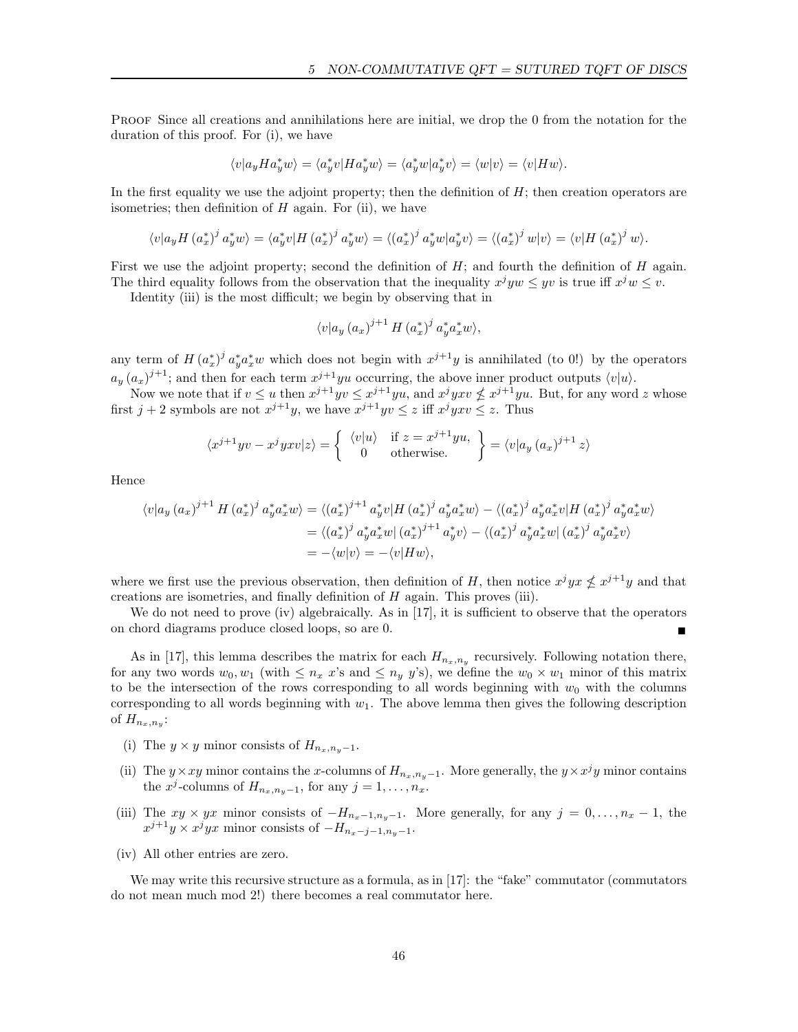PROOF Since all creations and annihilations here are initial, we drop the 0 from the notation for the duration of this proof. For (i), we have

$$\langle v | a_y H a_y^* w \rangle = \langle a_y^* v | H a_y^* w \rangle = \langle a_y^* w | a_y^* v \rangle = \langle w | v \rangle = \langle v | H w \rangle.$$

In the first equality we use the adjoint property; then the definition of $H$; then creation operators are isometries; then definition of $H$ again. For (ii), we have

$$\langle v | a_y H \left(a_x^*\right)^j a_y^* w \rangle = \langle a_y^* v | H \left(a_x^*\right)^j a_y^* w \rangle = \langle \left(a_x^*\right)^j a_y^* w | a_y^* v \rangle = \langle \left(a_x^*\right)^j w | v \rangle = \langle v | H \left(a_x^*\right)^j w \rangle.$$

First we use the adjoint property; second the definition of $H$; and fourth the definition of $H$ again. The third equality follows from the observation that the inequality $x^j y w \leq y v$ is true iff $x^j w \leq v$.

Identity (iii) is the most difficult; we begin by observing that in

$$\langle v | a_y \left(a_x\right)^{j+1} H \left(a_x^*\right)^j a_y^* a_x^* w \rangle,$$

any term of $H \left(a_x^*\right)^j a_y^* a_x^* w$ which does not begin with $x^{j+1} y$ is annihilated (to 0!) by the operators $a_y \left(a_x\right)^{j+1}$; and then for each term $x^{j+1} y u$ occurring, the above inner product outputs $\langle v | u \rangle$.

Now we note that if $v \leq u$ then $x^{j+1} y v \leq x^{j+1} y u$, and $x^j y x v \not\leq x^{j+1} y u$. But, for any word $z$ whose first $j+2$ symbols are not $x^{j+1} y$, we have $x^{j+1} y v \leq z$ iff $x^j y x v \leq z$. Thus

$$\langle x^{j+1} y v - x^j y x v | z \rangle = \left\{ \begin{array}{cl} \langle v | u \rangle & \text{if } z = x^{j+1} y u, \\ 0 & \text{otherwise.} \end{array} \right\} = \langle v | a_y \left(a_x\right)^{j+1} z \rangle$$

Hence

$$\begin{aligned}
\langle v | a_y \left(a_x\right)^{j+1} H \left(a_x^*\right)^j a_y^* a_x^* w \rangle &= \langle \left(a_x^*\right)^{j+1} a_y^* v | H \left(a_x^*\right)^j a_y^* a_x^* w \rangle - \langle \left(a_x^*\right)^j a_y^* a_x^* v | H \left(a_x^*\right)^j a_y^* a_x^* w \rangle \\
&= \langle \left(a_x^*\right)^j a_y^* a_x^* w | \left(a_x^*\right)^{j+1} a_y^* v \rangle - \langle \left(a_x^*\right)^j a_y^* a_x^* w | \left(a_x^*\right)^j a_y^* a_x^* v \rangle \\
&= - \langle w | v \rangle = - \langle v | H w \rangle,
\end{aligned}$$

where we first use the previous observation, then definition of $H$, then notice $x^j y x \not\leq x^{j+1} y$ and that creations are isometries, and finally definition of $H$ again. This proves (iii).

We do not need to prove (iv) algebraically. As in [17], it is sufficient to observe that the operators on chord diagrams produce closed loops, so are 0. ∎

As in [17], this lemma describes the matrix for each $H_{n_x, n_y}$ recursively. Following notation there, for any two words $w_0, w_1$ (with $\leq n_x$ $x$'s and $\leq n_y$ $y$'s), we define the $w_0 \times w_1$ minor of this matrix to be the intersection of the rows corresponding to all words beginning with $w_0$ with the columns corresponding to all words beginning with $w_1$. The above lemma then gives the following description of $H_{n_x, n_y}$:

(i) The $y \times y$ minor consists of $H_{n_x, n_y - 1}$.

(ii) The $y \times xy$ minor contains the $x$-columns of $H_{n_x, n_y - 1}$. More generally, the $y \times x^j y$ minor contains the $x^j$-columns of $H_{n_x, n_y - 1}$, for any $j = 1, \ldots, n_x$.

(iii) The $xy \times yx$ minor consists of $-H_{n_x - 1, n_y - 1}$. More generally, for any $j = 0, \ldots, n_x - 1$, the $x^{j+1} y \times x^j y x$ minor consists of $-H_{n_x - j - 1, n_y - 1}$.

(iv) All other entries are zero.

We may write this recursive structure as a formula, as in [17]: the "fake" commutator (commutators do not mean much mod 2!) there becomes a real commutator here.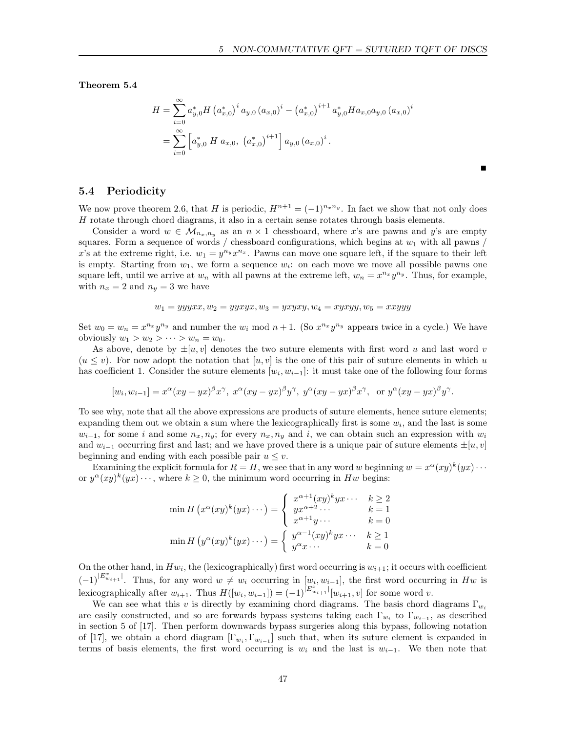**Theorem 5.4**

$$
\begin{aligned}
H &= \sum_{i=0}^{\infty} a_{y,0}^* H \left(a_{x,0}^*\right)^i a_{y,0} \left(a_{x,0}\right)^i - \left(a_{x,0}^*\right)^{i+1} a_{y,0}^* H a_{x,0} a_{y,0} \left(a_{x,0}\right)^i \\
&= \sum_{i=0}^{\infty} \left[ a_{y,0}^* \ H \ a_{x,0}, \ \left(a_{x,0}^*\right)^{i+1} \right] a_{y,0} \left(a_{x,0}\right)^i .
\end{aligned}
$$

∎

## 5.4 Periodicity

We now prove theorem 2.6, that $H$ is periodic, $H^{n+1} = (-1)^{n_x n_y}$. In fact we show that not only does $H$ rotate through chord diagrams, it also in a certain sense rotates through basis elements.

Consider a word $w \in \mathcal{M}_{n_x,n_y}$ as an $n \times 1$ chessboard, where $x$'s are pawns and $y$'s are empty squares. Form a sequence of words / chessboard configurations, which begins at $w_1$ with all pawns / $x$'s at the extreme right, i.e. $w_1 = y^{n_y} x^{n_x}$. Pawns can move one square left, if the square to their left is empty. Starting from $w_1$, we form a sequence $w_i$: on each move we move all possible pawns one square left, until we arrive at $w_n$ with all pawns at the extreme left, $w_n = x^{n_x} y^{n_y}$. Thus, for example, with $n_x = 2$ and $n_y = 3$ we have

$$
w_1 = yyyxx, w_2 = yyxyx, w_3 = yxyxy, w_4 = xyxyy, w_5 = xxyyy
$$

Set $w_0 = w_n = x^{n_x} y^{n_y}$ and number the $w_i$ mod $n+1$. (So $x^{n_x} y^{n_y}$ appears twice in a cycle.) We have obviously $w_1 > w_2 > \cdots > w_n = w_0$.

As above, denote by $\pm[u,v]$ denotes the two suture elements with first word $u$ and last word $v$ ($u \leq v$). For now adopt the notation that $[u,v]$ is the one of this pair of suture elements in which $u$ has coefficient 1. Consider the suture elements $[w_i, w_{i-1}]$: it must take one of the following four forms

$$
[w_i, w_{i-1}] = x^\alpha (xy - yx)^\beta x^\gamma, \ x^\alpha (xy-yx)^\beta y^\gamma, \ y^\alpha (xy-yx)^\beta x^\gamma, \ \text{ or } y^\alpha (xy-yx)^\beta y^\gamma.
$$

To see why, note that all the above expressions are products of suture elements, hence suture elements; expanding them out we obtain a sum where the lexicographically first is some $w_i$, and the last is some $w_{i-1}$, for some $i$ and some $n_x, n_y$; for every $n_x, n_y$ and $i$, we can obtain such an expression with $w_i$ and $w_{i-1}$ occurring first and last; and we have proved there is a unique pair of suture elements $\pm[u,v]$ beginning and ending with each possible pair $u \leq v$.

Examining the explicit formula for $R = H$, we see that in any word $w$ beginning $w = x^\alpha (xy)^k (yx) \cdots$ or $y^\alpha (xy)^k (yx) \cdots$, where $k \geq 0$, the minimum word occurring in $Hw$ begins:

$$
\min H\left(x^\alpha (xy)^k (yx) \cdots\right) = \left\{ \begin{array}{ll} x^{\alpha+1} (xy)^k yx \cdots & k \geq 2 \\ y x^{\alpha+2} \cdots & k = 1 \\ x^{\alpha+1} y \cdots & k = 0 \end{array} \right.
$$

$$
\min H\left(y^\alpha (xy)^k (yx) \cdots\right) = \left\{ \begin{array}{ll} y^{\alpha-1} (xy)^k yx \cdots & k \geq 1 \\ y^\alpha x \cdots & k = 0 \end{array} \right.
$$

On the other hand, in $Hw_i$, the (lexicographically) first word occurring is $w_{i+1}$; it occurs with coefficient $(-1)^{|E^x_{w_{i+1}}|}$. Thus, for any word $w \neq w_i$ occurring in $[w_i, w_{i-1}]$, the first word occurring in $Hw$ is lexicographically after $w_{i+1}$. Thus $H([w_i, w_{i-1}]) = (-1)^{|E^x_{w_{i+1}}|}[w_{i+1}, v]$ for some word $v$.

We can see what this $v$ is directly by examining chord diagrams. The basis chord diagrams $\Gamma_{w_i}$ are easily constructed, and so are forwards bypass systems taking each $\Gamma_{w_i}$ to $\Gamma_{w_{i-1}}$, as described in section 5 of [17]. Then perform downwards bypass surgeries along this bypass, following notation of [17], we obtain a chord diagram $[\Gamma_{w_i}, \Gamma_{w_{i-1}}]$ such that, when its suture element is expanded in terms of basis elements, the first word occurring is $w_i$ and the last is $w_{i-1}$. We then note that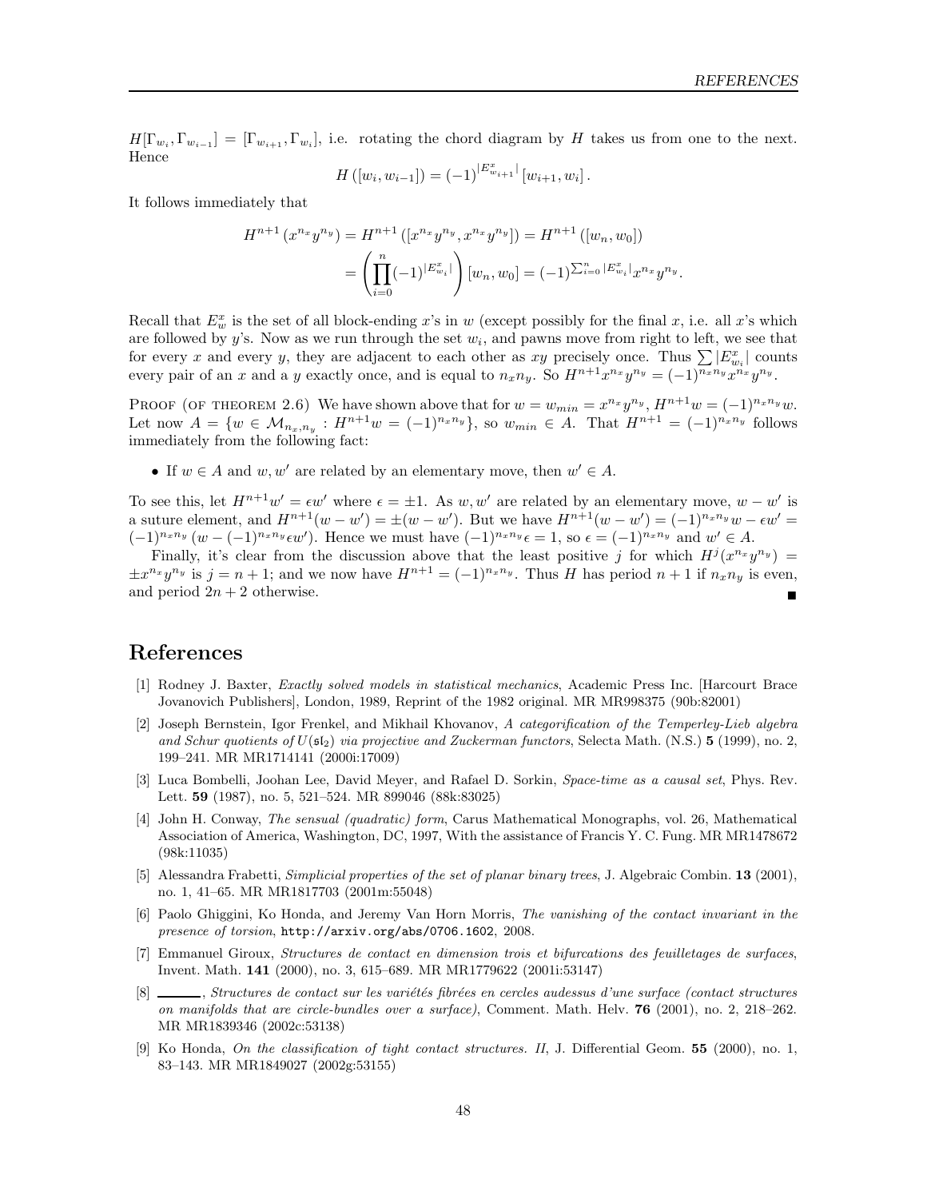$H[\Gamma_{w_i}, \Gamma_{w_{i-1}}] = [\Gamma_{w_{i+1}}, \Gamma_{w_i}]$, i.e. rotating the chord diagram by $H$ takes us from one to the next. Hence

$$H\left([w_i, w_{i-1}]\right) = (-1)^{|E^x_{w_{i+1}}|}\left[w_{i+1}, w_i\right].$$

It follows immediately that

$$\begin{aligned} H^{n+1}\left(x^{n_x}y^{n_y}\right) &= H^{n+1}\left([x^{n_x}y^{n_y}, x^{n_x}y^{n_y}]\right) = H^{n+1}\left([w_n, w_0]\right) \\ &= \left(\prod_{i=0}^{n}(-1)^{|E^x_{w_i}|}\right)[w_n, w_0] = (-1)^{\sum_{i=0}^{n}|E^x_{w_i}|}x^{n_x}y^{n_y}. \end{aligned}$$

Recall that $E^x_w$ is the set of all block-ending $x$'s in $w$ (except possibly for the final $x$, i.e. all $x$'s which are followed by $y$'s. Now as we run through the set $w_i$, and pawns move from right to left, we see that for every $x$ and every $y$, they are adjacent to each other as $xy$ precisely once. Thus $\sum |E^x_{w_i}|$ counts every pair of an $x$ and a $y$ exactly once, and is equal to $n_x n_y$. So $H^{n+1}x^{n_x}y^{n_y} = (-1)^{n_x n_y}x^{n_x}y^{n_y}$.

Proof (of theorem 2.6) We have shown above that for $w = w_{min} = x^{n_x}y^{n_y}$, $H^{n+1}w = (-1)^{n_x n_y}w$. Let now $A = \{w \in \mathcal{M}_{n_x,n_y} : H^{n+1}w = (-1)^{n_x n_y}\}$, so $w_{min} \in A$. That $H^{n+1} = (-1)^{n_x n_y}$ follows immediately from the following fact:

- If $w \in A$ and $w, w'$ are related by an elementary move, then $w' \in A$.

To see this, let $H^{n+1}w' = \epsilon w'$ where $\epsilon = \pm 1$. As $w, w'$ are related by an elementary move, $w - w'$ is a suture element, and $H^{n+1}(w - w') = \pm(w - w')$. But we have $H^{n+1}(w - w') = (-1)^{n_x n_y}w - \epsilon w' = (-1)^{n_x n_y}\left(w - (-1)^{n_x n_y}\epsilon w'\right)$. Hence we must have $(-1)^{n_x n_y}\epsilon = 1$, so $\epsilon = (-1)^{n_x n_y}$ and $w' \in A$.

Finally, it's clear from the discussion above that the least positive $j$ for which $H^j(x^{n_x}y^{n_y}) = \pm x^{n_x}y^{n_y}$ is $j = n + 1$; and we now have $H^{n+1} = (-1)^{n_x n_y}$. Thus $H$ has period $n + 1$ if $n_x n_y$ is even, and period $2n + 2$ otherwise. ∎

# References

[1] Rodney J. Baxter, *Exactly solved models in statistical mechanics*, Academic Press Inc. [Harcourt Brace Jovanovich Publishers], London, 1989, Reprint of the 1982 original. MR MR998375 (90b:82001)

[2] Joseph Bernstein, Igor Frenkel, and Mikhail Khovanov, *A categorification of the Temperley-Lieb algebra and Schur quotients of $U(\mathfrak{sl}_2)$ via projective and Zuckerman functors*, Selecta Math. (N.S.) **5** (1999), no. 2, 199–241. MR MR1714141 (2000i:17009)

[3] Luca Bombelli, Joohan Lee, David Meyer, and Rafael D. Sorkin, *Space-time as a causal set*, Phys. Rev. Lett. **59** (1987), no. 5, 521–524. MR 899046 (88k:83025)

[4] John H. Conway, *The sensual (quadratic) form*, Carus Mathematical Monographs, vol. 26, Mathematical Association of America, Washington, DC, 1997, With the assistance of Francis Y. C. Fung. MR MR1478672 (98k:11035)

[5] Alessandra Frabetti, *Simplicial properties of the set of planar binary trees*, J. Algebraic Combin. **13** (2001), no. 1, 41–65. MR MR1817703 (2001m:55048)

[6] Paolo Ghiggini, Ko Honda, and Jeremy Van Horn Morris, *The vanishing of the contact invariant in the presence of torsion*, http://arxiv.org/abs/0706.1602, 2008.

[7] Emmanuel Giroux, *Structures de contact en dimension trois et bifurcations des feuilletages de surfaces*, Invent. Math. **141** (2000), no. 3, 615–689. MR MR1779622 (2001i:53147)

[8] ______, *Structures de contact sur les variétés fibrées en cercles audessus d'une surface (contact structures on manifolds that are circle-bundles over a surface)*, Comment. Math. Helv. **76** (2001), no. 2, 218–262. MR MR1839346 (2002c:53138)

[9] Ko Honda, *On the classification of tight contact structures. II*, J. Differential Geom. **55** (2000), no. 1, 83–143. MR MR1849027 (2002g:53155)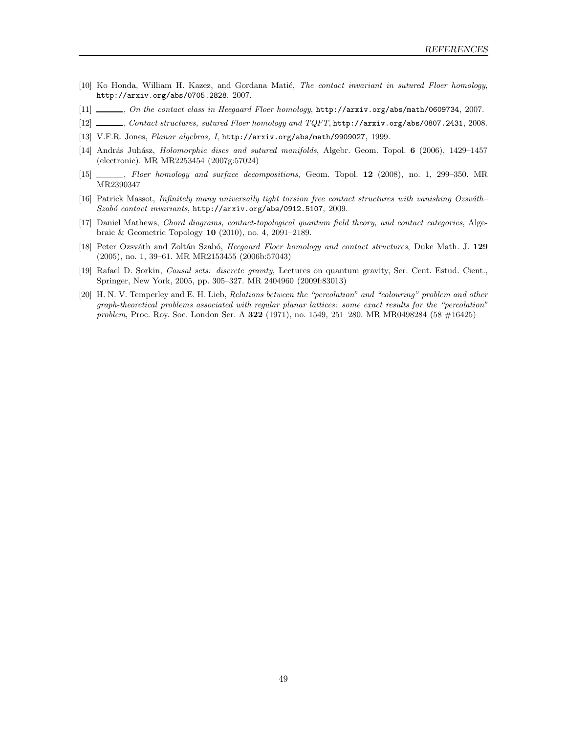[10] Ko Honda, William H. Kazez, and Gordana Matić, *The contact invariant in sutured Floer homology*, http://arxiv.org/abs/0705.2828, 2007.

[11] ______, *On the contact class in Heegaard Floer homology*, http://arxiv.org/abs/math/0609734, 2007.

[12] ______, *Contact structures, sutured Floer homology and TQFT*, http://arxiv.org/abs/0807.2431, 2008.

[13] V.F.R. Jones, *Planar algebras, I*, http://arxiv.org/abs/math/9909027, 1999.

[14] András Juhász, *Holomorphic discs and sutured manifolds*, Algebr. Geom. Topol. **6** (2006), 1429–1457 (electronic). MR MR2253454 (2007g:57024)

[15] ______, *Floer homology and surface decompositions*, Geom. Topol. **12** (2008), no. 1, 299–350. MR MR2390347

[16] Patrick Massot, *Infinitely many universally tight torsion free contact structures with vanishing Ozsváth–Szabó contact invariants*, http://arxiv.org/abs/0912.5107, 2009.

[17] Daniel Mathews, *Chord diagrams, contact-topological quantum field theory, and contact categories*, Algebraic & Geometric Topology **10** (2010), no. 4, 2091–2189.

[18] Peter Ozsváth and Zoltán Szabó, *Heegaard Floer homology and contact structures*, Duke Math. J. **129** (2005), no. 1, 39–61. MR MR2153455 (2006b:57043)

[19] Rafael D. Sorkin, *Causal sets: discrete gravity*, Lectures on quantum gravity, Ser. Cent. Estud. Cient., Springer, New York, 2005, pp. 305–327. MR 2404960 (2009f:83013)

[20] H. N. V. Temperley and E. H. Lieb, *Relations between the "percolation" and "colouring" problem and other graph-theoretical problems associated with regular planar lattices: some exact results for the "percolation" problem*, Proc. Roy. Soc. London Ser. A **322** (1971), no. 1549, 251–280. MR MR0498284 (58 #16425)